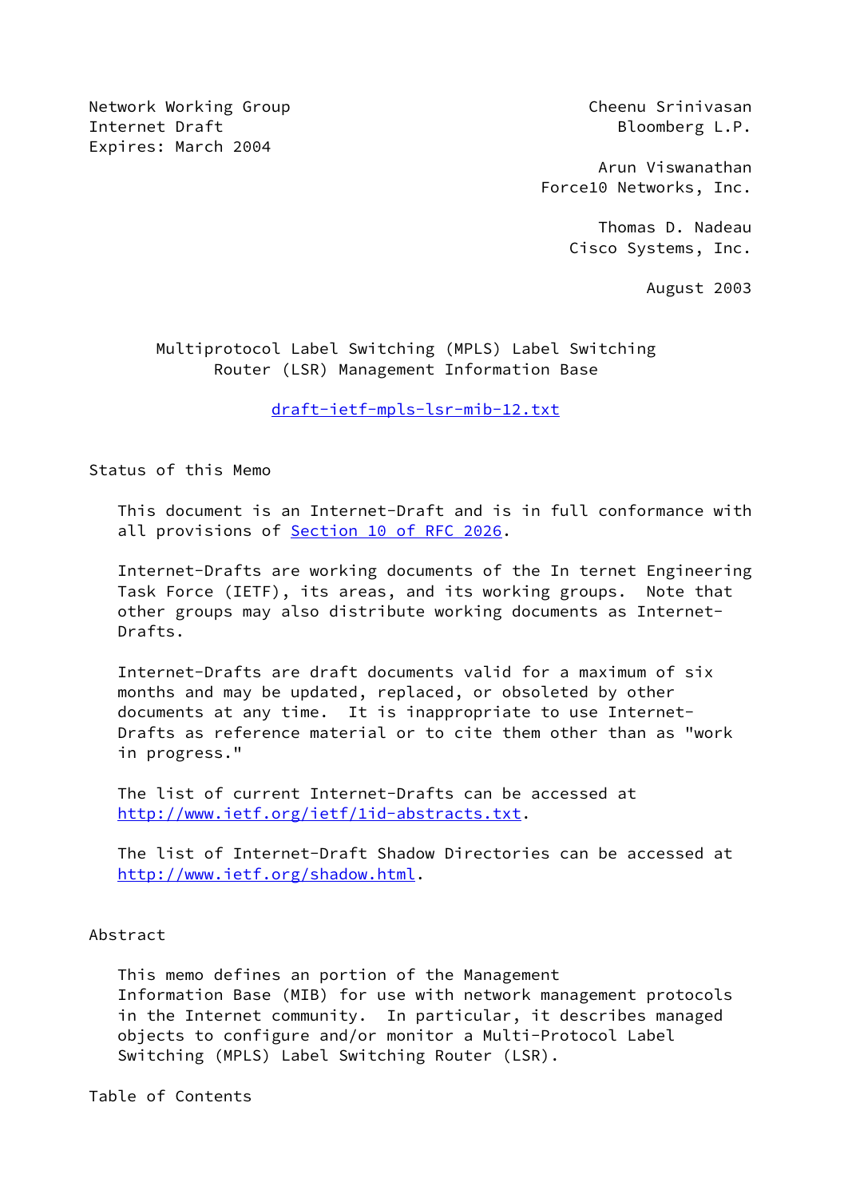Network Working Group
Internet Draft
Expires: March 2004

Cheenu Srinivasan
Bloomberg L.P.

Arun Viswanathan
Force10 Networks, Inc.

Thomas D. Nadeau
Cisco Systems, Inc.

August 2003

# Multiprotocol Label Switching (MPLS) Label Switching Router (LSR) Management Information Base

draft-ietf-mpls-lsr-mib-12.txt

## Status of this Memo

This document is an Internet-Draft and is in full conformance with all provisions of Section 10 of RFC 2026.

Internet-Drafts are working documents of the In ternet Engineering Task Force (IETF), its areas, and its working groups. Note that other groups may also distribute working documents as Internet-Drafts.

Internet-Drafts are draft documents valid for a maximum of six months and may be updated, replaced, or obsoleted by other documents at any time. It is inappropriate to use Internet-Drafts as reference material or to cite them other than as "work in progress."

The list of current Internet-Drafts can be accessed at http://www.ietf.org/ietf/1id-abstracts.txt.

The list of Internet-Draft Shadow Directories can be accessed at http://www.ietf.org/shadow.html.

## Abstract

This memo defines an portion of the Management Information Base (MIB) for use with network management protocols in the Internet community. In particular, it describes managed objects to configure and/or monitor a Multi-Protocol Label Switching (MPLS) Label Switching Router (LSR).

## Table of Contents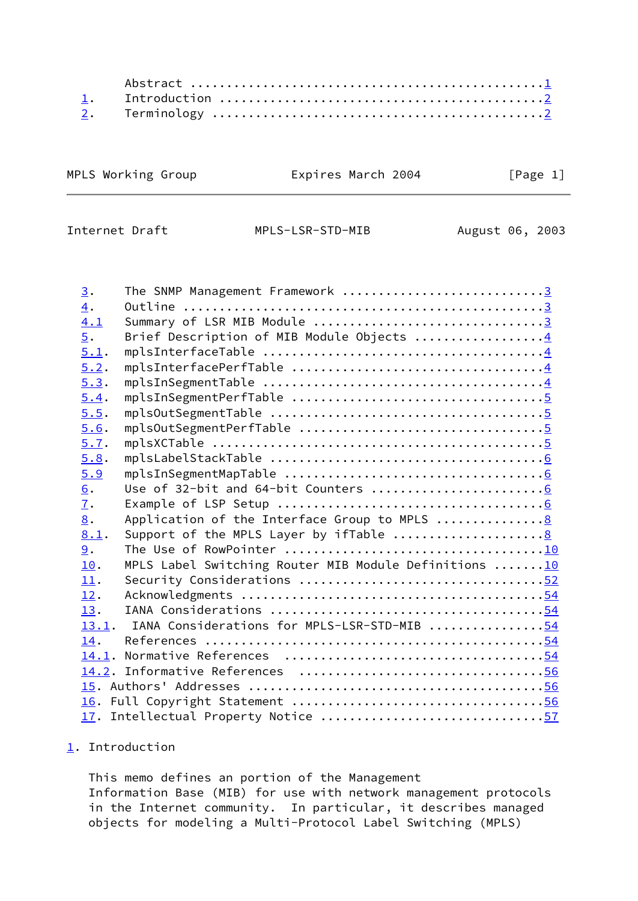Abstract ................................................1
1. Introduction ............................................2
2. Terminology .............................................2

3. The SNMP Management Framework ...........................3
4. Outline .................................................3
4.1 Summary of LSR MIB Module ..............................3
5. Brief Description of MIB Module Objects .................4
5.1. mplsInterfaceTable ....................................4
5.2. mplsInterfacePerfTable ................................4
5.3. mplsInSegmentTable ....................................4
5.4. mplsInSegmentPerfTable ................................5
5.5. mplsOutSegmentTable ...................................5
5.6. mplsOutSegmentPerfTable ...............................5
5.7. mplsXCTable ...........................................5
5.8. mplsLabelStackTable ...................................6
5.9 mplsInSegmentMapTable ..................................6
6. Use of 32-bit and 64-bit Counters .......................6
7. Example of LSP Setup ....................................6
8. Application of the Interface Group to MPLS ..............8
8.1. Support of the MPLS Layer by ifTable ..................8
9. The Use of RowPointer ...................................10
10. MPLS Label Switching Router MIB Module Definitions .....10
11. Security Considerations ................................52
12. Acknowledgments ........................................54
13. IANA Considerations ....................................54
13.1. IANA Considerations for MPLS-LSR-STD-MIB .............54
14. References .............................................54
14.1. Normative References .................................54
14.2. Informative References ...............................56
15. Authors' Addresses .....................................56
16. Full Copyright Statement ...............................56
17. Intellectual Property Notice ...........................57

# 1. Introduction

This memo defines an portion of the Management
Information Base (MIB) for use with network management protocols
in the Internet community. In particular, it describes managed
objects for modeling a Multi-Protocol Label Switching (MPLS)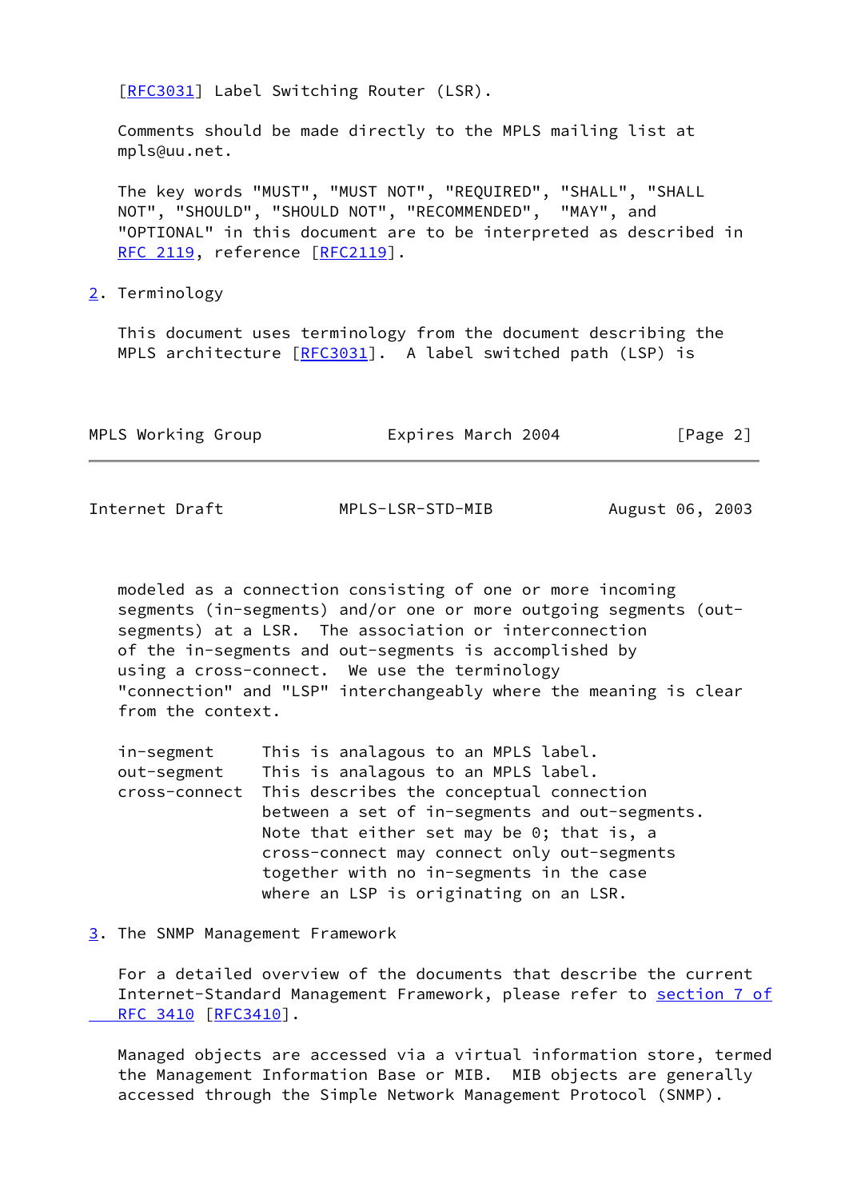[RFC3031] Label Switching Router (LSR).

Comments should be made directly to the MPLS mailing list at mpls@uu.net.

The key words "MUST", "MUST NOT", "REQUIRED", "SHALL", "SHALL NOT", "SHOULD", "SHOULD NOT", "RECOMMENDED", "MAY", and "OPTIONAL" in this document are to be interpreted as described in RFC 2119, reference [RFC2119].

## 2. Terminology

This document uses terminology from the document describing the MPLS architecture [RFC3031]. A label switched path (LSP) is modeled as a connection consisting of one or more incoming segments (in-segments) and/or one or more outgoing segments (out-segments) at a LSR. The association or interconnection of the in-segments and out-segments is accomplished by using a cross-connect. We use the terminology "connection" and "LSP" interchangeably where the meaning is clear from the context.

```
in-segment     This is analogous to an MPLS label.
out-segment    This is analogous to an MPLS label.
cross-connect  This describes the conceptual connection
               between a set of in-segments and out-segments.
               Note that either set may be 0; that is, a
               cross-connect may connect only out-segments
               together with no in-segments in the case
               where an LSP is originating on an LSR.
```

## 3. The SNMP Management Framework

For a detailed overview of the documents that describe the current Internet-Standard Management Framework, please refer to section 7 of RFC 3410 [RFC3410].

Managed objects are accessed via a virtual information store, termed the Management Information Base or MIB. MIB objects are generally accessed through the Simple Network Management Protocol (SNMP).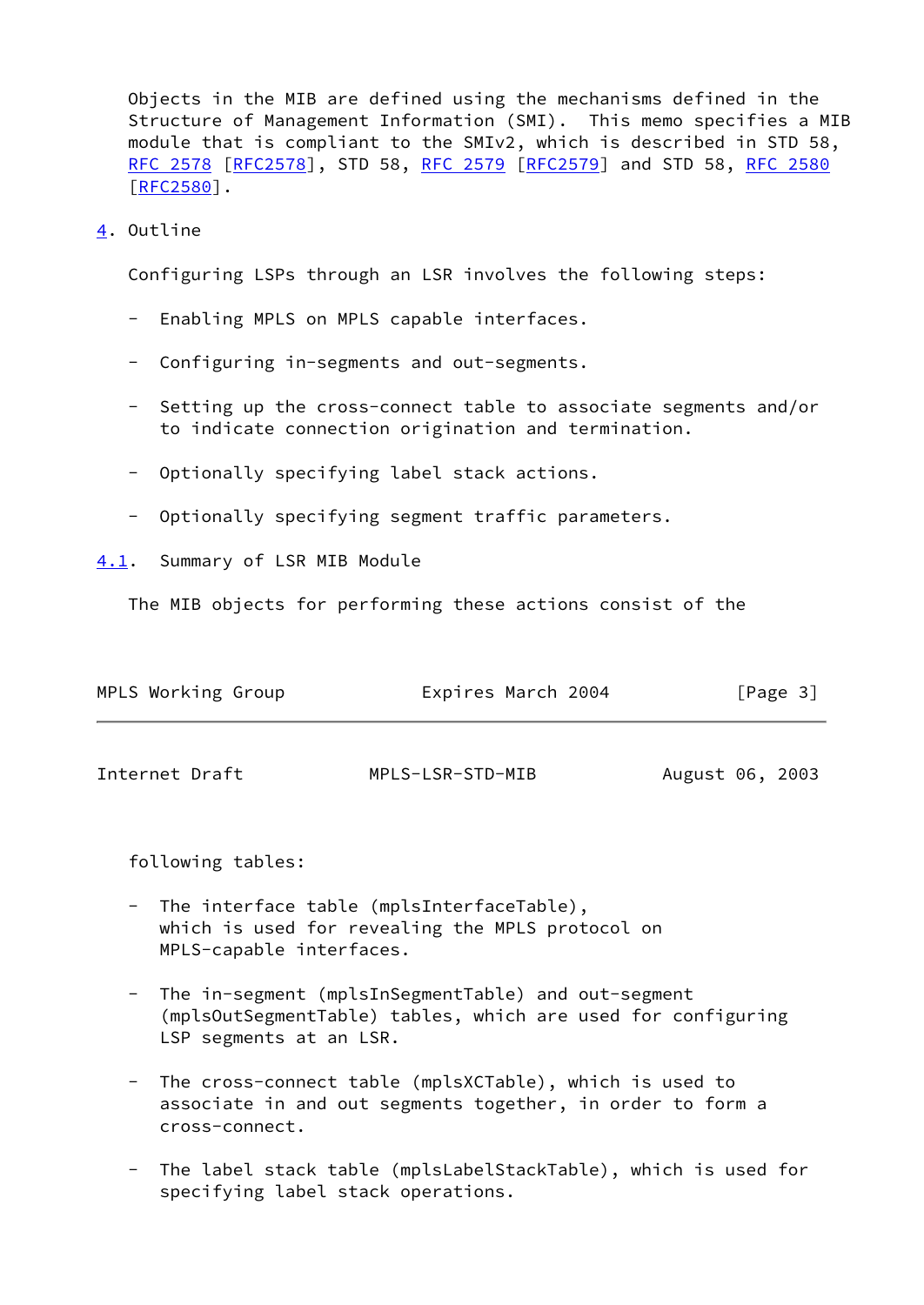Objects in the MIB are defined using the mechanisms defined in the Structure of Management Information (SMI). This memo specifies a MIB module that is compliant to the SMIv2, which is described in STD 58, RFC 2578 [RFC2578], STD 58, RFC 2579 [RFC2579] and STD 58, RFC 2580 [RFC2580].

## 4. Outline

Configuring LSPs through an LSR involves the following steps:

- Enabling MPLS on MPLS capable interfaces.
- Configuring in-segments and out-segments.
- Setting up the cross-connect table to associate segments and/or to indicate connection origination and termination.
- Optionally specifying label stack actions.
- Optionally specifying segment traffic parameters.

### 4.1. Summary of LSR MIB Module

The MIB objects for performing these actions consist of the following tables:

- The interface table (mplsInterfaceTable), which is used for revealing the MPLS protocol on MPLS-capable interfaces.
- The in-segment (mplsInSegmentTable) and out-segment (mplsOutSegmentTable) tables, which are used for configuring LSP segments at an LSR.
- The cross-connect table (mplsXCTable), which is used to associate in and out segments together, in order to form a cross-connect.
- The label stack table (mplsLabelStackTable), which is used for specifying label stack operations.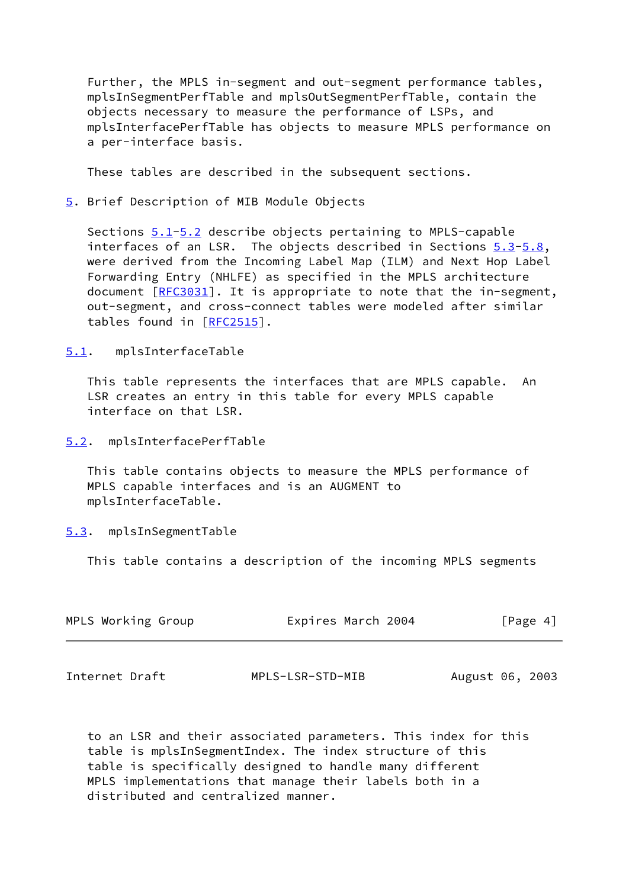Further, the MPLS in-segment and out-segment performance tables, mplsInSegmentPerfTable and mplsOutSegmentPerfTable, contain the objects necessary to measure the performance of LSPs, and mplsInterfacePerfTable has objects to measure MPLS performance on a per-interface basis.

These tables are described in the subsequent sections.

## 5. Brief Description of MIB Module Objects

Sections 5.1-5.2 describe objects pertaining to MPLS-capable interfaces of an LSR. The objects described in Sections 5.3-5.8, were derived from the Incoming Label Map (ILM) and Next Hop Label Forwarding Entry (NHLFE) as specified in the MPLS architecture document [RFC3031]. It is appropriate to note that the in-segment, out-segment, and cross-connect tables were modeled after similar tables found in [RFC2515].

### 5.1. mplsInterfaceTable

This table represents the interfaces that are MPLS capable. An LSR creates an entry in this table for every MPLS capable interface on that LSR.

### 5.2. mplsInterfacePerfTable

This table contains objects to measure the MPLS performance of MPLS capable interfaces and is an AUGMENT to mplsInterfaceTable.

### 5.3. mplsInSegmentTable

This table contains a description of the incoming MPLS segments to an LSR and their associated parameters. This index for this table is mplsInSegmentIndex. The index structure of this table is specifically designed to handle many different MPLS implementations that manage their labels both in a distributed and centralized manner.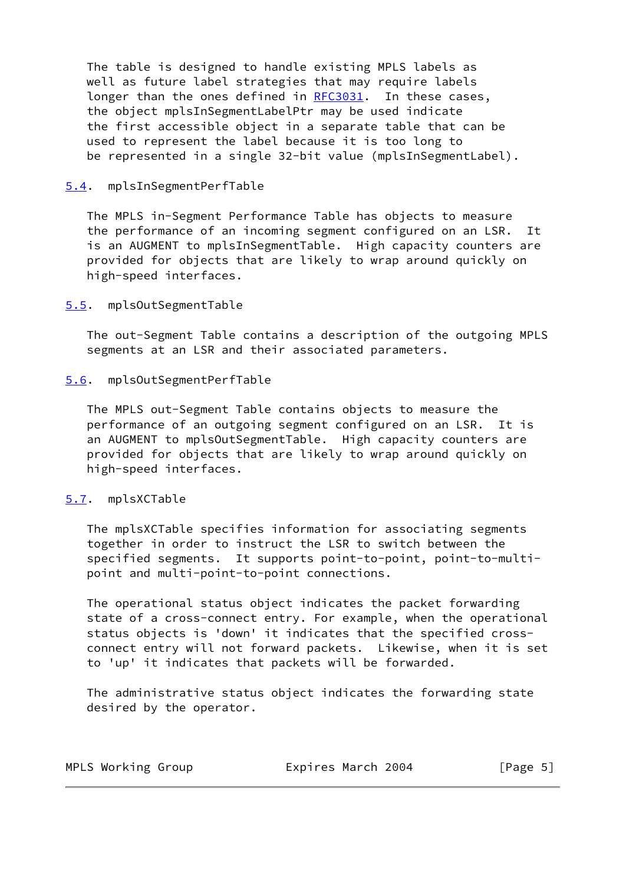The table is designed to handle existing MPLS labels as well as future label strategies that may require labels longer than the ones defined in RFC3031. In these cases, the object mplsInSegmentLabelPtr may be used indicate the first accessible object in a separate table that can be used to represent the label because it is too long to be represented in a single 32-bit value (mplsInSegmentLabel).

### 5.4. mplsInSegmentPerfTable

The MPLS in-Segment Performance Table has objects to measure the performance of an incoming segment configured on an LSR. It is an AUGMENT to mplsInSegmentTable. High capacity counters are provided for objects that are likely to wrap around quickly on high-speed interfaces.

### 5.5. mplsOutSegmentTable

The out-Segment Table contains a description of the outgoing MPLS segments at an LSR and their associated parameters.

### 5.6. mplsOutSegmentPerfTable

The MPLS out-Segment Table contains objects to measure the performance of an outgoing segment configured on an LSR. It is an AUGMENT to mplsOutSegmentTable. High capacity counters are provided for objects that are likely to wrap around quickly on high-speed interfaces.

### 5.7. mplsXCTable

The mplsXCTable specifies information for associating segments together in order to instruct the LSR to switch between the specified segments. It supports point-to-point, point-to-multi-point and multi-point-to-point connections.

The operational status object indicates the packet forwarding state of a cross-connect entry. For example, when the operational status objects is 'down' it indicates that the specified cross-connect entry will not forward packets. Likewise, when it is set to 'up' it indicates that packets will be forwarded.

The administrative status object indicates the forwarding state desired by the operator.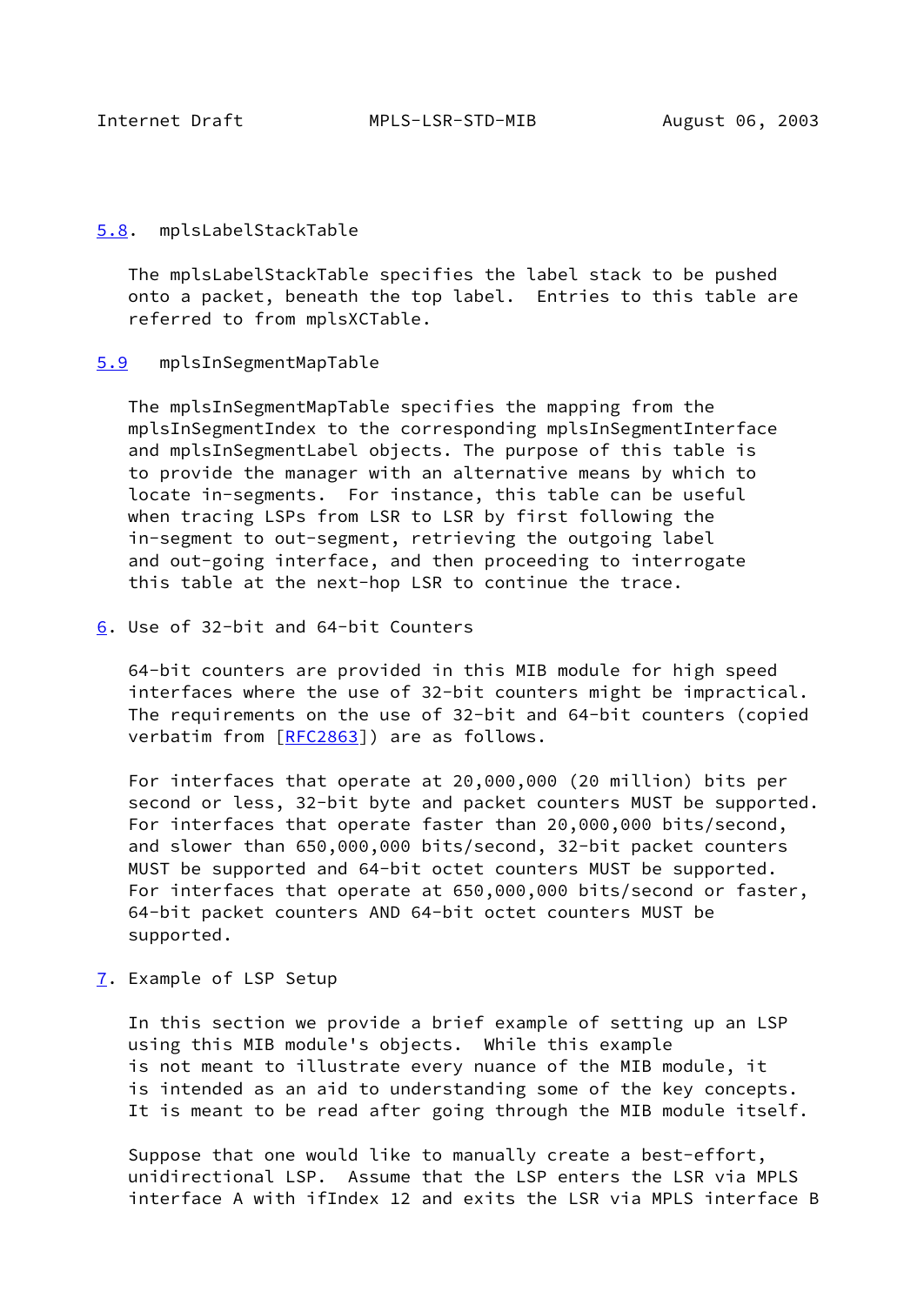## 5.8. mplsLabelStackTable

The mplsLabelStackTable specifies the label stack to be pushed onto a packet, beneath the top label. Entries to this table are referred to from mplsXCTable.

## 5.9 mplsInSegmentMapTable

The mplsInSegmentMapTable specifies the mapping from the mplsInSegmentIndex to the corresponding mplsInSegmentInterface and mplsInSegmentLabel objects. The purpose of this table is to provide the manager with an alternative means by which to locate in-segments. For instance, this table can be useful when tracing LSPs from LSR to LSR by first following the in-segment to out-segment, retrieving the outgoing label and out-going interface, and then proceeding to interrogate this table at the next-hop LSR to continue the trace.

# 6. Use of 32-bit and 64-bit Counters

64-bit counters are provided in this MIB module for high speed interfaces where the use of 32-bit counters might be impractical. The requirements on the use of 32-bit and 64-bit counters (copied verbatim from [RFC2863]) are as follows.

For interfaces that operate at 20,000,000 (20 million) bits per second or less, 32-bit byte and packet counters MUST be supported. For interfaces that operate faster than 20,000,000 bits/second, and slower than 650,000,000 bits/second, 32-bit packet counters MUST be supported and 64-bit octet counters MUST be supported. For interfaces that operate at 650,000,000 bits/second or faster, 64-bit packet counters AND 64-bit octet counters MUST be supported.

# 7. Example of LSP Setup

In this section we provide a brief example of setting up an LSP using this MIB module's objects. While this example is not meant to illustrate every nuance of the MIB module, it is intended as an aid to understanding some of the key concepts. It is meant to be read after going through the MIB module itself.

Suppose that one would like to manually create a best-effort, unidirectional LSP. Assume that the LSP enters the LSR via MPLS interface A with ifIndex 12 and exits the LSR via MPLS interface B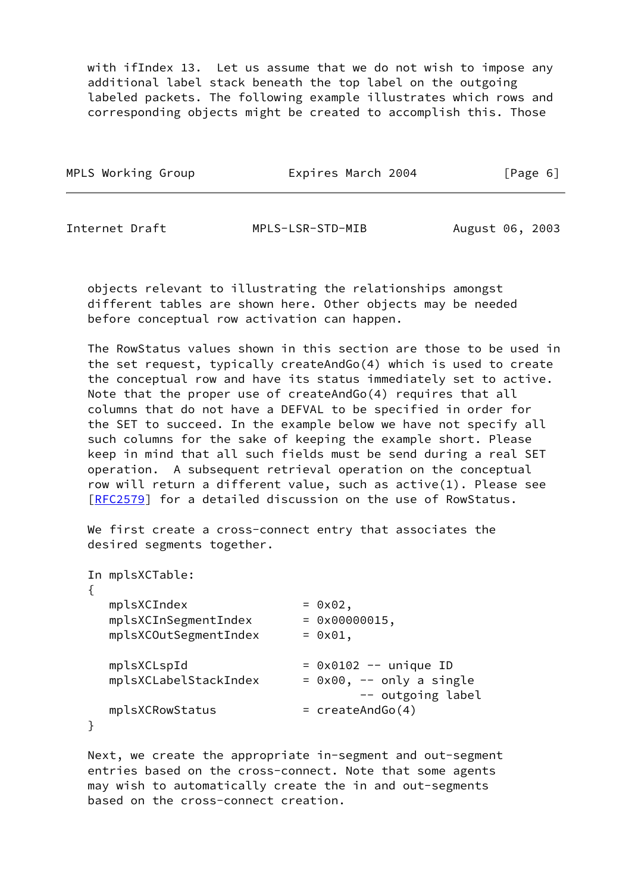with ifIndex 13. Let us assume that we do not wish to impose any additional label stack beneath the top label on the outgoing labeled packets. The following example illustrates which rows and corresponding objects might be created to accomplish this. Those objects relevant to illustrating the relationships amongst different tables are shown here. Other objects may be needed before conceptual row activation can happen.

The RowStatus values shown in this section are those to be used in the set request, typically createAndGo(4) which is used to create the conceptual row and have its status immediately set to active. Note that the proper use of createAndGo(4) requires that all columns that do not have a DEFVAL to be specified in order for the SET to succeed. In the example below we have not specify all such columns for the sake of keeping the example short. Please keep in mind that all such fields must be send during a real SET operation. A subsequent retrieval operation on the conceptual row will return a different value, such as active(1). Please see [RFC2579] for a detailed discussion on the use of RowStatus.

We first create a cross-connect entry that associates the desired segments together.

```
In mplsXCTable:
{
   mplsXCIndex                 = 0x02,
   mplsXCInSegmentIndex        = 0x00000015,
   mplsXCOutSegmentIndex       = 0x01,

   mplsXCLspId                 = 0x0102 -- unique ID
   mplsXCLabelStackIndex       = 0x00, -- only a single
                                       -- outgoing label
   mplsXCRowStatus             = createAndGo(4)
}
```

Next, we create the appropriate in-segment and out-segment entries based on the cross-connect. Note that some agents may wish to automatically create the in and out-segments based on the cross-connect creation.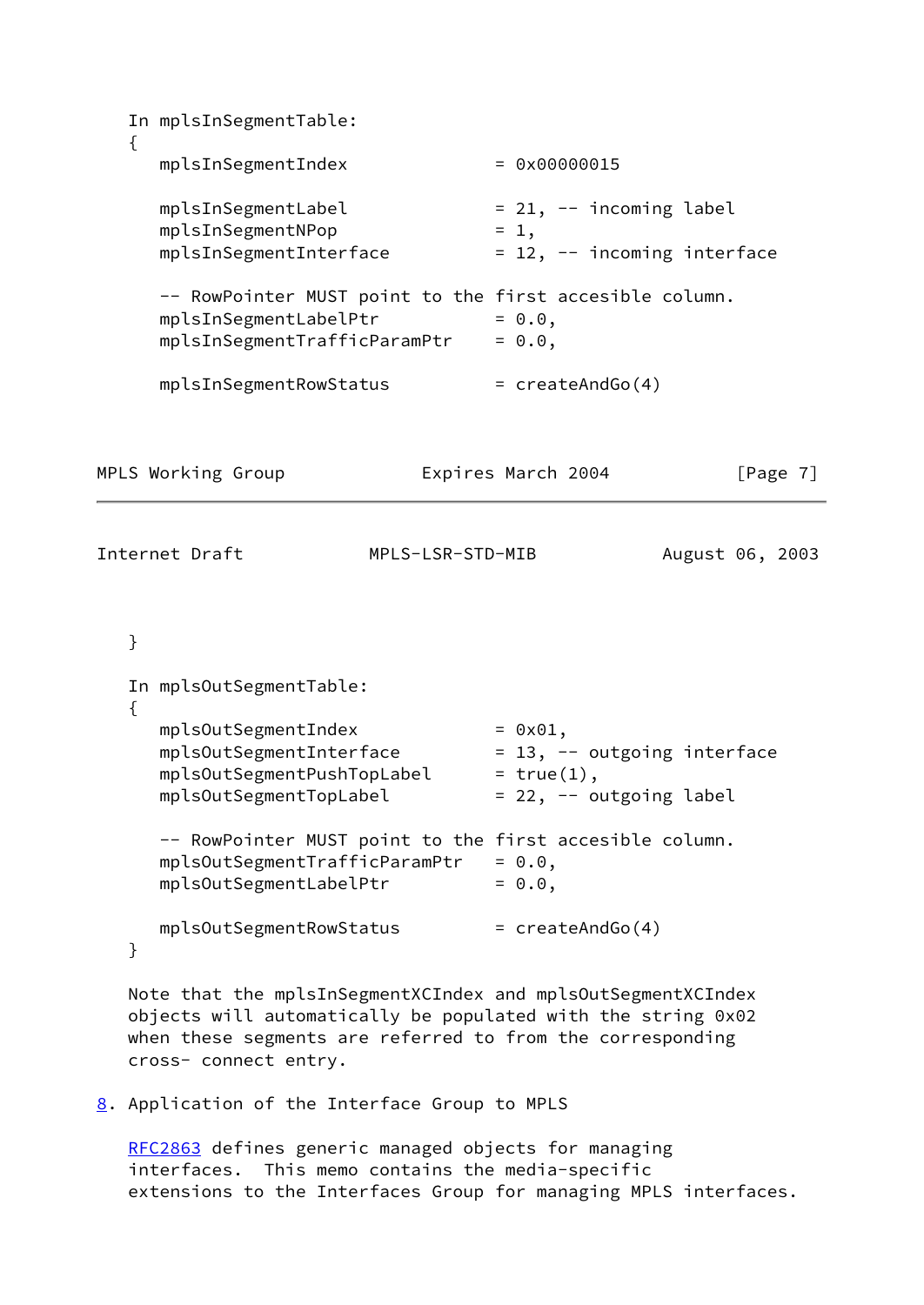```
   In mplsInSegmentTable:
   {
      mplsInSegmentIndex              = 0x00000015

      mplsInSegmentLabel              = 21, -- incoming label
      mplsInSegmentNPop               = 1,
      mplsInSegmentInterface          = 12, -- incoming interface

      -- RowPointer MUST point to the first accesible column.
      mplsInSegmentLabelPtr           = 0.0,
      mplsInSegmentTrafficParamPtr    = 0.0,

      mplsInSegmentRowStatus          = createAndGo(4)
   }

   In mplsOutSegmentTable:
   {
      mplsOutSegmentIndex             = 0x01,
      mplsOutSegmentInterface         = 13, -- outgoing interface
      mplsOutSegmentPushTopLabel      = true(1),
      mplsOutSegmentTopLabel          = 22, -- outgoing label

      -- RowPointer MUST point to the first accesible column.
      mplsOutSegmentTrafficParamPtr   = 0.0,
      mplsOutSegmentLabelPtr          = 0.0,

      mplsOutSegmentRowStatus         = createAndGo(4)
   }
```

Note that the mplsInSegmentXCIndex and mplsOutSegmentXCIndex objects will automatically be populated with the string 0x02 when these segments are referred to from the corresponding cross- connect entry.

## 8. Application of the Interface Group to MPLS

RFC2863 defines generic managed objects for managing interfaces. This memo contains the media-specific extensions to the Interfaces Group for managing MPLS interfaces.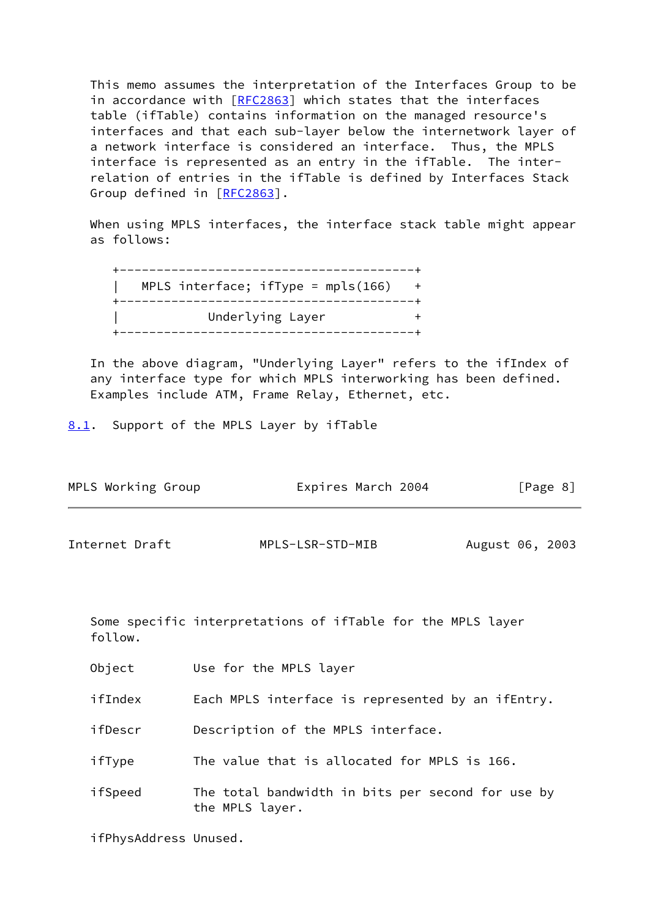This memo assumes the interpretation of the Interfaces Group to be in accordance with [RFC2863] which states that the interfaces table (ifTable) contains information on the managed resource's interfaces and that each sub-layer below the internetwork layer of a network interface is considered an interface. Thus, the MPLS interface is represented as an entry in the ifTable. The inter-relation of entries in the ifTable is defined by Interfaces Stack Group defined in [RFC2863].

When using MPLS interfaces, the interface stack table might appear as follows:

```
+----------------------------------------+
|   MPLS interface; ifType = mpls(166)   +
+----------------------------------------+
|            Underlying Layer            +
+----------------------------------------+
```

In the above diagram, "Underlying Layer" refers to the ifIndex of any interface type for which MPLS interworking has been defined. Examples include ATM, Frame Relay, Ethernet, etc.

## 8.1. Support of the MPLS Layer by ifTable

Some specific interpretations of ifTable for the MPLS layer follow.

| Object | Use for the MPLS layer |
|---|---|
| ifIndex | Each MPLS interface is represented by an ifEntry. |
| ifDescr | Description of the MPLS interface. |
| ifType | The value that is allocated for MPLS is 166. |
| ifSpeed | The total bandwidth in bits per second for use by the MPLS layer. |
| ifPhysAddress | Unused. |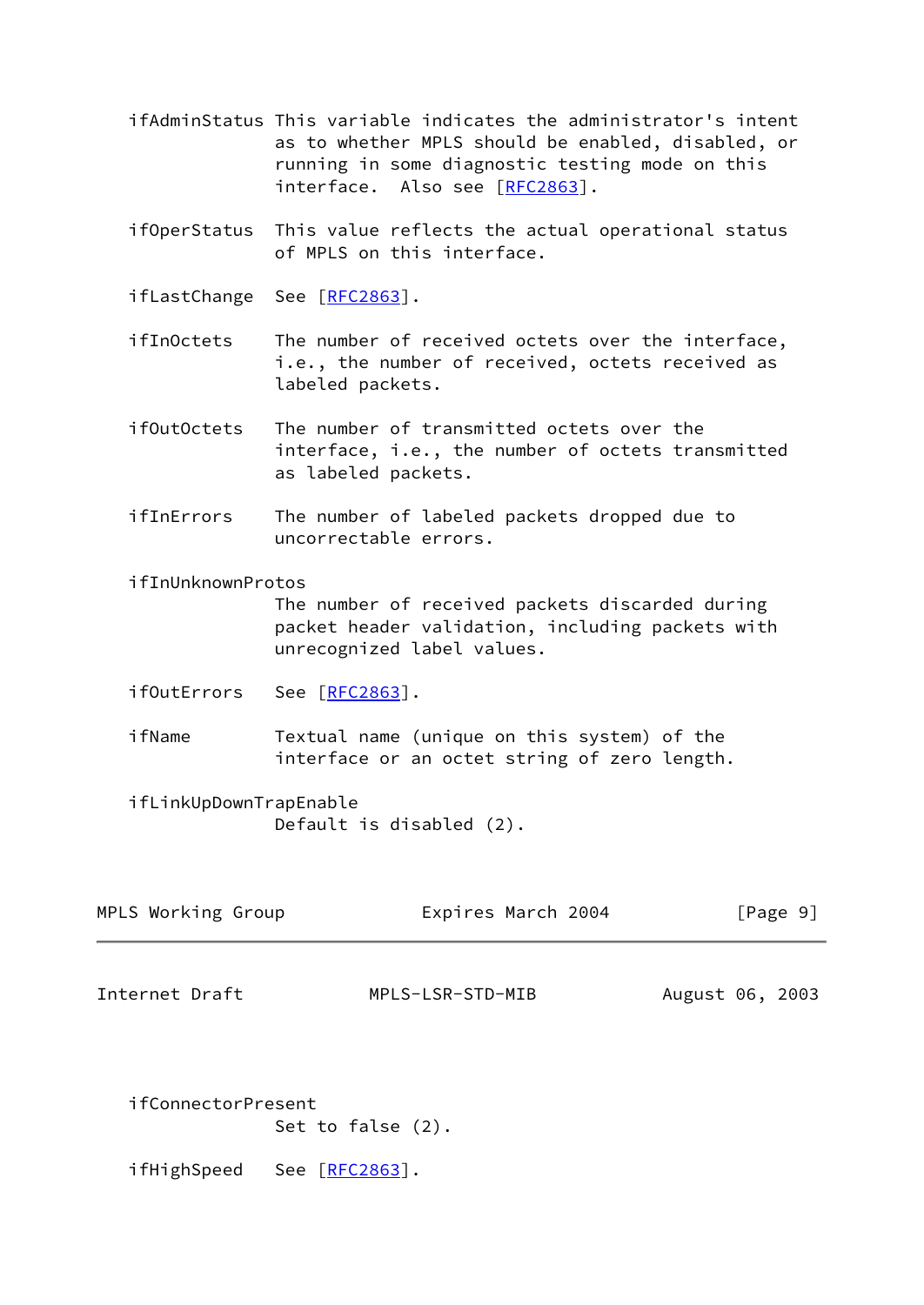ifAdminStatus This variable indicates the administrator's intent as to whether MPLS should be enabled, disabled, or running in some diagnostic testing mode on this interface. Also see [RFC2863].

ifOperStatus This value reflects the actual operational status of MPLS on this interface.

ifLastChange See [RFC2863].

ifInOctets The number of received octets over the interface, i.e., the number of received, octets received as labeled packets.

ifOutOctets The number of transmitted octets over the interface, i.e., the number of octets transmitted as labeled packets.

ifInErrors The number of labeled packets dropped due to uncorrectable errors.

ifInUnknownProtos
The number of received packets discarded during packet header validation, including packets with unrecognized label values.

ifOutErrors See [RFC2863].

ifName Textual name (unique on this system) of the interface or an octet string of zero length.

ifLinkUpDownTrapEnable
Default is disabled (2).

ifConnectorPresent
Set to false (2).

ifHighSpeed See [RFC2863].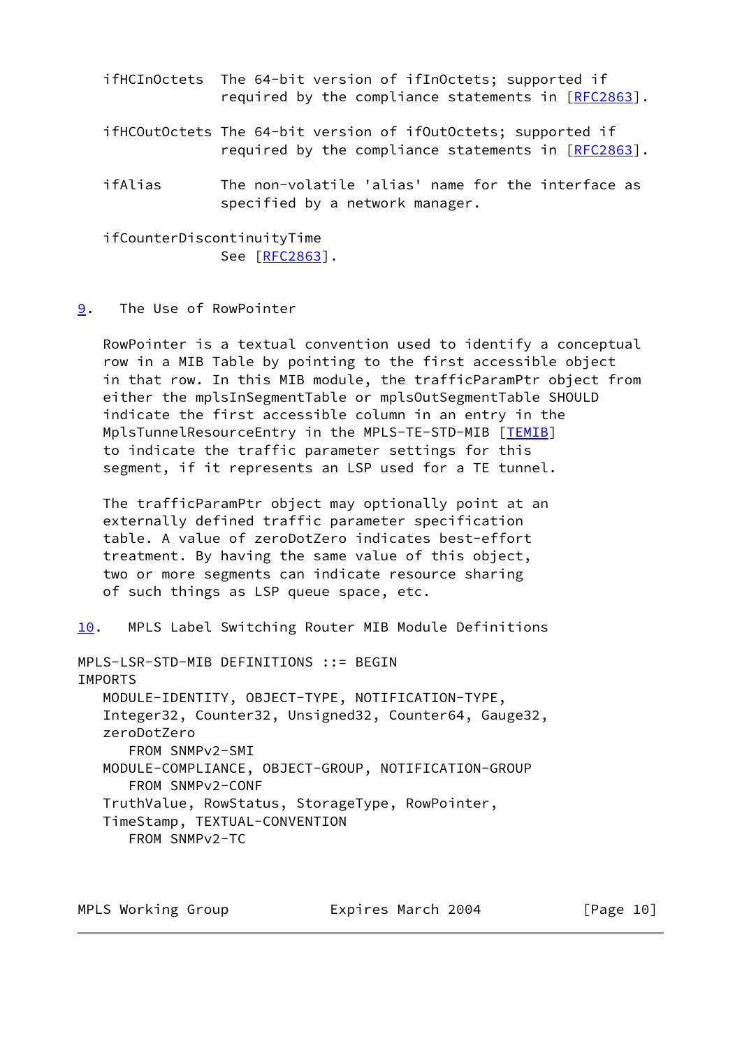ifHCInOctets The 64-bit version of ifInOctets; supported if required by the compliance statements in [RFC2863].

ifHCOutOctets The 64-bit version of ifOutOctets; supported if required by the compliance statements in [RFC2863].

ifAlias The non-volatile 'alias' name for the interface as specified by a network manager.

ifCounterDiscontinuityTime
See [RFC2863].

## 9. The Use of RowPointer

RowPointer is a textual convention used to identify a conceptual row in a MIB Table by pointing to the first accessible object in that row. In this MIB module, the trafficParamPtr object from either the mplsInSegmentTable or mplsOutSegmentTable SHOULD indicate the first accessible column in an entry in the MplsTunnelResourceEntry in the MPLS-TE-STD-MIB [TEMIB] to indicate the traffic parameter settings for this segment, if it represents an LSP used for a TE tunnel.

The trafficParamPtr object may optionally point at an externally defined traffic parameter specification table. A value of zeroDotZero indicates best-effort treatment. By having the same value of this object, two or more segments can indicate resource sharing of such things as LSP queue space, etc.

## 10. MPLS Label Switching Router MIB Module Definitions

```
MPLS-LSR-STD-MIB DEFINITIONS ::= BEGIN
IMPORTS
   MODULE-IDENTITY, OBJECT-TYPE, NOTIFICATION-TYPE,
   Integer32, Counter32, Unsigned32, Counter64, Gauge32,
   zeroDotZero
      FROM SNMPv2-SMI
   MODULE-COMPLIANCE, OBJECT-GROUP, NOTIFICATION-GROUP
      FROM SNMPv2-CONF
   TruthValue, RowStatus, StorageType, RowPointer,
   TimeStamp, TEXTUAL-CONVENTION
      FROM SNMPv2-TC
```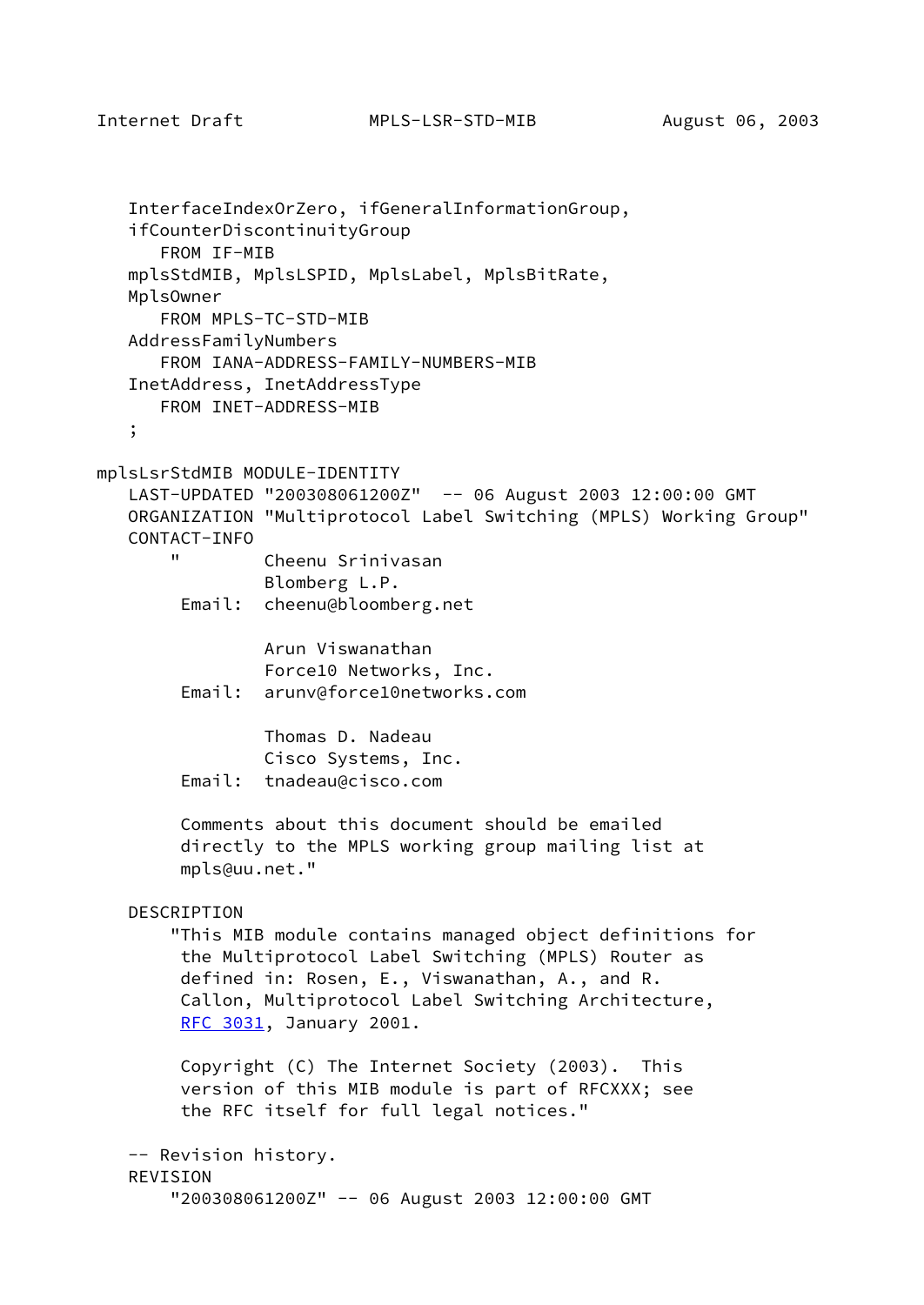```
   InterfaceIndexOrZero, ifGeneralInformationGroup,
   ifCounterDiscontinuityGroup
      FROM IF-MIB
   mplsStdMIB, MplsLSPID, MplsLabel, MplsBitRate,
   MplsOwner
      FROM MPLS-TC-STD-MIB
   AddressFamilyNumbers
      FROM IANA-ADDRESS-FAMILY-NUMBERS-MIB
   InetAddress, InetAddressType
      FROM INET-ADDRESS-MIB
   ;

mplsLsrStdMIB MODULE-IDENTITY
   LAST-UPDATED "200308061200Z"  -- 06 August 2003 12:00:00 GMT
   ORGANIZATION "Multiprotocol Label Switching (MPLS) Working Group"
   CONTACT-INFO
       "        Cheenu Srinivasan
                Blomberg L.P.
        Email:  cheenu@bloomberg.net

                Arun Viswanathan
                Force10 Networks, Inc.
        Email:  arunv@force10networks.com

                Thomas D. Nadeau
                Cisco Systems, Inc.
        Email:  tnadeau@cisco.com

        Comments about this document should be emailed
        directly to the MPLS working group mailing list at
        mpls@uu.net."

   DESCRIPTION
       "This MIB module contains managed object definitions for
        the Multiprotocol Label Switching (MPLS) Router as
        defined in: Rosen, E., Viswanathan, A., and R.
        Callon, Multiprotocol Label Switching Architecture,
        RFC 3031, January 2001.

        Copyright (C) The Internet Society (2003).  This
        version of this MIB module is part of RFCXXX; see
        the RFC itself for full legal notices."

   -- Revision history.
   REVISION
       "200308061200Z" -- 06 August 2003 12:00:00 GMT
```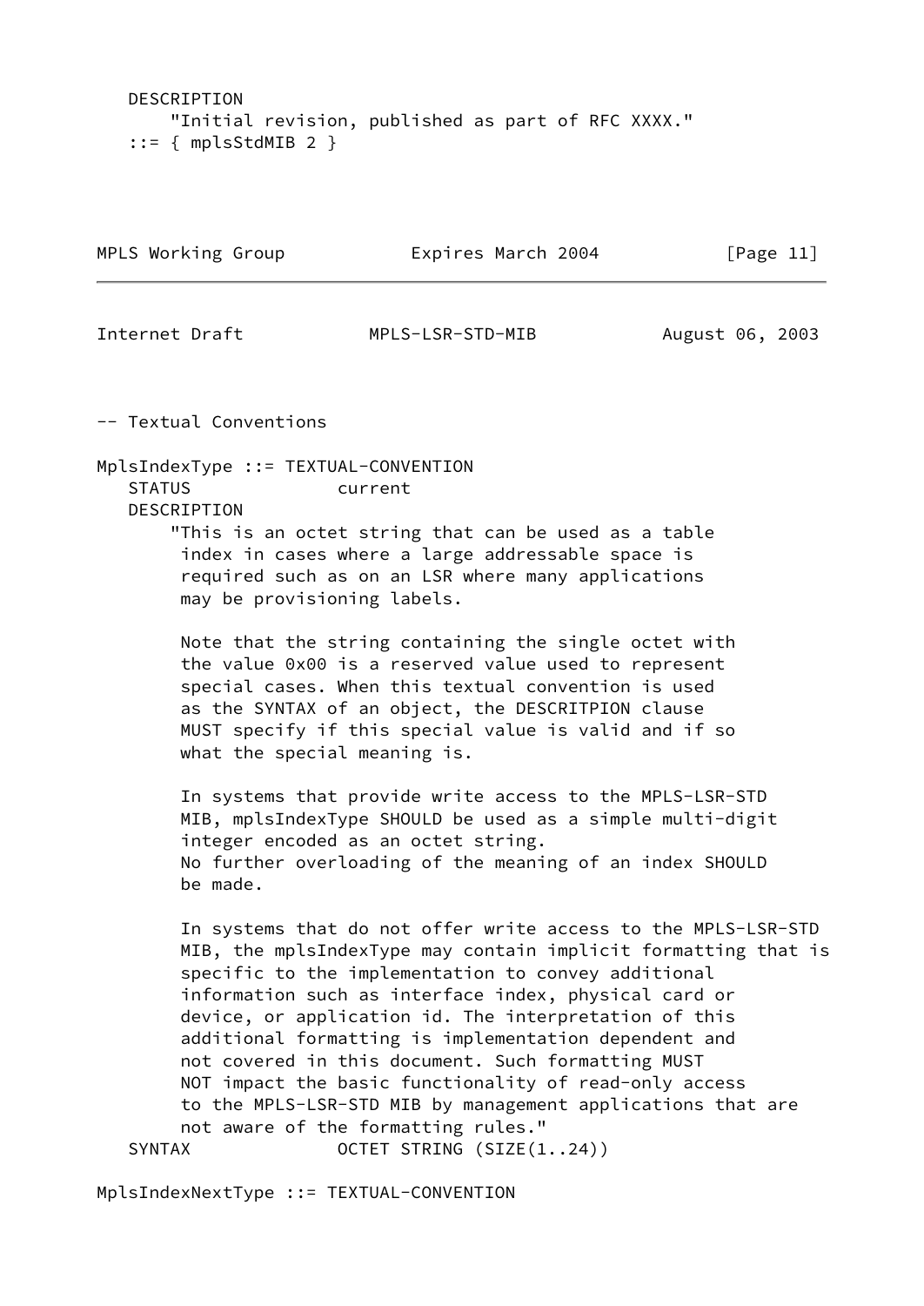```
   DESCRIPTION
       "Initial revision, published as part of RFC XXXX."
   ::= { mplsStdMIB 2 }
```

```
-- Textual Conventions

MplsIndexType ::= TEXTUAL-CONVENTION
   STATUS              current
   DESCRIPTION
       "This is an octet string that can be used as a table
        index in cases where a large addressable space is
        required such as on an LSR where many applications
        may be provisioning labels.

        Note that the string containing the single octet with
        the value 0x00 is a reserved value used to represent
        special cases. When this textual convention is used
        as the SYNTAX of an object, the DESCRITPION clause
        MUST specify if this special value is valid and if so
        what the special meaning is.

        In systems that provide write access to the MPLS-LSR-STD
        MIB, mplsIndexType SHOULD be used as a simple multi-digit
        integer encoded as an octet string.
        No further overloading of the meaning of an index SHOULD
        be made.

        In systems that do not offer write access to the MPLS-LSR-STD
        MIB, the mplsIndexType may contain implicit formatting that is
        specific to the implementation to convey additional
        information such as interface index, physical card or
        device, or application id. The interpretation of this
        additional formatting is implementation dependent and
        not covered in this document. Such formatting MUST
        NOT impact the basic functionality of read-only access
        to the MPLS-LSR-STD MIB by management applications that are
        not aware of the formatting rules."
   SYNTAX              OCTET STRING (SIZE(1..24))

MplsIndexNextType ::= TEXTUAL-CONVENTION
```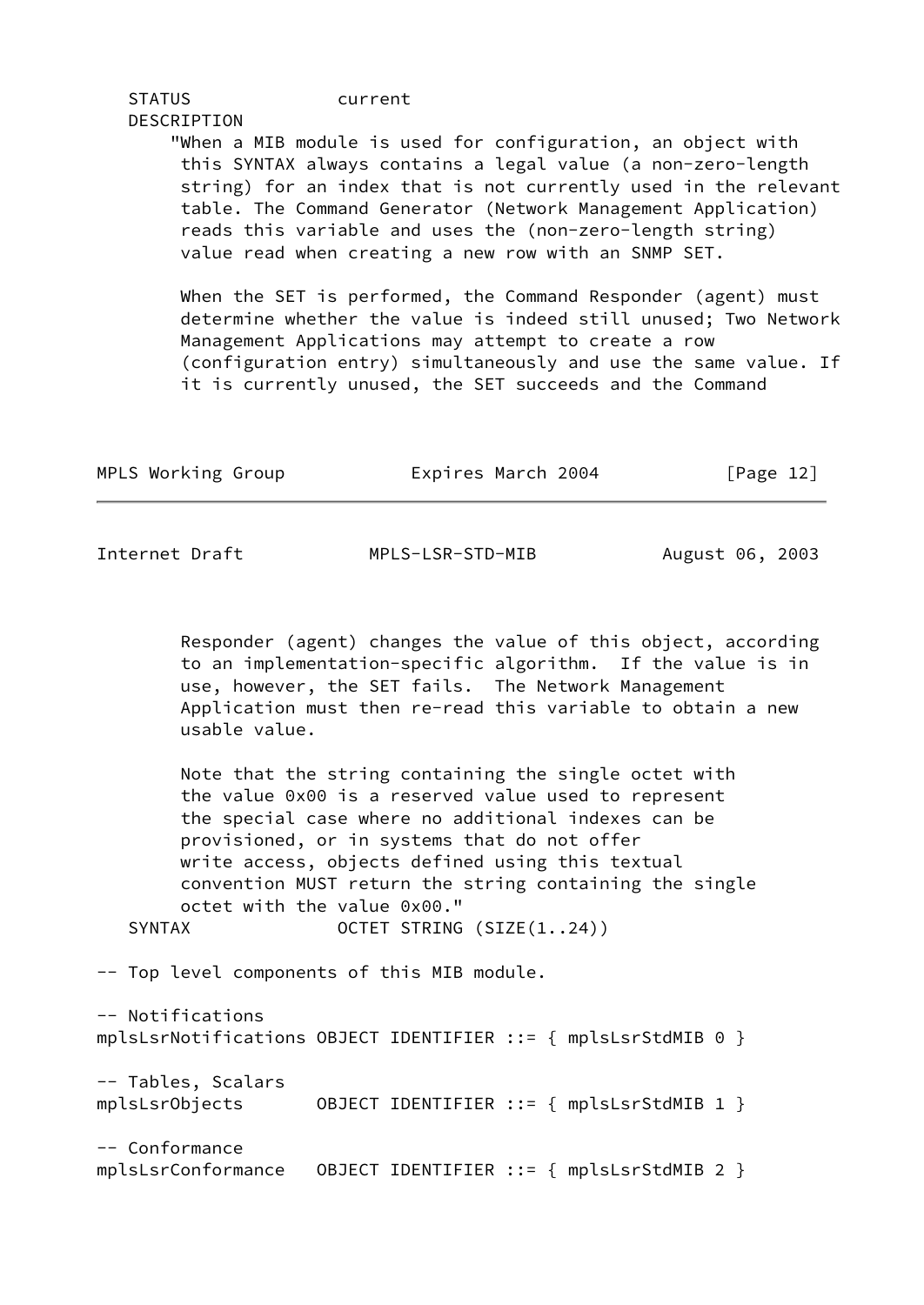```
   STATUS             current
   DESCRIPTION
       "When a MIB module is used for configuration, an object with
        this SYNTAX always contains a legal value (a non-zero-length
        string) for an index that is not currently used in the relevant
        table. The Command Generator (Network Management Application)
        reads this variable and uses the (non-zero-length string)
        value read when creating a new row with an SNMP SET.

        When the SET is performed, the Command Responder (agent) must
        determine whether the value is indeed still unused; Two Network
        Management Applications may attempt to create a row
        (configuration entry) simultaneously and use the same value. If
        it is currently unused, the SET succeeds and the Command
        Responder (agent) changes the value of this object, according
        to an implementation-specific algorithm.  If the value is in
        use, however, the SET fails.  The Network Management
        Application must then re-read this variable to obtain a new
        usable value.

        Note that the string containing the single octet with
        the value 0x00 is a reserved value used to represent
        the special case where no additional indexes can be
        provisioned, or in systems that do not offer
        write access, objects defined using this textual
        convention MUST return the string containing the single
        octet with the value 0x00."
   SYNTAX             OCTET STRING (SIZE(1..24))

-- Top level components of this MIB module.

-- Notifications
mplsLsrNotifications OBJECT IDENTIFIER ::= { mplsLsrStdMIB 0 }

-- Tables, Scalars
mplsLsrObjects       OBJECT IDENTIFIER ::= { mplsLsrStdMIB 1 }

-- Conformance
mplsLsrConformance   OBJECT IDENTIFIER ::= { mplsLsrStdMIB 2 }
```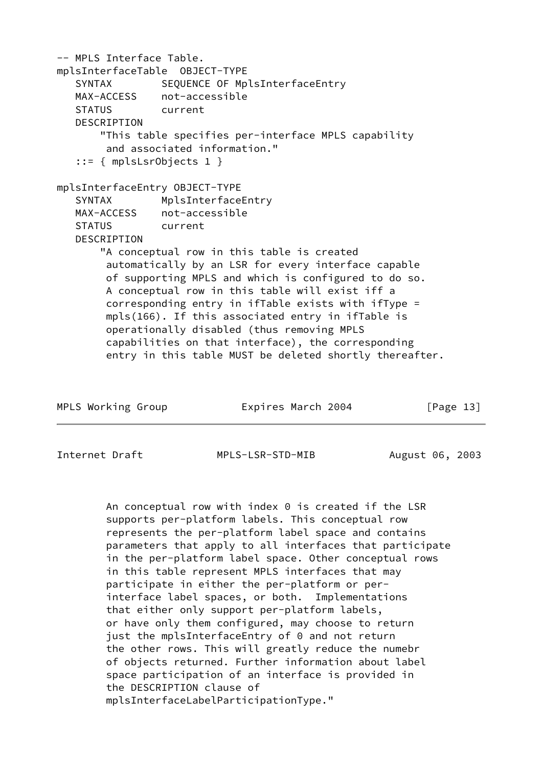```
-- MPLS Interface Table.
mplsInterfaceTable  OBJECT-TYPE
   SYNTAX        SEQUENCE OF MplsInterfaceEntry
   MAX-ACCESS    not-accessible
   STATUS        current
   DESCRIPTION
       "This table specifies per-interface MPLS capability
        and associated information."
   ::= { mplsLsrObjects 1 }

mplsInterfaceEntry OBJECT-TYPE
   SYNTAX        MplsInterfaceEntry
   MAX-ACCESS    not-accessible
   STATUS        current
   DESCRIPTION
       "A conceptual row in this table is created
        automatically by an LSR for every interface capable
        of supporting MPLS and which is configured to do so.
        A conceptual row in this table will exist iff a
        corresponding entry in ifTable exists with ifType =
        mpls(166). If this associated entry in ifTable is
        operationally disabled (thus removing MPLS
        capabilities on that interface), the corresponding
        entry in this table MUST be deleted shortly thereafter.

        An conceptual row with index 0 is created if the LSR
        supports per-platform labels. This conceptual row
        represents the per-platform label space and contains
        parameters that apply to all interfaces that participate
        in the per-platform label space. Other conceptual rows
        in this table represent MPLS interfaces that may
        participate in either the per-platform or per-
        interface label spaces, or both.  Implementations
        that either only support per-platform labels,
        or have only them configured, may choose to return
        just the mplsInterfaceEntry of 0 and not return
        the other rows. This will greatly reduce the numebr
        of objects returned. Further information about label
        space participation of an interface is provided in
        the DESCRIPTION clause of
        mplsInterfaceLabelParticipationType."
```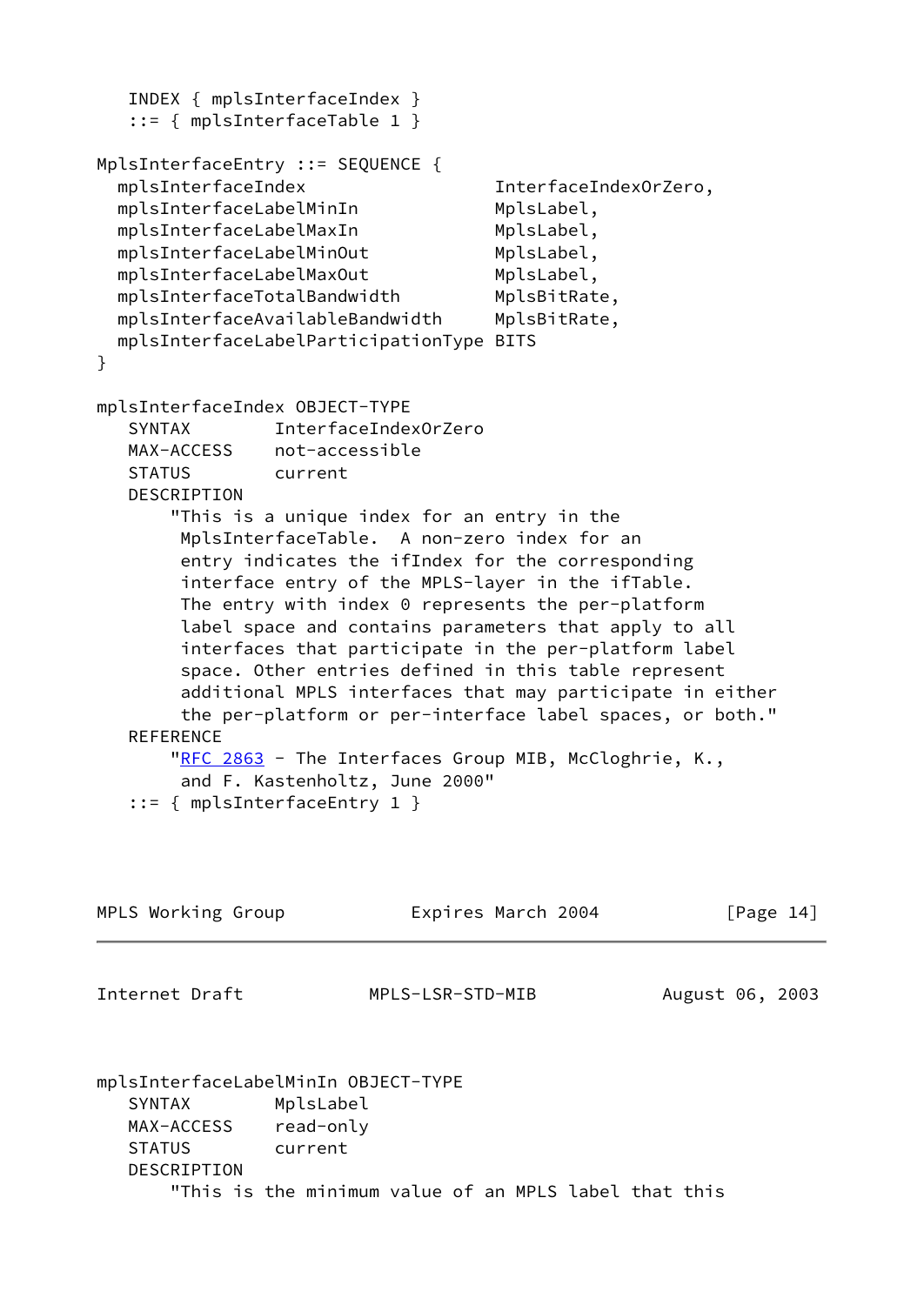```
   INDEX { mplsInterfaceIndex }
   ::= { mplsInterfaceTable 1 }

MplsInterfaceEntry ::= SEQUENCE {
  mplsInterfaceIndex                 InterfaceIndexOrZero,
  mplsInterfaceLabelMinIn            MplsLabel,
  mplsInterfaceLabelMaxIn            MplsLabel,
  mplsInterfaceLabelMinOut           MplsLabel,
  mplsInterfaceLabelMaxOut           MplsLabel,
  mplsInterfaceTotalBandwidth        MplsBitRate,
  mplsInterfaceAvailableBandwidth    MplsBitRate,
  mplsInterfaceLabelParticipationType BITS
}

mplsInterfaceIndex OBJECT-TYPE
   SYNTAX        InterfaceIndexOrZero
   MAX-ACCESS    not-accessible
   STATUS        current
   DESCRIPTION
       "This is a unique index for an entry in the
        MplsInterfaceTable.  A non-zero index for an
        entry indicates the ifIndex for the corresponding
        interface entry of the MPLS-layer in the ifTable.
        The entry with index 0 represents the per-platform
        label space and contains parameters that apply to all
        interfaces that participate in the per-platform label
        space. Other entries defined in this table represent
        additional MPLS interfaces that may participate in either
        the per-platform or per-interface label spaces, or both."
   REFERENCE
       "RFC 2863 - The Interfaces Group MIB, McCloghrie, K.,
        and F. Kastenholtz, June 2000"
   ::= { mplsInterfaceEntry 1 }

mplsInterfaceLabelMinIn OBJECT-TYPE
   SYNTAX        MplsLabel
   MAX-ACCESS    read-only
   STATUS        current
   DESCRIPTION
       "This is the minimum value of an MPLS label that this
```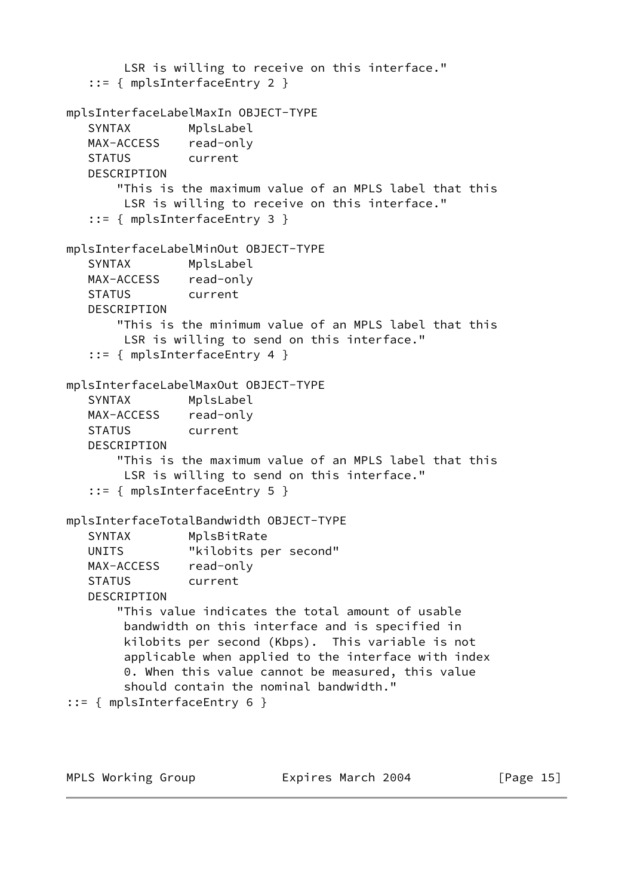```
        LSR is willing to receive on this interface."
   ::= { mplsInterfaceEntry 2 }

mplsInterfaceLabelMaxIn OBJECT-TYPE
   SYNTAX        MplsLabel
   MAX-ACCESS    read-only
   STATUS        current
   DESCRIPTION
       "This is the maximum value of an MPLS label that this
        LSR is willing to receive on this interface."
   ::= { mplsInterfaceEntry 3 }

mplsInterfaceLabelMinOut OBJECT-TYPE
   SYNTAX        MplsLabel
   MAX-ACCESS    read-only
   STATUS        current
   DESCRIPTION
       "This is the minimum value of an MPLS label that this
        LSR is willing to send on this interface."
   ::= { mplsInterfaceEntry 4 }

mplsInterfaceLabelMaxOut OBJECT-TYPE
   SYNTAX        MplsLabel
   MAX-ACCESS    read-only
   STATUS        current
   DESCRIPTION
       "This is the maximum value of an MPLS label that this
        LSR is willing to send on this interface."
   ::= { mplsInterfaceEntry 5 }

mplsInterfaceTotalBandwidth OBJECT-TYPE
   SYNTAX        MplsBitRate
   UNITS         "kilobits per second"
   MAX-ACCESS    read-only
   STATUS        current
   DESCRIPTION
       "This value indicates the total amount of usable
        bandwidth on this interface and is specified in
        kilobits per second (Kbps).  This variable is not
        applicable when applied to the interface with index
        0. When this value cannot be measured, this value
        should contain the nominal bandwidth."
::= { mplsInterfaceEntry 6 }
```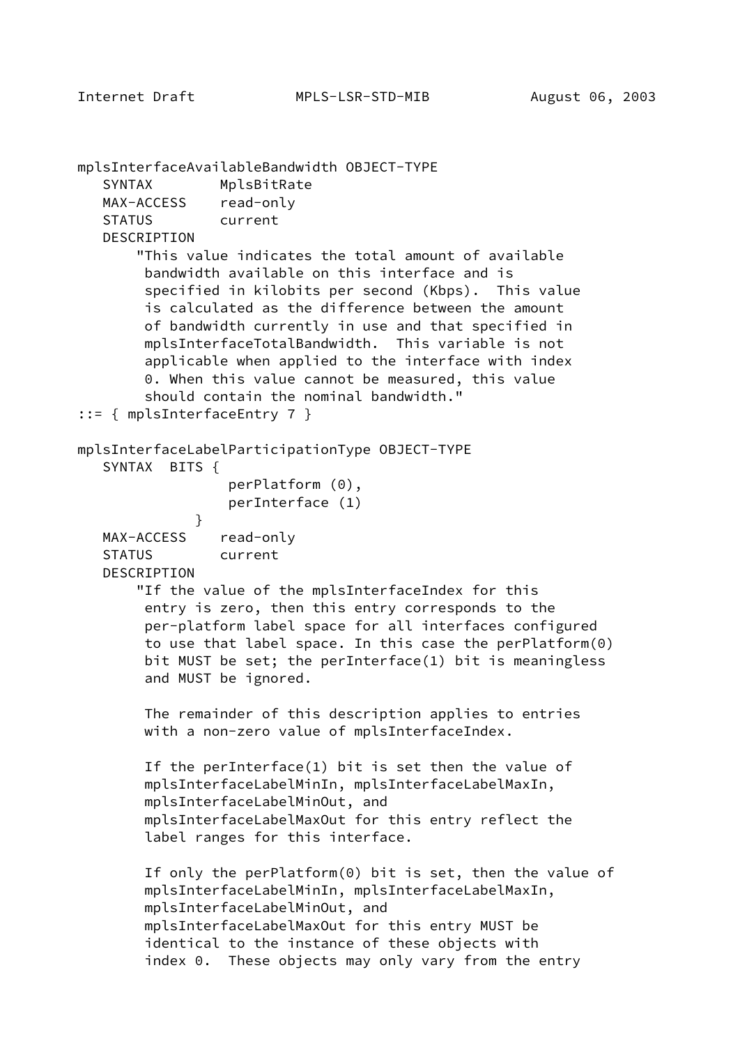```
mplsInterfaceAvailableBandwidth OBJECT-TYPE
   SYNTAX        MplsBitRate
   MAX-ACCESS    read-only
   STATUS        current
   DESCRIPTION
       "This value indicates the total amount of available
        bandwidth available on this interface and is
        specified in kilobits per second (Kbps).  This value
        is calculated as the difference between the amount
        of bandwidth currently in use and that specified in
        mplsInterfaceTotalBandwidth.  This variable is not
        applicable when applied to the interface with index
        0. When this value cannot be measured, this value
        should contain the nominal bandwidth."
::= { mplsInterfaceEntry 7 }

mplsInterfaceLabelParticipationType OBJECT-TYPE
   SYNTAX  BITS {
                 perPlatform (0),
                 perInterface (1)
              }
   MAX-ACCESS    read-only
   STATUS        current
   DESCRIPTION
       "If the value of the mplsInterfaceIndex for this
        entry is zero, then this entry corresponds to the
        per-platform label space for all interfaces configured
        to use that label space. In this case the perPlatform(0)
        bit MUST be set; the perInterface(1) bit is meaningless
        and MUST be ignored.

        The remainder of this description applies to entries
        with a non-zero value of mplsInterfaceIndex.

        If the perInterface(1) bit is set then the value of
        mplsInterfaceLabelMinIn, mplsInterfaceLabelMaxIn,
        mplsInterfaceLabelMinOut, and
        mplsInterfaceLabelMaxOut for this entry reflect the
        label ranges for this interface.

        If only the perPlatform(0) bit is set, then the value of
        mplsInterfaceLabelMinIn, mplsInterfaceLabelMaxIn,
        mplsInterfaceLabelMinOut, and
        mplsInterfaceLabelMaxOut for this entry MUST be
        identical to the instance of these objects with
        index 0.  These objects may only vary from the entry
```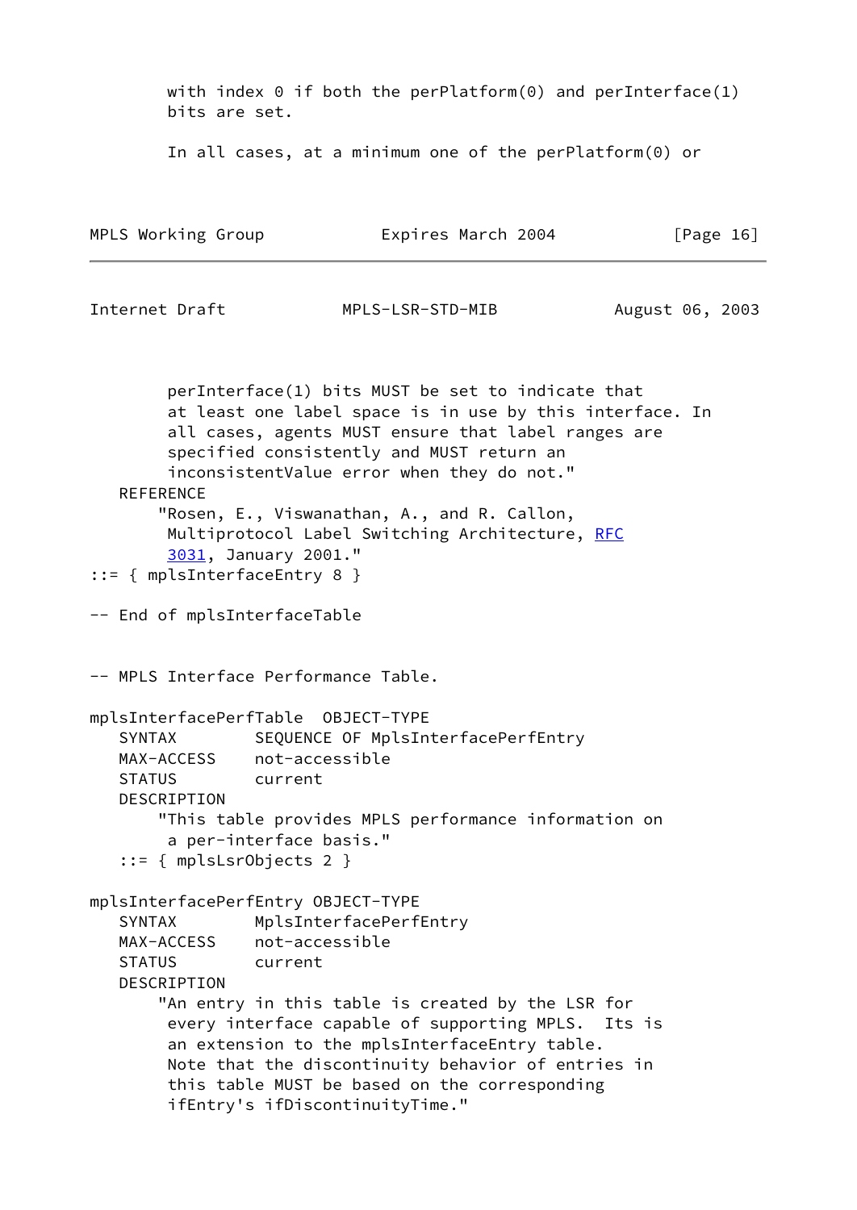```
        with index 0 if both the perPlatform(0) and perInterface(1)
        bits are set.

        In all cases, at a minimum one of the perPlatform(0) or
        perInterface(1) bits MUST be set to indicate that
        at least one label space is in use by this interface. In
        all cases, agents MUST ensure that label ranges are
        specified consistently and MUST return an
        inconsistentValue error when they do not."
   REFERENCE
       "Rosen, E., Viswanathan, A., and R. Callon,
        Multiprotocol Label Switching Architecture, RFC
        3031, January 2001."
::= { mplsInterfaceEntry 8 }

-- End of mplsInterfaceTable


-- MPLS Interface Performance Table.

mplsInterfacePerfTable  OBJECT-TYPE
   SYNTAX        SEQUENCE OF MplsInterfacePerfEntry
   MAX-ACCESS    not-accessible
   STATUS        current
   DESCRIPTION
       "This table provides MPLS performance information on
        a per-interface basis."
   ::= { mplsLsrObjects 2 }

mplsInterfacePerfEntry OBJECT-TYPE
   SYNTAX        MplsInterfacePerfEntry
   MAX-ACCESS    not-accessible
   STATUS        current
   DESCRIPTION
       "An entry in this table is created by the LSR for
        every interface capable of supporting MPLS.  Its is
        an extension to the mplsInterfaceEntry table.
        Note that the discontinuity behavior of entries in
        this table MUST be based on the corresponding
        ifEntry's ifDiscontinuityTime."
```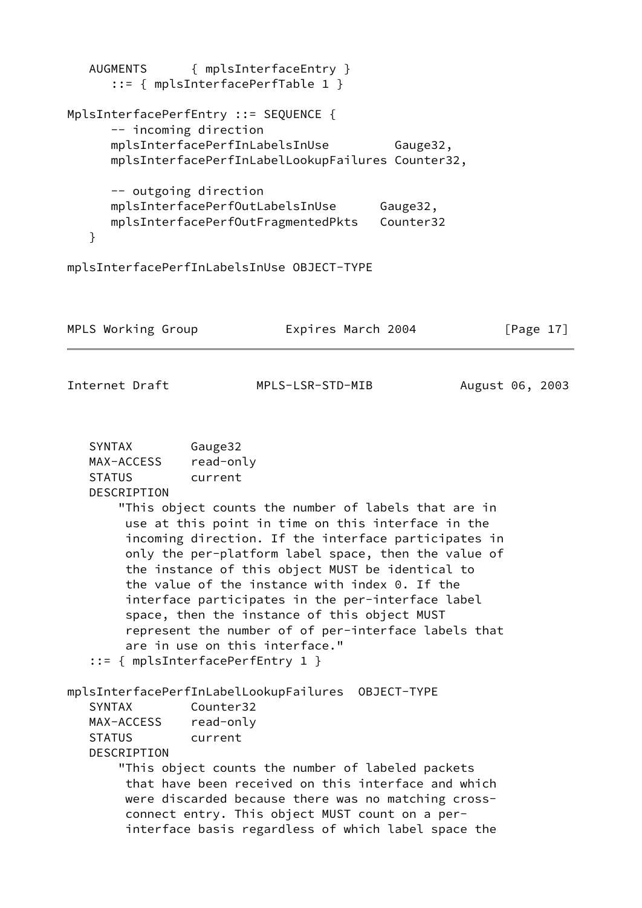```
   AUGMENTS      { mplsInterfaceEntry }
      ::= { mplsInterfacePerfTable 1 }

MplsInterfacePerfEntry ::= SEQUENCE {
      -- incoming direction
      mplsInterfacePerfInLabelsInUse         Gauge32,
      mplsInterfacePerfInLabelLookupFailures Counter32,

      -- outgoing direction
      mplsInterfacePerfOutLabelsInUse      Gauge32,
      mplsInterfacePerfOutFragmentedPkts   Counter32
   }

mplsInterfacePerfInLabelsInUse OBJECT-TYPE
```

```
   SYNTAX        Gauge32
   MAX-ACCESS    read-only
   STATUS        current
   DESCRIPTION
       "This object counts the number of labels that are in
        use at this point in time on this interface in the
        incoming direction. If the interface participates in
        only the per-platform label space, then the value of
        the instance of this object MUST be identical to
        the value of the instance with index 0. If the
        interface participates in the per-interface label
        space, then the instance of this object MUST
        represent the number of of per-interface labels that
        are in use on this interface."
   ::= { mplsInterfacePerfEntry 1 }

mplsInterfacePerfInLabelLookupFailures  OBJECT-TYPE
   SYNTAX        Counter32
   MAX-ACCESS    read-only
   STATUS        current
   DESCRIPTION
       "This object counts the number of labeled packets
        that have been received on this interface and which
        were discarded because there was no matching cross-
        connect entry. This object MUST count on a per-
        interface basis regardless of which label space the
```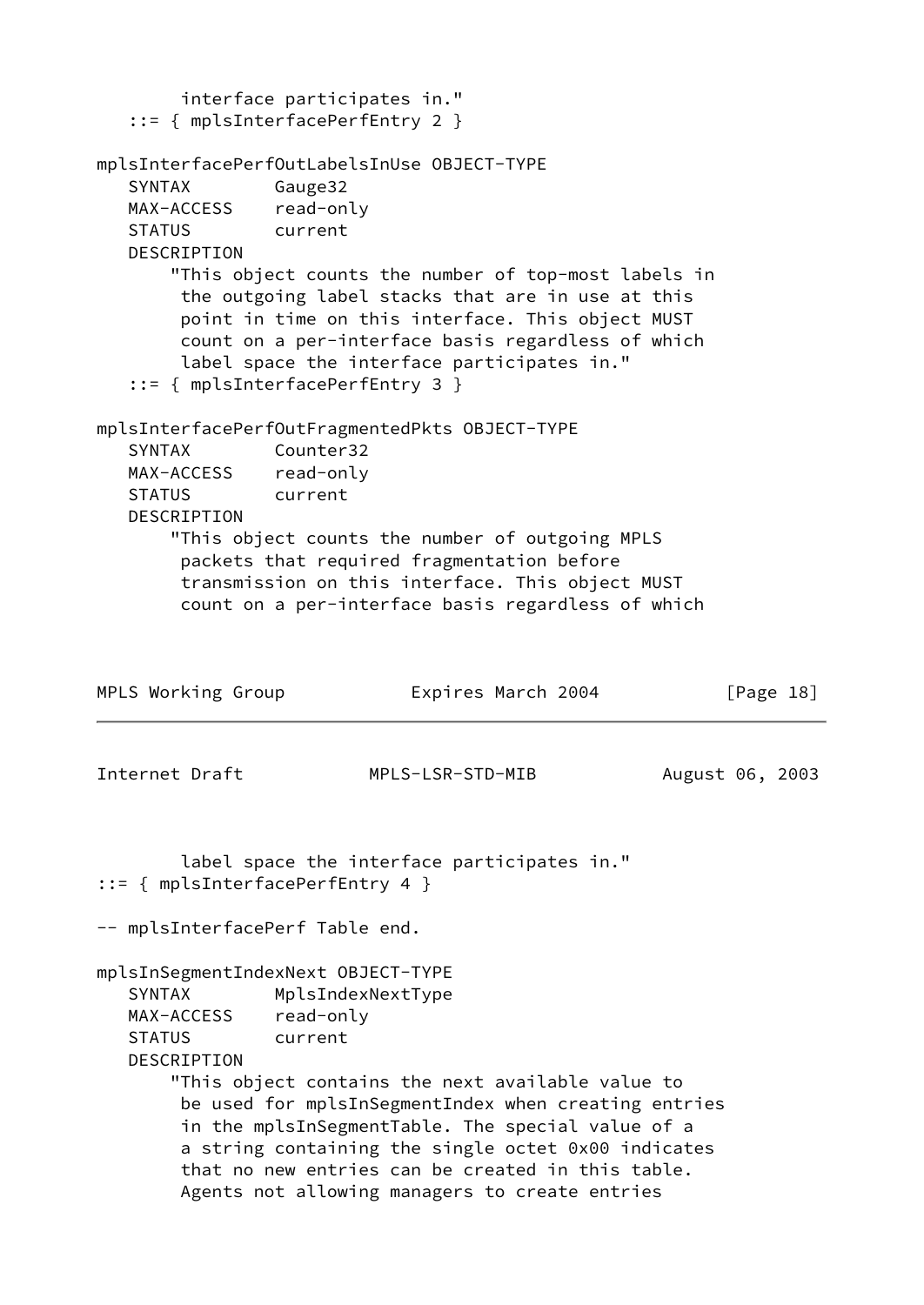```
        interface participates in."
   ::= { mplsInterfacePerfEntry 2 }

mplsInterfacePerfOutLabelsInUse OBJECT-TYPE
   SYNTAX        Gauge32
   MAX-ACCESS    read-only
   STATUS        current
   DESCRIPTION
       "This object counts the number of top-most labels in
        the outgoing label stacks that are in use at this
        point in time on this interface. This object MUST
        count on a per-interface basis regardless of which
        label space the interface participates in."
   ::= { mplsInterfacePerfEntry 3 }

mplsInterfacePerfOutFragmentedPkts OBJECT-TYPE
   SYNTAX        Counter32
   MAX-ACCESS    read-only
   STATUS        current
   DESCRIPTION
       "This object counts the number of outgoing MPLS
        packets that required fragmentation before
        transmission on this interface. This object MUST
        count on a per-interface basis regardless of which
        label space the interface participates in."
::= { mplsInterfacePerfEntry 4 }

-- mplsInterfacePerf Table end.

mplsInSegmentIndexNext OBJECT-TYPE
   SYNTAX        MplsIndexNextType
   MAX-ACCESS    read-only
   STATUS        current
   DESCRIPTION
       "This object contains the next available value to
        be used for mplsInSegmentIndex when creating entries
        in the mplsInSegmentTable. The special value of a
        a string containing the single octet 0x00 indicates
        that no new entries can be created in this table.
        Agents not allowing managers to create entries
```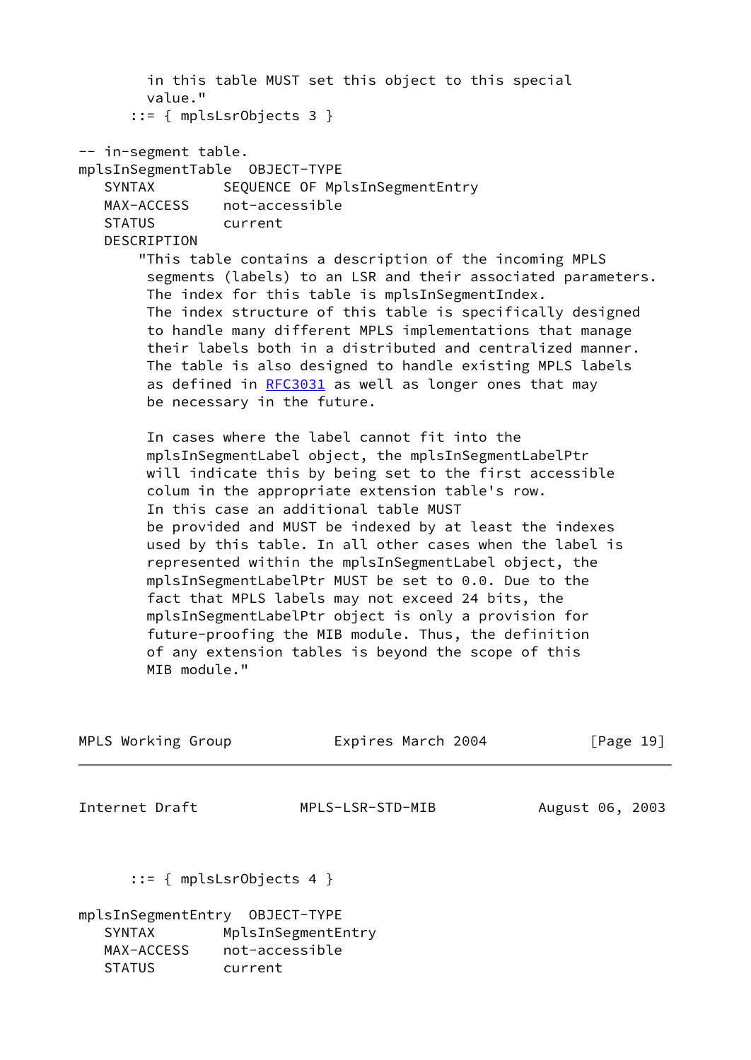```
        in this table MUST set this object to this special
        value."
      ::= { mplsLsrObjects 3 }

-- in-segment table.
mplsInSegmentTable  OBJECT-TYPE
   SYNTAX        SEQUENCE OF MplsInSegmentEntry
   MAX-ACCESS    not-accessible
   STATUS        current
   DESCRIPTION
       "This table contains a description of the incoming MPLS
        segments (labels) to an LSR and their associated parameters.
        The index for this table is mplsInSegmentIndex.
        The index structure of this table is specifically designed
        to handle many different MPLS implementations that manage
        their labels both in a distributed and centralized manner.
        The table is also designed to handle existing MPLS labels
        as defined in RFC3031 as well as longer ones that may
        be necessary in the future.

        In cases where the label cannot fit into the
        mplsInSegmentLabel object, the mplsInSegmentLabelPtr
        will indicate this by being set to the first accessible
        colum in the appropriate extension table's row.
        In this case an additional table MUST
        be provided and MUST be indexed by at least the indexes
        used by this table. In all other cases when the label is
        represented within the mplsInSegmentLabel object, the
        mplsInSegmentLabelPtr MUST be set to 0.0. Due to the
        fact that MPLS labels may not exceed 24 bits, the
        mplsInSegmentLabelPtr object is only a provision for
        future-proofing the MIB module. Thus, the definition
        of any extension tables is beyond the scope of this
        MIB module."
      ::= { mplsLsrObjects 4 }

mplsInSegmentEntry  OBJECT-TYPE
   SYNTAX        MplsInSegmentEntry
   MAX-ACCESS    not-accessible
   STATUS        current
```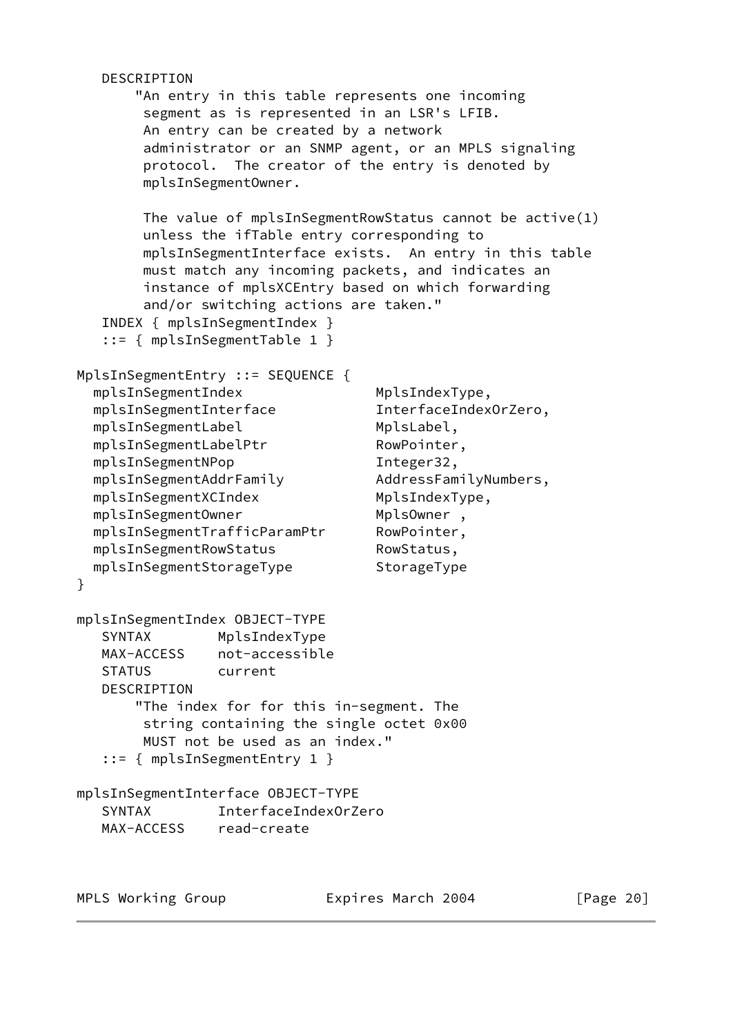```
   DESCRIPTION
       "An entry in this table represents one incoming
        segment as is represented in an LSR's LFIB.
        An entry can be created by a network
        administrator or an SNMP agent, or an MPLS signaling
        protocol.  The creator of the entry is denoted by
        mplsInSegmentOwner.

        The value of mplsInSegmentRowStatus cannot be active(1)
        unless the ifTable entry corresponding to
        mplsInSegmentInterface exists.  An entry in this table
        must match any incoming packets, and indicates an
        instance of mplsXCEntry based on which forwarding
        and/or switching actions are taken."
   INDEX { mplsInSegmentIndex }
   ::= { mplsInSegmentTable 1 }

MplsInSegmentEntry ::= SEQUENCE {
  mplsInSegmentIndex                MplsIndexType,
  mplsInSegmentInterface            InterfaceIndexOrZero,
  mplsInSegmentLabel                MplsLabel,
  mplsInSegmentLabelPtr             RowPointer,
  mplsInSegmentNPop                 Integer32,
  mplsInSegmentAddrFamily           AddressFamilyNumbers,
  mplsInSegmentXCIndex              MplsIndexType,
  mplsInSegmentOwner                MplsOwner ,
  mplsInSegmentTrafficParamPtr      RowPointer,
  mplsInSegmentRowStatus            RowStatus,
  mplsInSegmentStorageType          StorageType
}

mplsInSegmentIndex OBJECT-TYPE
   SYNTAX        MplsIndexType
   MAX-ACCESS    not-accessible
   STATUS        current
   DESCRIPTION
       "The index for for this in-segment. The
        string containing the single octet 0x00
        MUST not be used as an index."
   ::= { mplsInSegmentEntry 1 }

mplsInSegmentInterface OBJECT-TYPE
   SYNTAX        InterfaceIndexOrZero
   MAX-ACCESS    read-create
```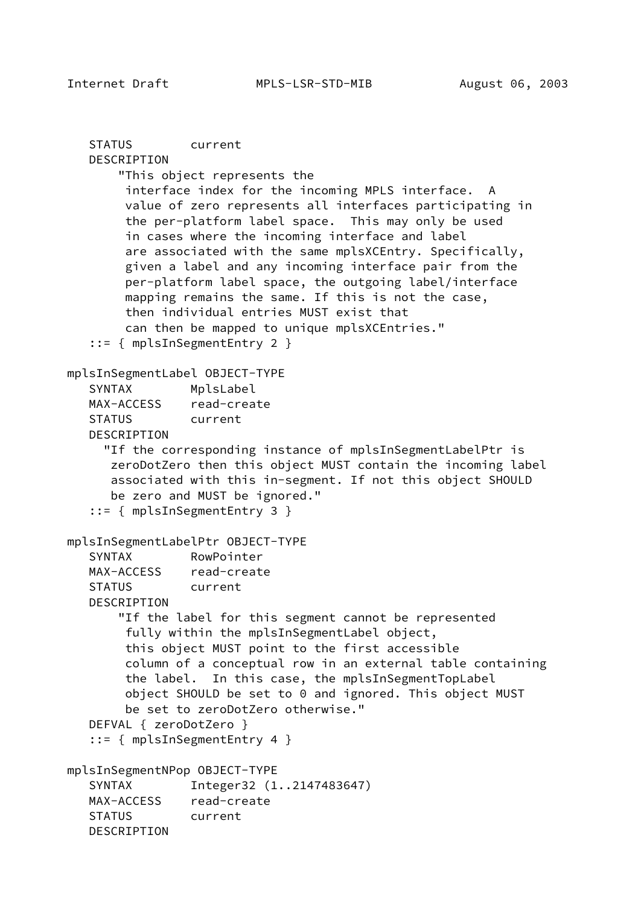```
   STATUS        current
   DESCRIPTION
       "This object represents the
        interface index for the incoming MPLS interface.  A
        value of zero represents all interfaces participating in
        the per-platform label space.  This may only be used
        in cases where the incoming interface and label
        are associated with the same mplsXCEntry. Specifically,
        given a label and any incoming interface pair from the
        per-platform label space, the outgoing label/interface
        mapping remains the same. If this is not the case,
        then individual entries MUST exist that
        can then be mapped to unique mplsXCEntries."
   ::= { mplsInSegmentEntry 2 }

mplsInSegmentLabel OBJECT-TYPE
   SYNTAX        MplsLabel
   MAX-ACCESS    read-create
   STATUS        current
   DESCRIPTION
     "If the corresponding instance of mplsInSegmentLabelPtr is
      zeroDotZero then this object MUST contain the incoming label
      associated with this in-segment. If not this object SHOULD
      be zero and MUST be ignored."
   ::= { mplsInSegmentEntry 3 }

mplsInSegmentLabelPtr OBJECT-TYPE
   SYNTAX        RowPointer
   MAX-ACCESS    read-create
   STATUS        current
   DESCRIPTION
       "If the label for this segment cannot be represented
        fully within the mplsInSegmentLabel object,
        this object MUST point to the first accessible
        column of a conceptual row in an external table containing
        the label.  In this case, the mplsInSegmentTopLabel
        object SHOULD be set to 0 and ignored. This object MUST
        be set to zeroDotZero otherwise."
   DEFVAL { zeroDotZero }
   ::= { mplsInSegmentEntry 4 }

mplsInSegmentNPop OBJECT-TYPE
   SYNTAX        Integer32 (1..2147483647)
   MAX-ACCESS    read-create
   STATUS        current
   DESCRIPTION
```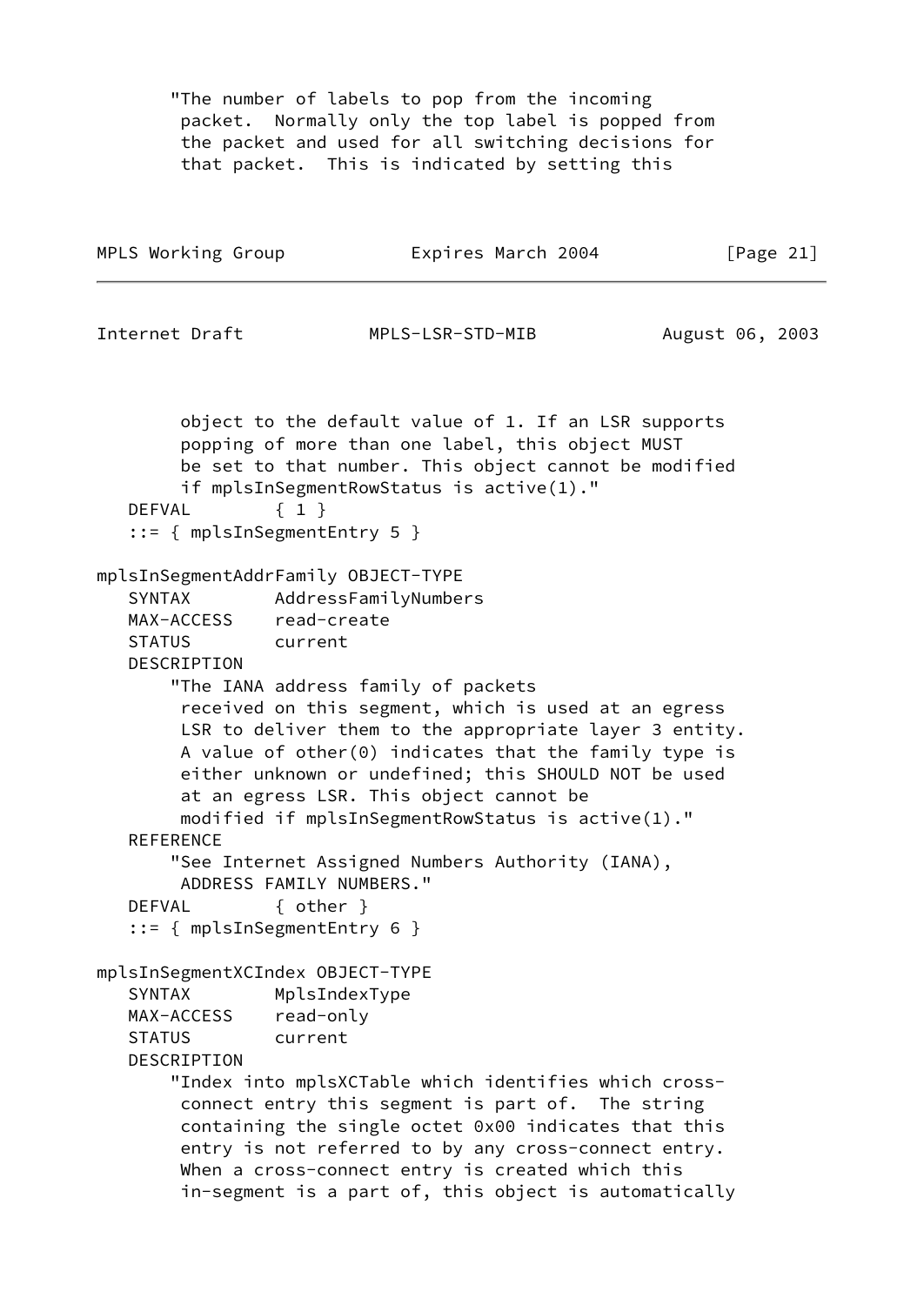```
       "The number of labels to pop from the incoming
        packet.  Normally only the top label is popped from
        the packet and used for all switching decisions for
        that packet.  This is indicated by setting this
        object to the default value of 1. If an LSR supports
        popping of more than one label, this object MUST
        be set to that number. This object cannot be modified
        if mplsInSegmentRowStatus is active(1)."
   DEFVAL        { 1 }
   ::= { mplsInSegmentEntry 5 }

mplsInSegmentAddrFamily OBJECT-TYPE
   SYNTAX        AddressFamilyNumbers
   MAX-ACCESS    read-create
   STATUS        current
   DESCRIPTION
       "The IANA address family of packets
        received on this segment, which is used at an egress
        LSR to deliver them to the appropriate layer 3 entity.
        A value of other(0) indicates that the family type is
        either unknown or undefined; this SHOULD NOT be used
        at an egress LSR. This object cannot be
        modified if mplsInSegmentRowStatus is active(1)."
   REFERENCE
       "See Internet Assigned Numbers Authority (IANA),
        ADDRESS FAMILY NUMBERS."
   DEFVAL        { other }
   ::= { mplsInSegmentEntry 6 }

mplsInSegmentXCIndex OBJECT-TYPE
   SYNTAX        MplsIndexType
   MAX-ACCESS    read-only
   STATUS        current
   DESCRIPTION
       "Index into mplsXCTable which identifies which cross-
        connect entry this segment is part of.  The string
        containing the single octet 0x00 indicates that this
        entry is not referred to by any cross-connect entry.
        When a cross-connect entry is created which this
        in-segment is a part of, this object is automatically
```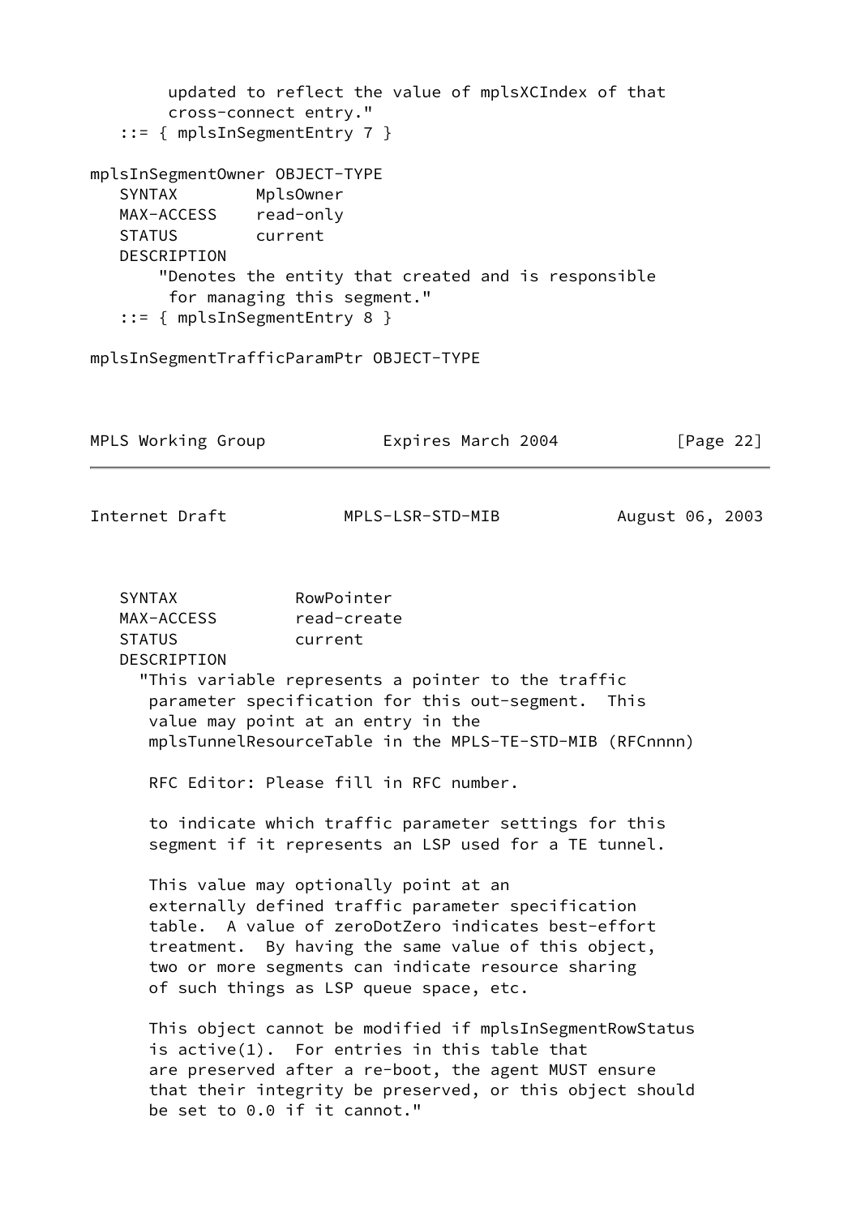```
        updated to reflect the value of mplsXCIndex of that
        cross-connect entry."
   ::= { mplsInSegmentEntry 7 }

mplsInSegmentOwner OBJECT-TYPE
   SYNTAX        MplsOwner
   MAX-ACCESS    read-only
   STATUS        current
   DESCRIPTION
       "Denotes the entity that created and is responsible
        for managing this segment."
   ::= { mplsInSegmentEntry 8 }

mplsInSegmentTrafficParamPtr OBJECT-TYPE
```

```
   SYNTAX            RowPointer
   MAX-ACCESS        read-create
   STATUS            current
   DESCRIPTION
     "This variable represents a pointer to the traffic
      parameter specification for this out-segment.  This
      value may point at an entry in the
      mplsTunnelResourceTable in the MPLS-TE-STD-MIB (RFCnnnn)

      RFC Editor: Please fill in RFC number.

      to indicate which traffic parameter settings for this
      segment if it represents an LSP used for a TE tunnel.

      This value may optionally point at an
      externally defined traffic parameter specification
      table.  A value of zeroDotZero indicates best-effort
      treatment.  By having the same value of this object,
      two or more segments can indicate resource sharing
      of such things as LSP queue space, etc.

      This object cannot be modified if mplsInSegmentRowStatus
      is active(1).  For entries in this table that
      are preserved after a re-boot, the agent MUST ensure
      that their integrity be preserved, or this object should
      be set to 0.0 if it cannot."
```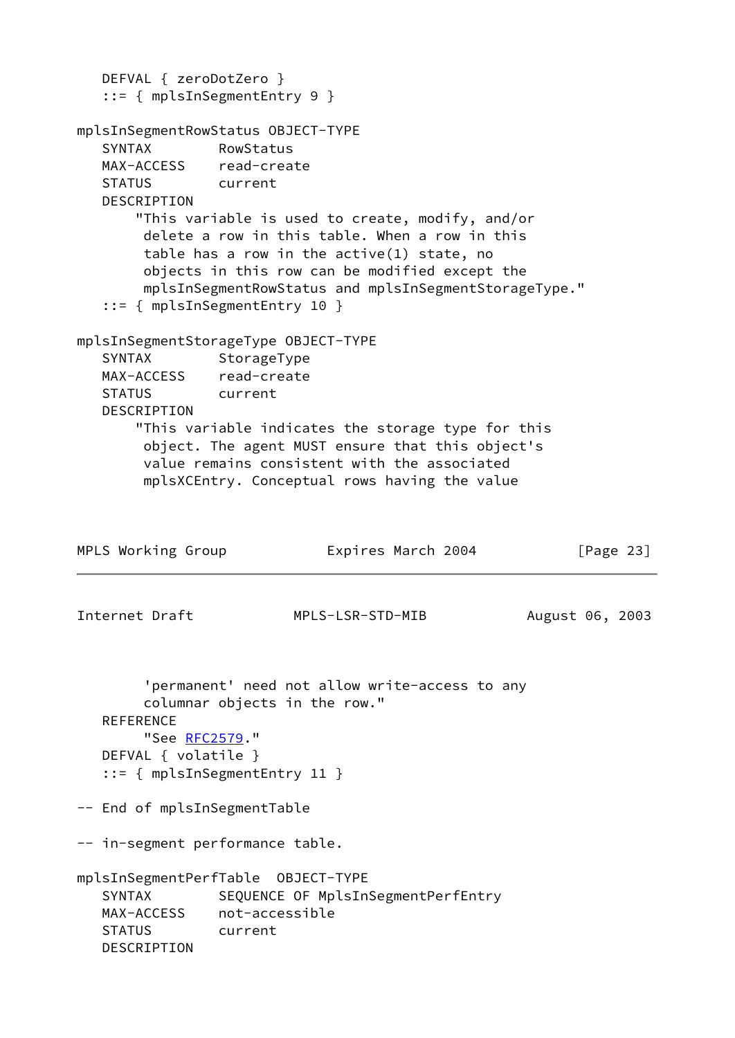```
   DEFVAL { zeroDotZero }
   ::= { mplsInSegmentEntry 9 }

mplsInSegmentRowStatus OBJECT-TYPE
   SYNTAX        RowStatus
   MAX-ACCESS    read-create
   STATUS        current
   DESCRIPTION
       "This variable is used to create, modify, and/or
        delete a row in this table. When a row in this
        table has a row in the active(1) state, no
        objects in this row can be modified except the
        mplsInSegmentRowStatus and mplsInSegmentStorageType."
   ::= { mplsInSegmentEntry 10 }

mplsInSegmentStorageType OBJECT-TYPE
   SYNTAX        StorageType
   MAX-ACCESS    read-create
   STATUS        current
   DESCRIPTION
       "This variable indicates the storage type for this
        object. The agent MUST ensure that this object's
        value remains consistent with the associated
        mplsXCEntry. Conceptual rows having the value
        'permanent' need not allow write-access to any
        columnar objects in the row."
   REFERENCE
        "See RFC2579."
   DEFVAL { volatile }
   ::= { mplsInSegmentEntry 11 }

-- End of mplsInSegmentTable

-- in-segment performance table.

mplsInSegmentPerfTable  OBJECT-TYPE
   SYNTAX        SEQUENCE OF MplsInSegmentPerfEntry
   MAX-ACCESS    not-accessible
   STATUS        current
   DESCRIPTION
```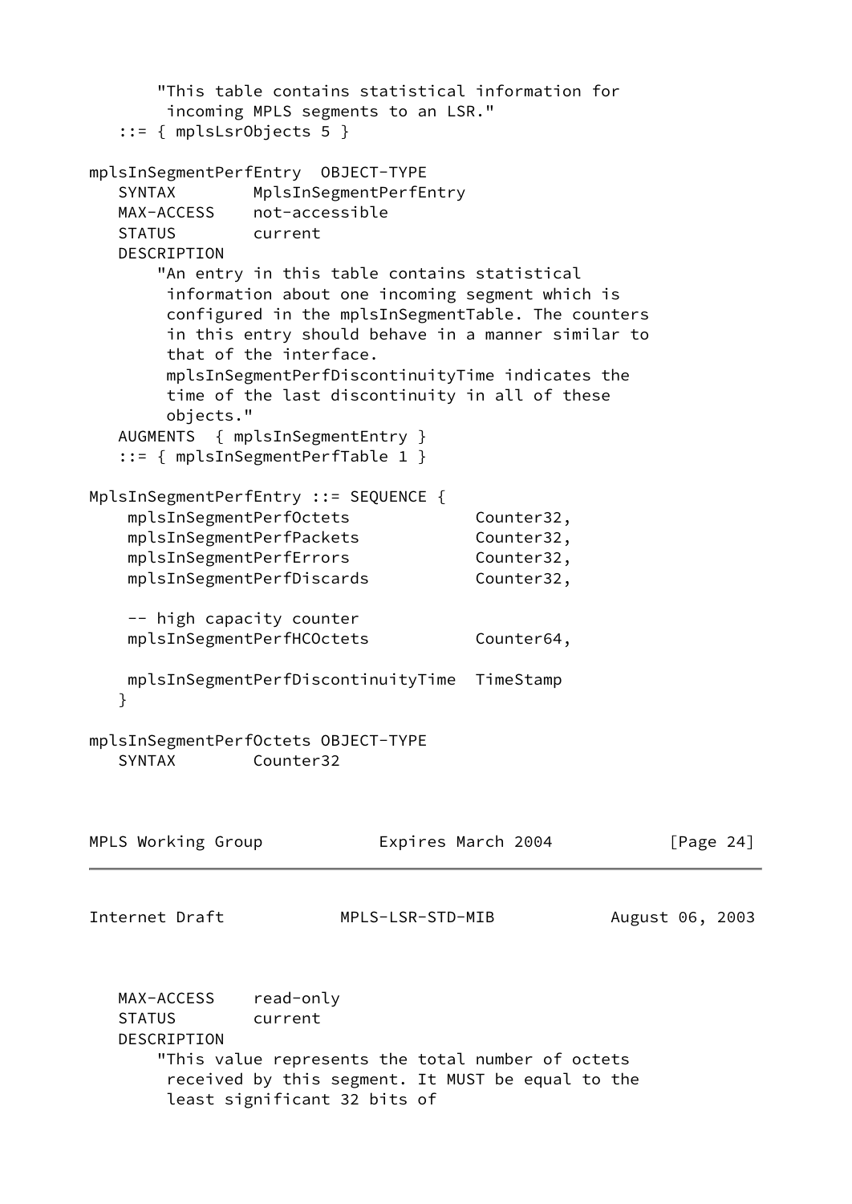```
       "This table contains statistical information for
        incoming MPLS segments to an LSR."
   ::= { mplsLsrObjects 5 }

mplsInSegmentPerfEntry  OBJECT-TYPE
   SYNTAX        MplsInSegmentPerfEntry
   MAX-ACCESS    not-accessible
   STATUS        current
   DESCRIPTION
       "An entry in this table contains statistical
        information about one incoming segment which is
        configured in the mplsInSegmentTable. The counters
        in this entry should behave in a manner similar to
        that of the interface.
        mplsInSegmentPerfDiscontinuityTime indicates the
        time of the last discontinuity in all of these
        objects."
   AUGMENTS  { mplsInSegmentEntry }
   ::= { mplsInSegmentPerfTable 1 }

MplsInSegmentPerfEntry ::= SEQUENCE {
    mplsInSegmentPerfOctets             Counter32,
    mplsInSegmentPerfPackets            Counter32,
    mplsInSegmentPerfErrors             Counter32,
    mplsInSegmentPerfDiscards           Counter32,

    -- high capacity counter
    mplsInSegmentPerfHCOctets           Counter64,

    mplsInSegmentPerfDiscontinuityTime  TimeStamp
   }

mplsInSegmentPerfOctets OBJECT-TYPE
   SYNTAX        Counter32
   MAX-ACCESS    read-only
   STATUS        current
   DESCRIPTION
       "This value represents the total number of octets
        received by this segment. It MUST be equal to the
        least significant 32 bits of
```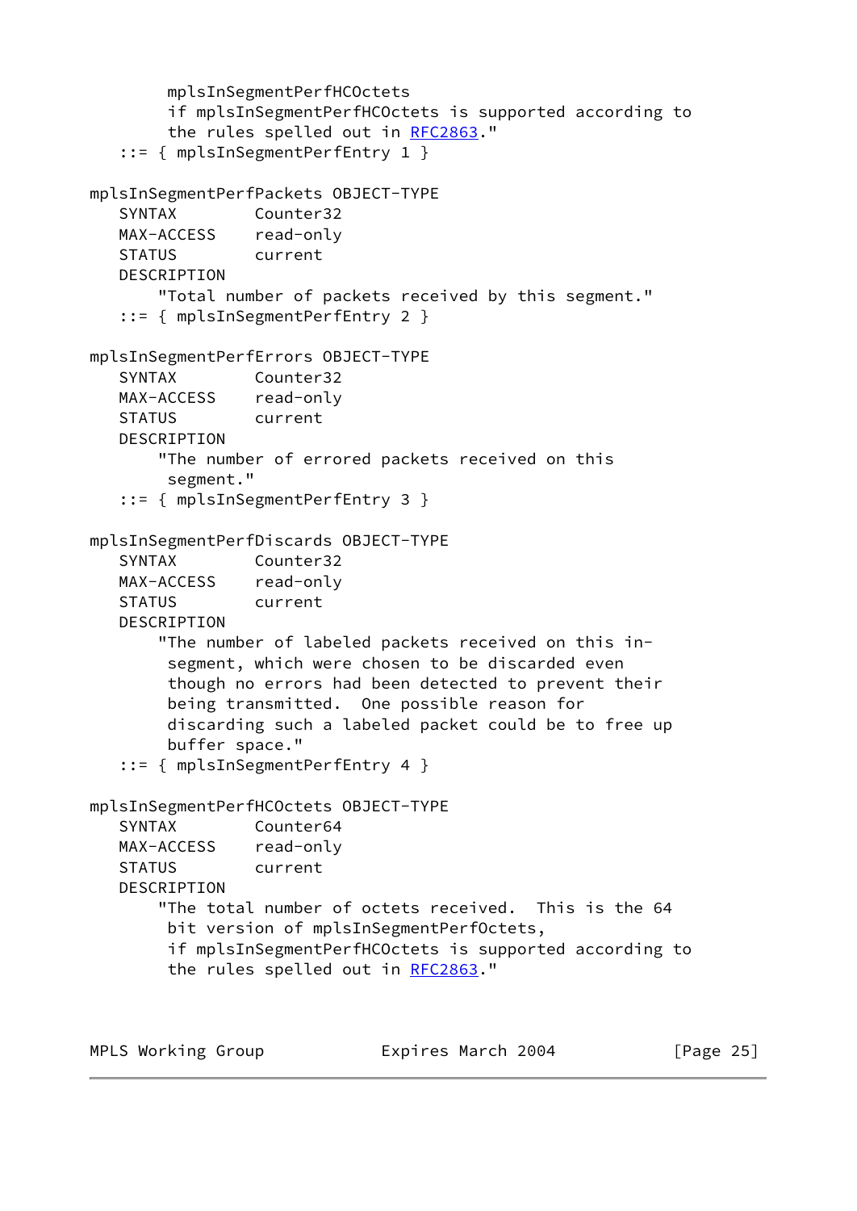```
        mplsInSegmentPerfHCOctets
        if mplsInSegmentPerfHCOctets is supported according to
        the rules spelled out in RFC2863."
   ::= { mplsInSegmentPerfEntry 1 }

mplsInSegmentPerfPackets OBJECT-TYPE
   SYNTAX        Counter32
   MAX-ACCESS    read-only
   STATUS        current
   DESCRIPTION
       "Total number of packets received by this segment."
   ::= { mplsInSegmentPerfEntry 2 }

mplsInSegmentPerfErrors OBJECT-TYPE
   SYNTAX        Counter32
   MAX-ACCESS    read-only
   STATUS        current
   DESCRIPTION
       "The number of errored packets received on this
        segment."
   ::= { mplsInSegmentPerfEntry 3 }

mplsInSegmentPerfDiscards OBJECT-TYPE
   SYNTAX        Counter32
   MAX-ACCESS    read-only
   STATUS        current
   DESCRIPTION
       "The number of labeled packets received on this in-
        segment, which were chosen to be discarded even
        though no errors had been detected to prevent their
        being transmitted.  One possible reason for
        discarding such a labeled packet could be to free up
        buffer space."
   ::= { mplsInSegmentPerfEntry 4 }

mplsInSegmentPerfHCOctets OBJECT-TYPE
   SYNTAX        Counter64
   MAX-ACCESS    read-only
   STATUS        current
   DESCRIPTION
       "The total number of octets received.  This is the 64
        bit version of mplsInSegmentPerfOctets,
        if mplsInSegmentPerfHCOctets is supported according to
        the rules spelled out in RFC2863."
```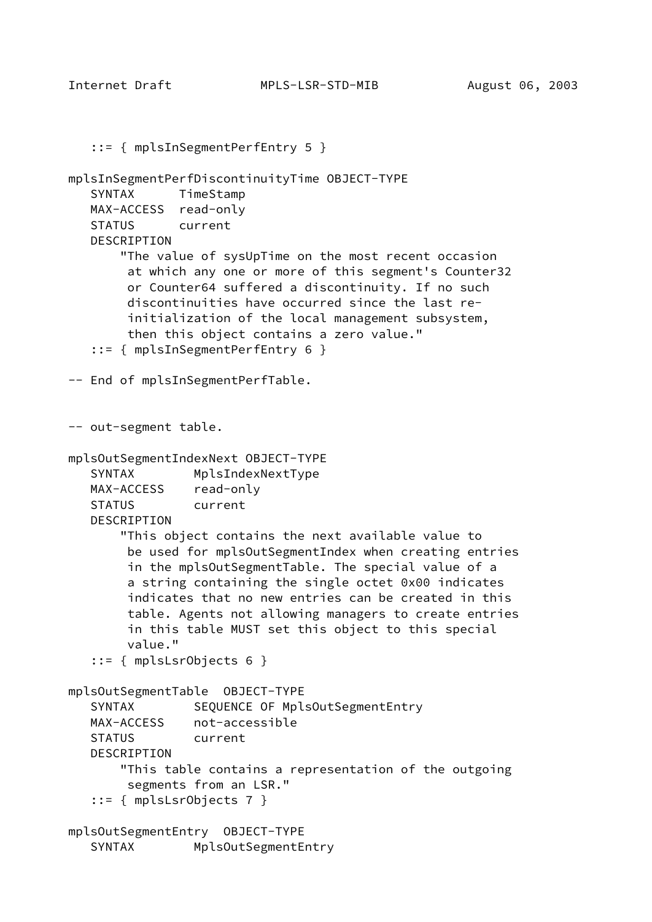```
   ::= { mplsInSegmentPerfEntry 5 }

mplsInSegmentPerfDiscontinuityTime OBJECT-TYPE
   SYNTAX      TimeStamp
   MAX-ACCESS  read-only
   STATUS      current
   DESCRIPTION
       "The value of sysUpTime on the most recent occasion
        at which any one or more of this segment's Counter32
        or Counter64 suffered a discontinuity. If no such
        discontinuities have occurred since the last re-
        initialization of the local management subsystem,
        then this object contains a zero value."
   ::= { mplsInSegmentPerfEntry 6 }

-- End of mplsInSegmentPerfTable.


-- out-segment table.

mplsOutSegmentIndexNext OBJECT-TYPE
   SYNTAX        MplsIndexNextType
   MAX-ACCESS    read-only
   STATUS        current
   DESCRIPTION
       "This object contains the next available value to
        be used for mplsOutSegmentIndex when creating entries
        in the mplsOutSegmentTable. The special value of a
        a string containing the single octet 0x00 indicates
        indicates that no new entries can be created in this
        table. Agents not allowing managers to create entries
        in this table MUST set this object to this special
        value."
   ::= { mplsLsrObjects 6 }

mplsOutSegmentTable  OBJECT-TYPE
   SYNTAX        SEQUENCE OF MplsOutSegmentEntry
   MAX-ACCESS    not-accessible
   STATUS        current
   DESCRIPTION
       "This table contains a representation of the outgoing
        segments from an LSR."
   ::= { mplsLsrObjects 7 }

mplsOutSegmentEntry  OBJECT-TYPE
   SYNTAX        MplsOutSegmentEntry
```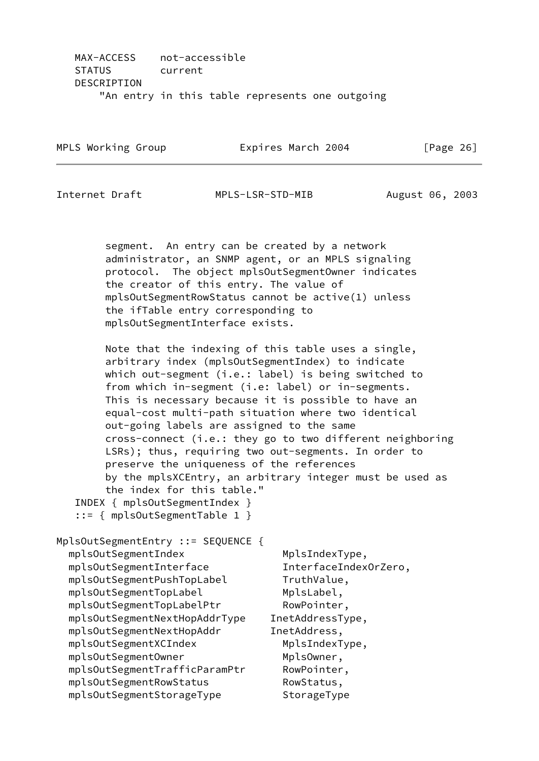```
   MAX-ACCESS    not-accessible
   STATUS        current
   DESCRIPTION
       "An entry in this table represents one outgoing
        segment.  An entry can be created by a network
        administrator, an SNMP agent, or an MPLS signaling
        protocol.  The object mplsOutSegmentOwner indicates
        the creator of this entry. The value of
        mplsOutSegmentRowStatus cannot be active(1) unless
        the ifTable entry corresponding to
        mplsOutSegmentInterface exists.

        Note that the indexing of this table uses a single,
        arbitrary index (mplsOutSegmentIndex) to indicate
        which out-segment (i.e.: label) is being switched to
        from which in-segment (i.e: label) or in-segments.
        This is necessary because it is possible to have an
        equal-cost multi-path situation where two identical
        out-going labels are assigned to the same
        cross-connect (i.e.: they go to two different neighboring
        LSRs); thus, requiring two out-segments. In order to
        preserve the uniqueness of the references
        by the mplsXCEntry, an arbitrary integer must be used as
        the index for this table."
   INDEX { mplsOutSegmentIndex }
   ::= { mplsOutSegmentTable 1 }

MplsOutSegmentEntry ::= SEQUENCE {
  mplsOutSegmentIndex               MplsIndexType,
  mplsOutSegmentInterface           InterfaceIndexOrZero,
  mplsOutSegmentPushTopLabel        TruthValue,
  mplsOutSegmentTopLabel            MplsLabel,
  mplsOutSegmentTopLabelPtr         RowPointer,
  mplsOutSegmentNextHopAddrType    InetAddressType,
  mplsOutSegmentNextHopAddr        InetAddress,
  mplsOutSegmentXCIndex             MplsIndexType,
  mplsOutSegmentOwner               MplsOwner,
  mplsOutSegmentTrafficParamPtr     RowPointer,
  mplsOutSegmentRowStatus           RowStatus,
  mplsOutSegmentStorageType         StorageType
```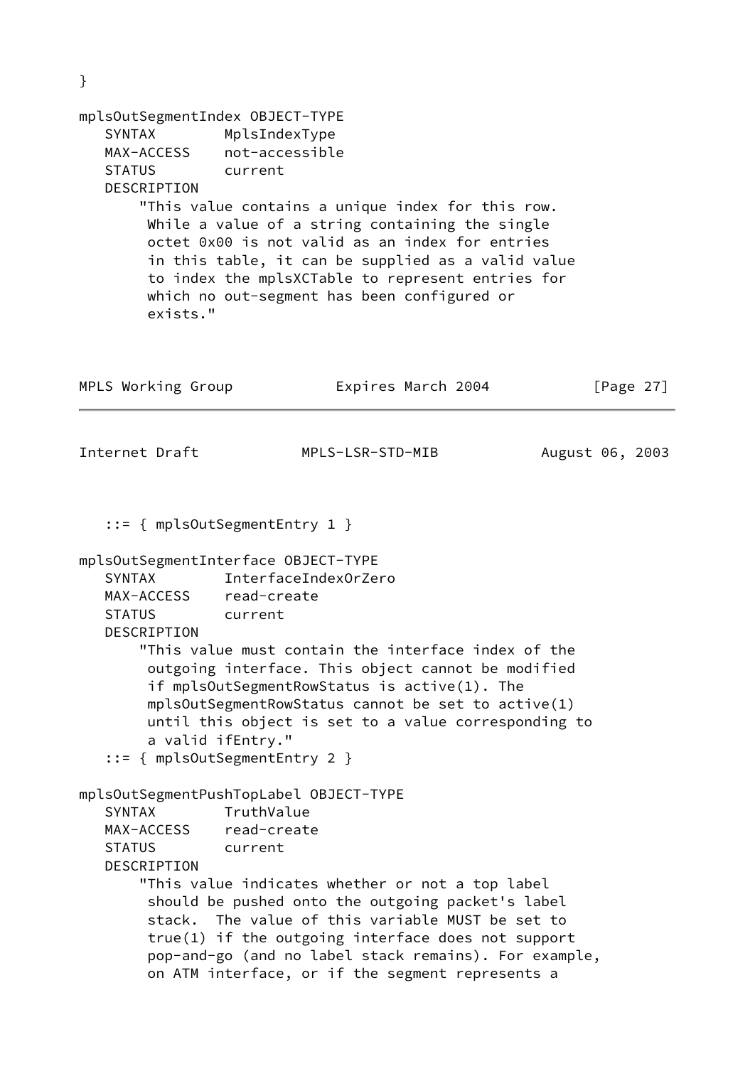```
}

mplsOutSegmentIndex OBJECT-TYPE
   SYNTAX        MplsIndexType
   MAX-ACCESS    not-accessible
   STATUS        current
   DESCRIPTION
       "This value contains a unique index for this row.
        While a value of a string containing the single
        octet 0x00 is not valid as an index for entries
        in this table, it can be supplied as a valid value
        to index the mplsXCTable to represent entries for
        which no out-segment has been configured or
        exists."
   ::= { mplsOutSegmentEntry 1 }

mplsOutSegmentInterface OBJECT-TYPE
   SYNTAX        InterfaceIndexOrZero
   MAX-ACCESS    read-create
   STATUS        current
   DESCRIPTION
       "This value must contain the interface index of the
        outgoing interface. This object cannot be modified
        if mplsOutSegmentRowStatus is active(1). The
        mplsOutSegmentRowStatus cannot be set to active(1)
        until this object is set to a value corresponding to
        a valid ifEntry."
   ::= { mplsOutSegmentEntry 2 }

mplsOutSegmentPushTopLabel OBJECT-TYPE
   SYNTAX        TruthValue
   MAX-ACCESS    read-create
   STATUS        current
   DESCRIPTION
       "This value indicates whether or not a top label
        should be pushed onto the outgoing packet's label
        stack.  The value of this variable MUST be set to
        true(1) if the outgoing interface does not support
        pop-and-go (and no label stack remains). For example,
        on ATM interface, or if the segment represents a
```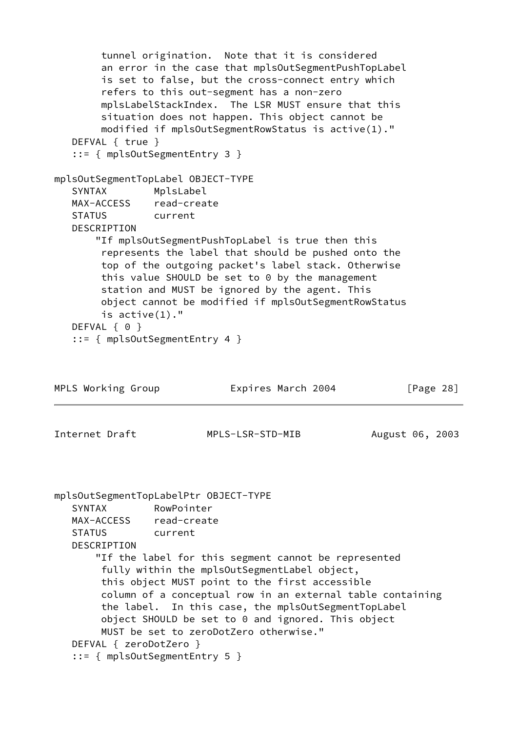```
           tunnel origination.  Note that it is considered
           an error in the case that mplsOutSegmentPushTopLabel
           is set to false, but the cross-connect entry which
           refers to this out-segment has a non-zero
           mplsLabelStackIndex.  The LSR MUST ensure that this
           situation does not happen. This object cannot be
           modified if mplsOutSegmentRowStatus is active(1)."
   DEFVAL { true }
   ::= { mplsOutSegmentEntry 3 }

mplsOutSegmentTopLabel OBJECT-TYPE
   SYNTAX        MplsLabel
   MAX-ACCESS    read-create
   STATUS        current
   DESCRIPTION
       "If mplsOutSegmentPushTopLabel is true then this
        represents the label that should be pushed onto the
        top of the outgoing packet's label stack. Otherwise
        this value SHOULD be set to 0 by the management
        station and MUST be ignored by the agent. This
        object cannot be modified if mplsOutSegmentRowStatus
        is active(1)."
   DEFVAL { 0 }
   ::= { mplsOutSegmentEntry 4 }

mplsOutSegmentTopLabelPtr OBJECT-TYPE
   SYNTAX        RowPointer
   MAX-ACCESS    read-create
   STATUS        current
   DESCRIPTION
       "If the label for this segment cannot be represented
        fully within the mplsOutSegmentLabel object,
        this object MUST point to the first accessible
        column of a conceptual row in an external table containing
        the label.  In this case, the mplsOutSegmentTopLabel
        object SHOULD be set to 0 and ignored. This object
        MUST be set to zeroDotZero otherwise."
   DEFVAL { zeroDotZero }
   ::= { mplsOutSegmentEntry 5 }
```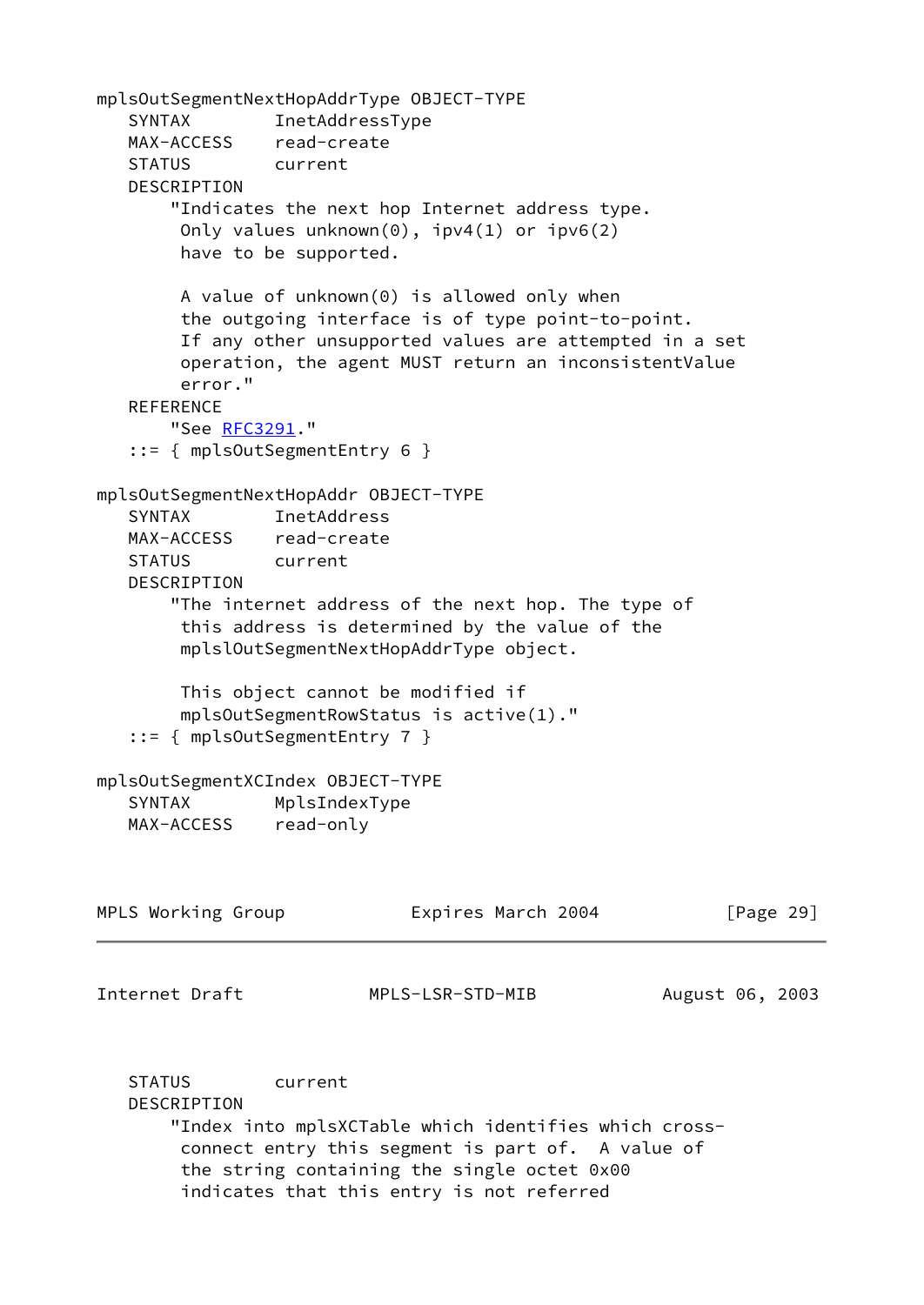```
mplsOutSegmentNextHopAddrType OBJECT-TYPE
   SYNTAX        InetAddressType
   MAX-ACCESS    read-create
   STATUS        current
   DESCRIPTION
       "Indicates the next hop Internet address type.
        Only values unknown(0), ipv4(1) or ipv6(2)
        have to be supported.

        A value of unknown(0) is allowed only when
        the outgoing interface is of type point-to-point.
        If any other unsupported values are attempted in a set
        operation, the agent MUST return an inconsistentValue
        error."
   REFERENCE
       "See RFC3291."
   ::= { mplsOutSegmentEntry 6 }

mplsOutSegmentNextHopAddr OBJECT-TYPE
   SYNTAX        InetAddress
   MAX-ACCESS    read-create
   STATUS        current
   DESCRIPTION
       "The internet address of the next hop. The type of
        this address is determined by the value of the
        mplslOutSegmentNextHopAddrType object.

        This object cannot be modified if
        mplsOutSegmentRowStatus is active(1)."
   ::= { mplsOutSegmentEntry 7 }

mplsOutSegmentXCIndex OBJECT-TYPE
   SYNTAX        MplsIndexType
   MAX-ACCESS    read-only
   STATUS        current
   DESCRIPTION
       "Index into mplsXCTable which identifies which cross-
        connect entry this segment is part of.  A value of
        the string containing the single octet 0x00
        indicates that this entry is not referred
```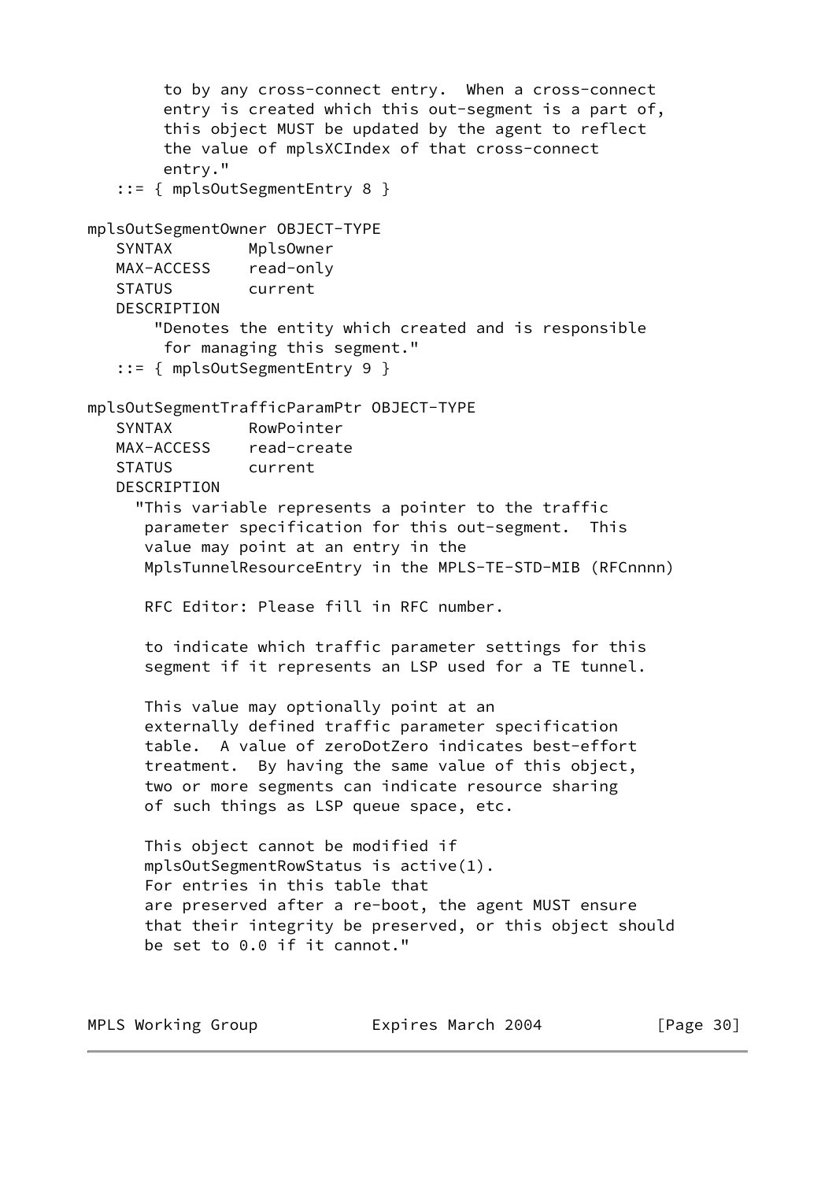```
         to by any cross-connect entry.  When a cross-connect
         entry is created which this out-segment is a part of,
         this object MUST be updated by the agent to reflect
         the value of mplsXCIndex of that cross-connect
         entry."
    ::= { mplsOutSegmentEntry 8 }

mplsOutSegmentOwner OBJECT-TYPE
    SYNTAX        MplsOwner
    MAX-ACCESS    read-only
    STATUS        current
    DESCRIPTION
        "Denotes the entity which created and is responsible
         for managing this segment."
    ::= { mplsOutSegmentEntry 9 }

mplsOutSegmentTrafficParamPtr OBJECT-TYPE
    SYNTAX        RowPointer
    MAX-ACCESS    read-create
    STATUS        current
    DESCRIPTION
      "This variable represents a pointer to the traffic
       parameter specification for this out-segment.  This
       value may point at an entry in the
       MplsTunnelResourceEntry in the MPLS-TE-STD-MIB (RFCnnnn)

       RFC Editor: Please fill in RFC number.

       to indicate which traffic parameter settings for this
       segment if it represents an LSP used for a TE tunnel.

       This value may optionally point at an
       externally defined traffic parameter specification
       table.  A value of zeroDotZero indicates best-effort
       treatment.  By having the same value of this object,
       two or more segments can indicate resource sharing
       of such things as LSP queue space, etc.

       This object cannot be modified if
       mplsOutSegmentRowStatus is active(1).
       For entries in this table that
       are preserved after a re-boot, the agent MUST ensure
       that their integrity be preserved, or this object should
       be set to 0.0 if it cannot."
```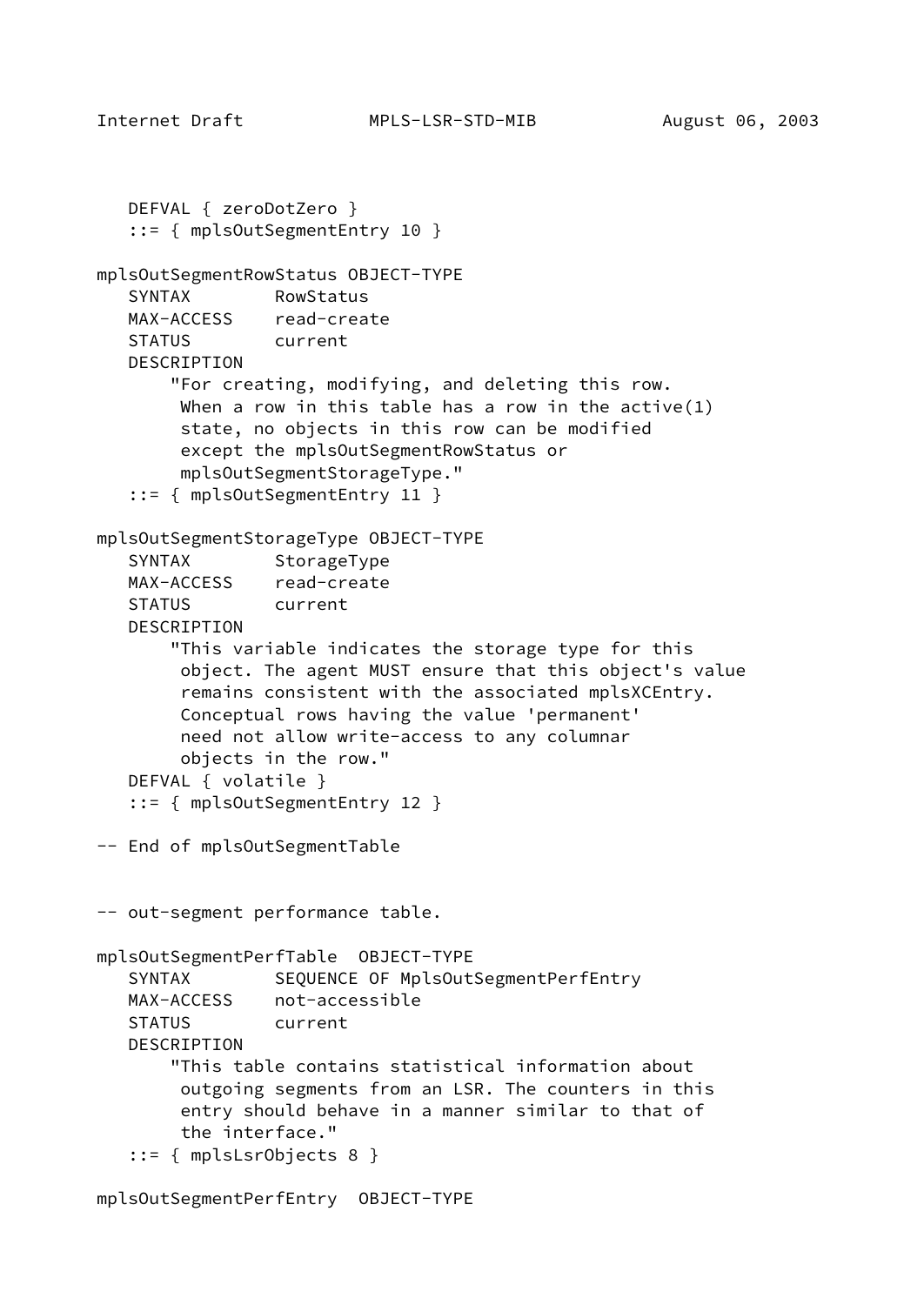```
   DEFVAL { zeroDotZero }
   ::= { mplsOutSegmentEntry 10 }

mplsOutSegmentRowStatus OBJECT-TYPE
   SYNTAX        RowStatus
   MAX-ACCESS    read-create
   STATUS        current
   DESCRIPTION
       "For creating, modifying, and deleting this row.
        When a row in this table has a row in the active(1)
        state, no objects in this row can be modified
        except the mplsOutSegmentRowStatus or
        mplsOutSegmentStorageType."
   ::= { mplsOutSegmentEntry 11 }

mplsOutSegmentStorageType OBJECT-TYPE
   SYNTAX        StorageType
   MAX-ACCESS    read-create
   STATUS        current
   DESCRIPTION
       "This variable indicates the storage type for this
        object. The agent MUST ensure that this object's value
        remains consistent with the associated mplsXCEntry.
        Conceptual rows having the value 'permanent'
        need not allow write-access to any columnar
        objects in the row."
   DEFVAL { volatile }
   ::= { mplsOutSegmentEntry 12 }

-- End of mplsOutSegmentTable


-- out-segment performance table.

mplsOutSegmentPerfTable  OBJECT-TYPE
   SYNTAX        SEQUENCE OF MplsOutSegmentPerfEntry
   MAX-ACCESS    not-accessible
   STATUS        current
   DESCRIPTION
       "This table contains statistical information about
        outgoing segments from an LSR. The counters in this
        entry should behave in a manner similar to that of
        the interface."
   ::= { mplsLsrObjects 8 }

mplsOutSegmentPerfEntry  OBJECT-TYPE
```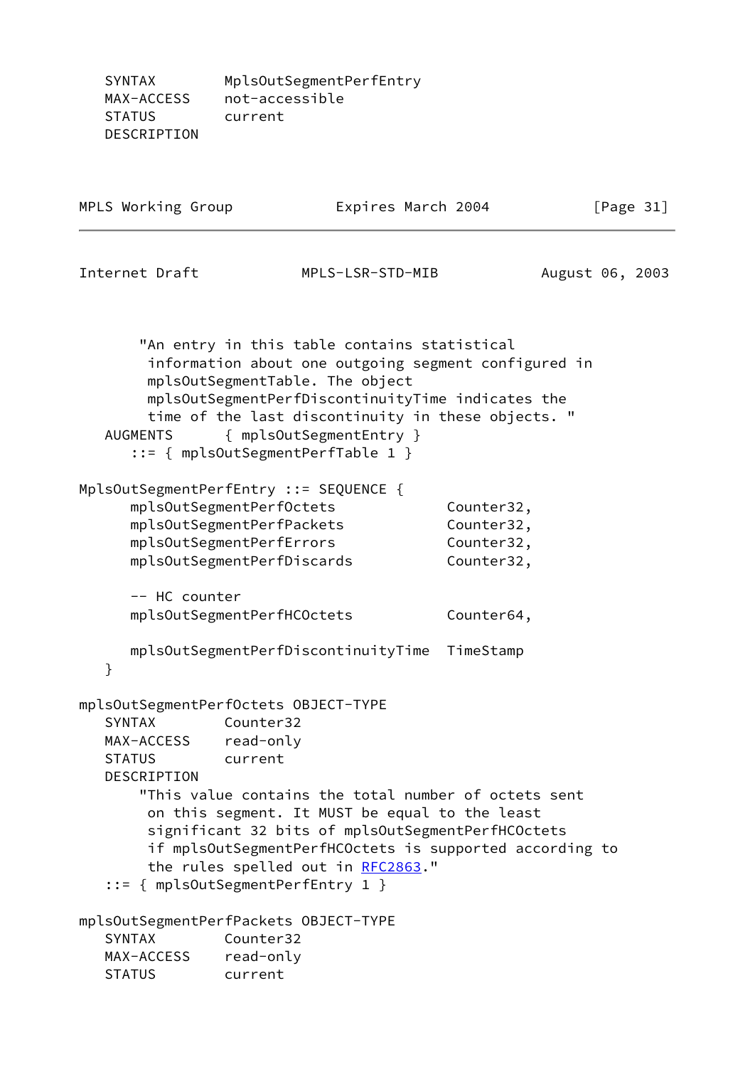```
   SYNTAX        MplsOutSegmentPerfEntry
   MAX-ACCESS    not-accessible
   STATUS        current
   DESCRIPTION
```

```
        "An entry in this table contains statistical
         information about one outgoing segment configured in
         mplsOutSegmentTable. The object
         mplsOutSegmentPerfDiscontinuityTime indicates the
         time of the last discontinuity in these objects. "
   AUGMENTS      { mplsOutSegmentEntry }
      ::= { mplsOutSegmentPerfTable 1 }

MplsOutSegmentPerfEntry ::= SEQUENCE {
      mplsOutSegmentPerfOctets             Counter32,
      mplsOutSegmentPerfPackets            Counter32,
      mplsOutSegmentPerfErrors             Counter32,
      mplsOutSegmentPerfDiscards           Counter32,

      -- HC counter
      mplsOutSegmentPerfHCOctets           Counter64,

      mplsOutSegmentPerfDiscontinuityTime  TimeStamp
   }

mplsOutSegmentPerfOctets OBJECT-TYPE
   SYNTAX        Counter32
   MAX-ACCESS    read-only
   STATUS        current
   DESCRIPTION
       "This value contains the total number of octets sent
        on this segment. It MUST be equal to the least
        significant 32 bits of mplsOutSegmentPerfHCOctets
        if mplsOutSegmentPerfHCOctets is supported according to
        the rules spelled out in RFC2863."
   ::= { mplsOutSegmentPerfEntry 1 }

mplsOutSegmentPerfPackets OBJECT-TYPE
   SYNTAX        Counter32
   MAX-ACCESS    read-only
   STATUS        current
```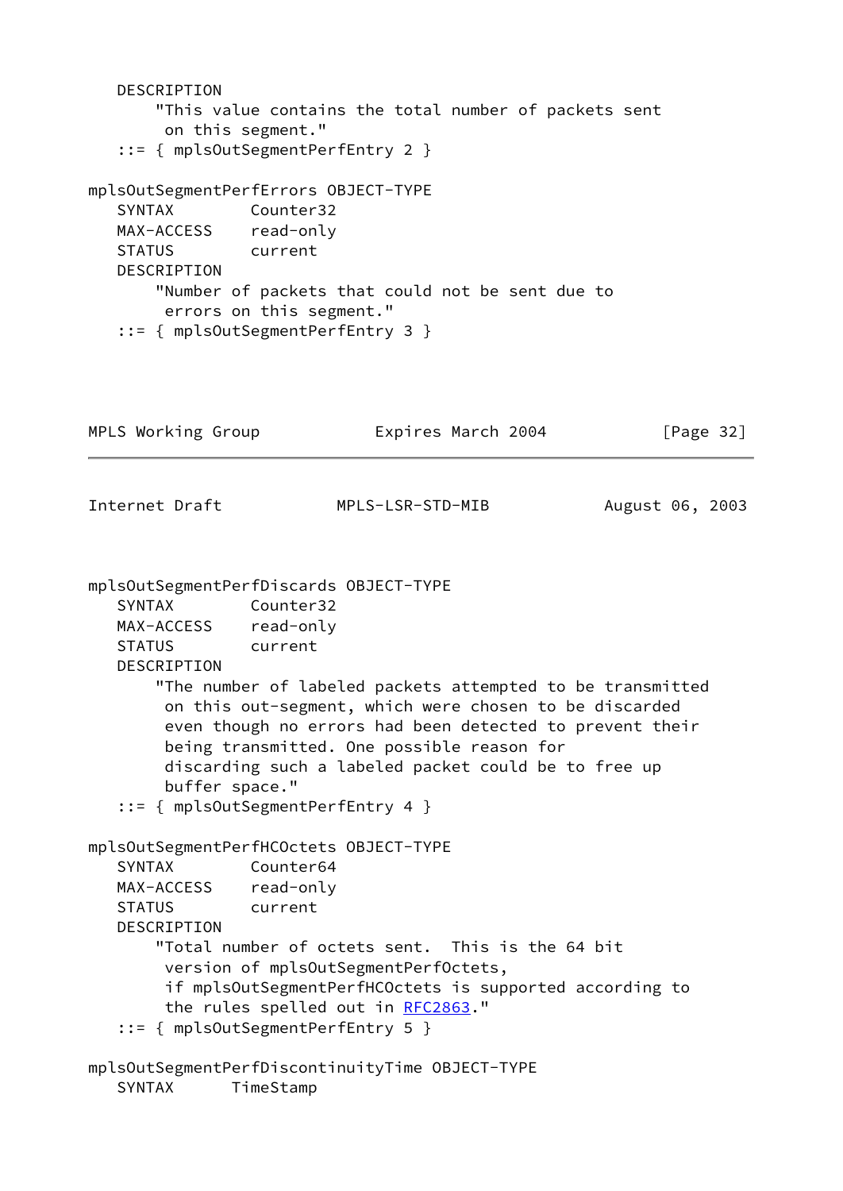```
   DESCRIPTION
       "This value contains the total number of packets sent
        on this segment."
   ::= { mplsOutSegmentPerfEntry 2 }

mplsOutSegmentPerfErrors OBJECT-TYPE
   SYNTAX        Counter32
   MAX-ACCESS    read-only
   STATUS        current
   DESCRIPTION
       "Number of packets that could not be sent due to
        errors on this segment."
   ::= { mplsOutSegmentPerfEntry 3 }

mplsOutSegmentPerfDiscards OBJECT-TYPE
   SYNTAX        Counter32
   MAX-ACCESS    read-only
   STATUS        current
   DESCRIPTION
       "The number of labeled packets attempted to be transmitted
        on this out-segment, which were chosen to be discarded
        even though no errors had been detected to prevent their
        being transmitted. One possible reason for
        discarding such a labeled packet could be to free up
        buffer space."
   ::= { mplsOutSegmentPerfEntry 4 }

mplsOutSegmentPerfHCOctets OBJECT-TYPE
   SYNTAX        Counter64
   MAX-ACCESS    read-only
   STATUS        current
   DESCRIPTION
       "Total number of octets sent.  This is the 64 bit
        version of mplsOutSegmentPerfOctets,
        if mplsOutSegmentPerfHCOctets is supported according to
        the rules spelled out in RFC2863."
   ::= { mplsOutSegmentPerfEntry 5 }

mplsOutSegmentPerfDiscontinuityTime OBJECT-TYPE
   SYNTAX      TimeStamp
```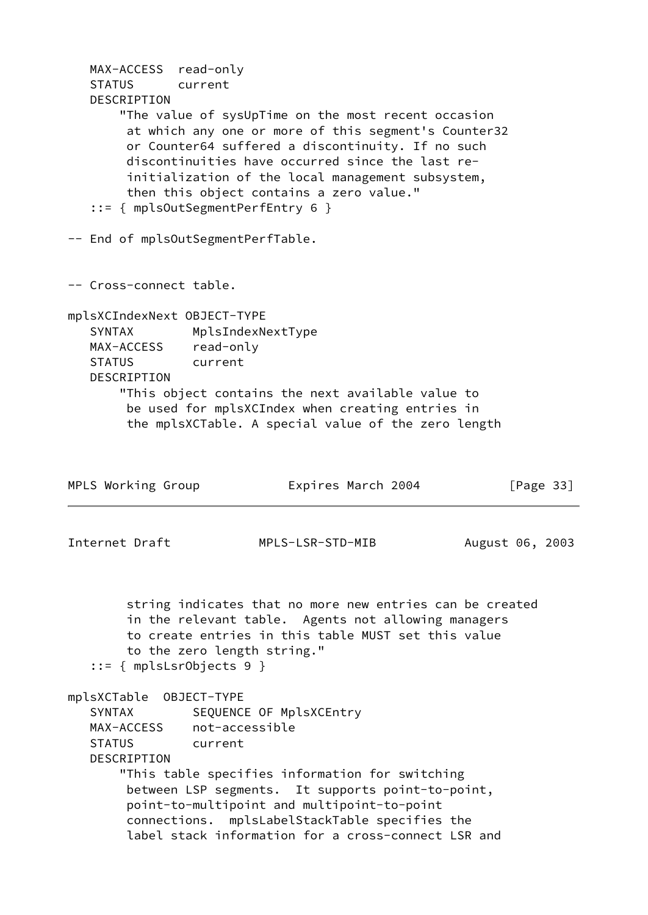```
   MAX-ACCESS  read-only
   STATUS      current
   DESCRIPTION
       "The value of sysUpTime on the most recent occasion
        at which any one or more of this segment's Counter32
        or Counter64 suffered a discontinuity. If no such
        discontinuities have occurred since the last re-
        initialization of the local management subsystem,
        then this object contains a zero value."
   ::= { mplsOutSegmentPerfEntry 6 }

-- End of mplsOutSegmentPerfTable.


-- Cross-connect table.

mplsXCIndexNext OBJECT-TYPE
   SYNTAX        MplsIndexNextType
   MAX-ACCESS    read-only
   STATUS        current
   DESCRIPTION
       "This object contains the next available value to
        be used for mplsXCIndex when creating entries in
        the mplsXCTable. A special value of the zero length
        string indicates that no more new entries can be created
        in the relevant table.  Agents not allowing managers
        to create entries in this table MUST set this value
        to the zero length string."
   ::= { mplsLsrObjects 9 }

mplsXCTable  OBJECT-TYPE
   SYNTAX        SEQUENCE OF MplsXCEntry
   MAX-ACCESS    not-accessible
   STATUS        current
   DESCRIPTION
       "This table specifies information for switching
        between LSP segments.  It supports point-to-point,
        point-to-multipoint and multipoint-to-point
        connections.  mplsLabelStackTable specifies the
        label stack information for a cross-connect LSR and
```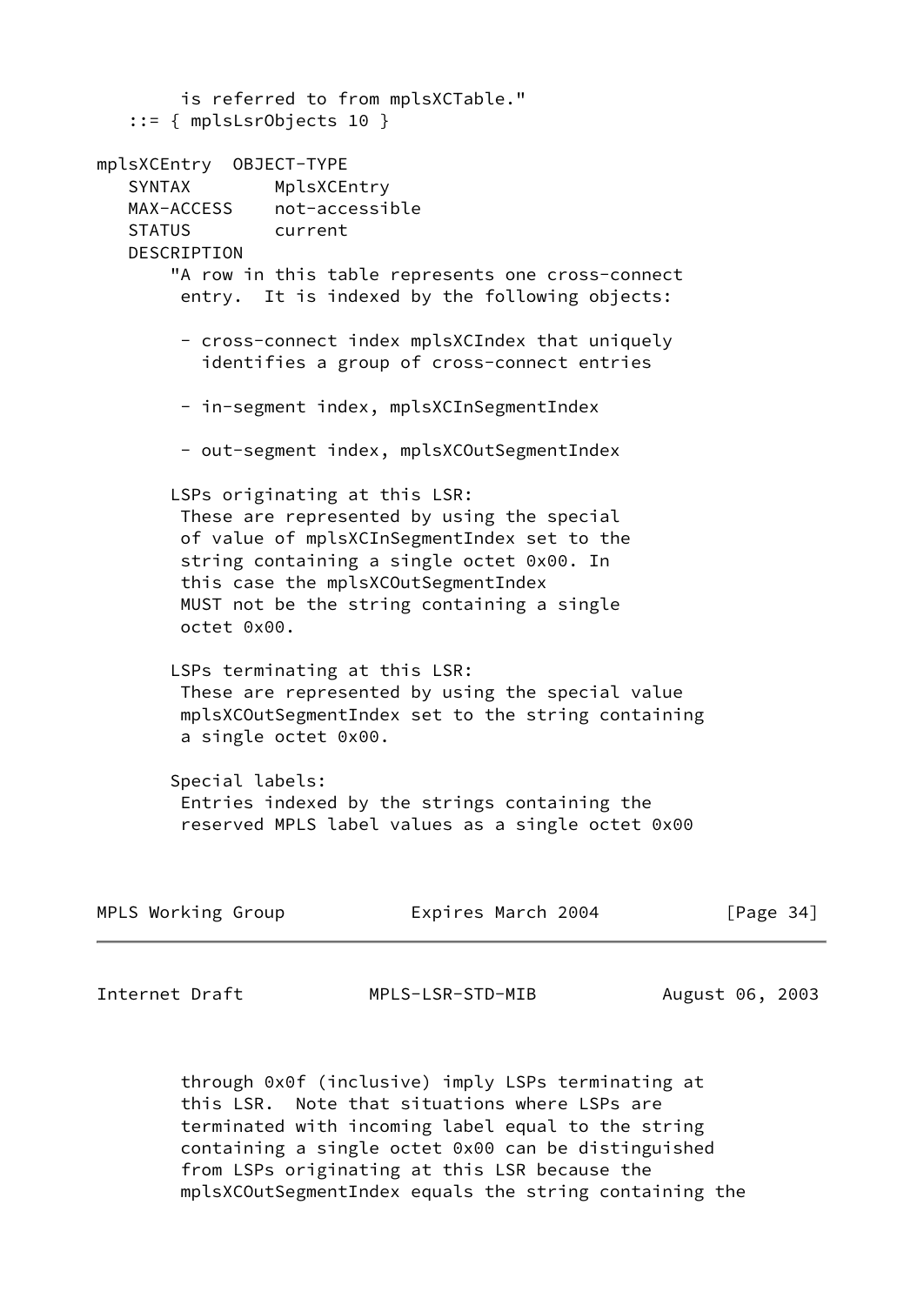```
        is referred to from mplsXCTable."
   ::= { mplsLsrObjects 10 }

mplsXCEntry  OBJECT-TYPE
   SYNTAX        MplsXCEntry
   MAX-ACCESS    not-accessible
   STATUS        current
   DESCRIPTION
       "A row in this table represents one cross-connect
        entry.  It is indexed by the following objects:

        - cross-connect index mplsXCIndex that uniquely
          identifies a group of cross-connect entries

        - in-segment index, mplsXCInSegmentIndex

        - out-segment index, mplsXCOutSegmentIndex

       LSPs originating at this LSR:
        These are represented by using the special
        of value of mplsXCInSegmentIndex set to the
        string containing a single octet 0x00. In
        this case the mplsXCOutSegmentIndex
        MUST not be the string containing a single
        octet 0x00.

       LSPs terminating at this LSR:
        These are represented by using the special value
        mplsXCOutSegmentIndex set to the string containing
        a single octet 0x00.

       Special labels:
        Entries indexed by the strings containing the
        reserved MPLS label values as a single octet 0x00
        through 0x0f (inclusive) imply LSPs terminating at
        this LSR.  Note that situations where LSPs are
        terminated with incoming label equal to the string
        containing a single octet 0x00 can be distinguished
        from LSPs originating at this LSR because the
        mplsXCOutSegmentIndex equals the string containing the
```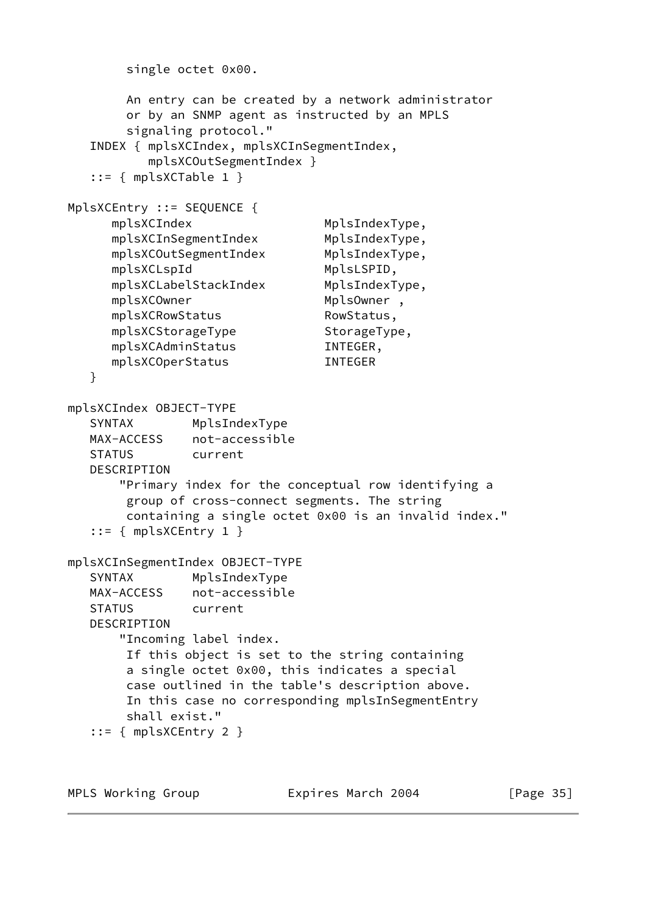```
        single octet 0x00.

        An entry can be created by a network administrator
        or by an SNMP agent as instructed by an MPLS
        signaling protocol."
   INDEX { mplsXCIndex, mplsXCInSegmentIndex,
           mplsXCOutSegmentIndex }
   ::= { mplsXCTable 1 }

MplsXCEntry ::= SEQUENCE {
      mplsXCIndex                   MplsIndexType,
      mplsXCInSegmentIndex          MplsIndexType,
      mplsXCOutSegmentIndex         MplsIndexType,
      mplsXCLspId                   MplsLSPID,
      mplsXCLabelStackIndex         MplsIndexType,
      mplsXCOwner                   MplsOwner ,
      mplsXCRowStatus               RowStatus,
      mplsXCStorageType             StorageType,
      mplsXCAdminStatus             INTEGER,
      mplsXCOperStatus              INTEGER
   }

mplsXCIndex OBJECT-TYPE
   SYNTAX        MplsIndexType
   MAX-ACCESS    not-accessible
   STATUS        current
   DESCRIPTION
       "Primary index for the conceptual row identifying a
        group of cross-connect segments. The string
        containing a single octet 0x00 is an invalid index."
   ::= { mplsXCEntry 1 }

mplsXCInSegmentIndex OBJECT-TYPE
   SYNTAX        MplsIndexType
   MAX-ACCESS    not-accessible
   STATUS        current
   DESCRIPTION
       "Incoming label index.
        If this object is set to the string containing
        a single octet 0x00, this indicates a special
        case outlined in the table's description above.
        In this case no corresponding mplsInSegmentEntry
        shall exist."
   ::= { mplsXCEntry 2 }
```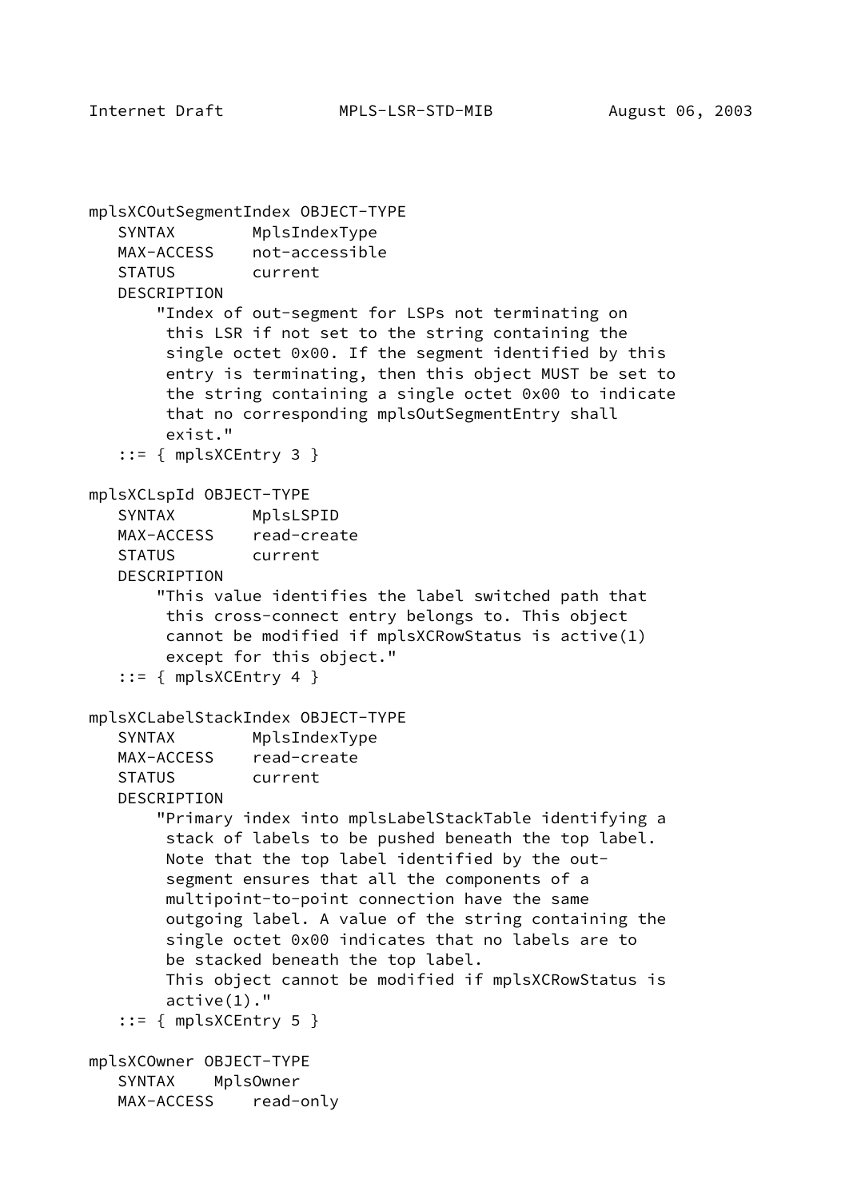```
mplsXCOutSegmentIndex OBJECT-TYPE
   SYNTAX        MplsIndexType
   MAX-ACCESS    not-accessible
   STATUS        current
   DESCRIPTION
       "Index of out-segment for LSPs not terminating on
        this LSR if not set to the string containing the
        single octet 0x00. If the segment identified by this
        entry is terminating, then this object MUST be set to
        the string containing a single octet 0x00 to indicate
        that no corresponding mplsOutSegmentEntry shall
        exist."
   ::= { mplsXCEntry 3 }

mplsXCLspId OBJECT-TYPE
   SYNTAX        MplsLSPID
   MAX-ACCESS    read-create
   STATUS        current
   DESCRIPTION
       "This value identifies the label switched path that
        this cross-connect entry belongs to. This object
        cannot be modified if mplsXCRowStatus is active(1)
        except for this object."
   ::= { mplsXCEntry 4 }

mplsXCLabelStackIndex OBJECT-TYPE
   SYNTAX        MplsIndexType
   MAX-ACCESS    read-create
   STATUS        current
   DESCRIPTION
       "Primary index into mplsLabelStackTable identifying a
        stack of labels to be pushed beneath the top label.
        Note that the top label identified by the out-
        segment ensures that all the components of a
        multipoint-to-point connection have the same
        outgoing label. A value of the string containing the
        single octet 0x00 indicates that no labels are to
        be stacked beneath the top label.
        This object cannot be modified if mplsXCRowStatus is
        active(1)."
   ::= { mplsXCEntry 5 }

mplsXCOwner OBJECT-TYPE
   SYNTAX    MplsOwner
   MAX-ACCESS    read-only
```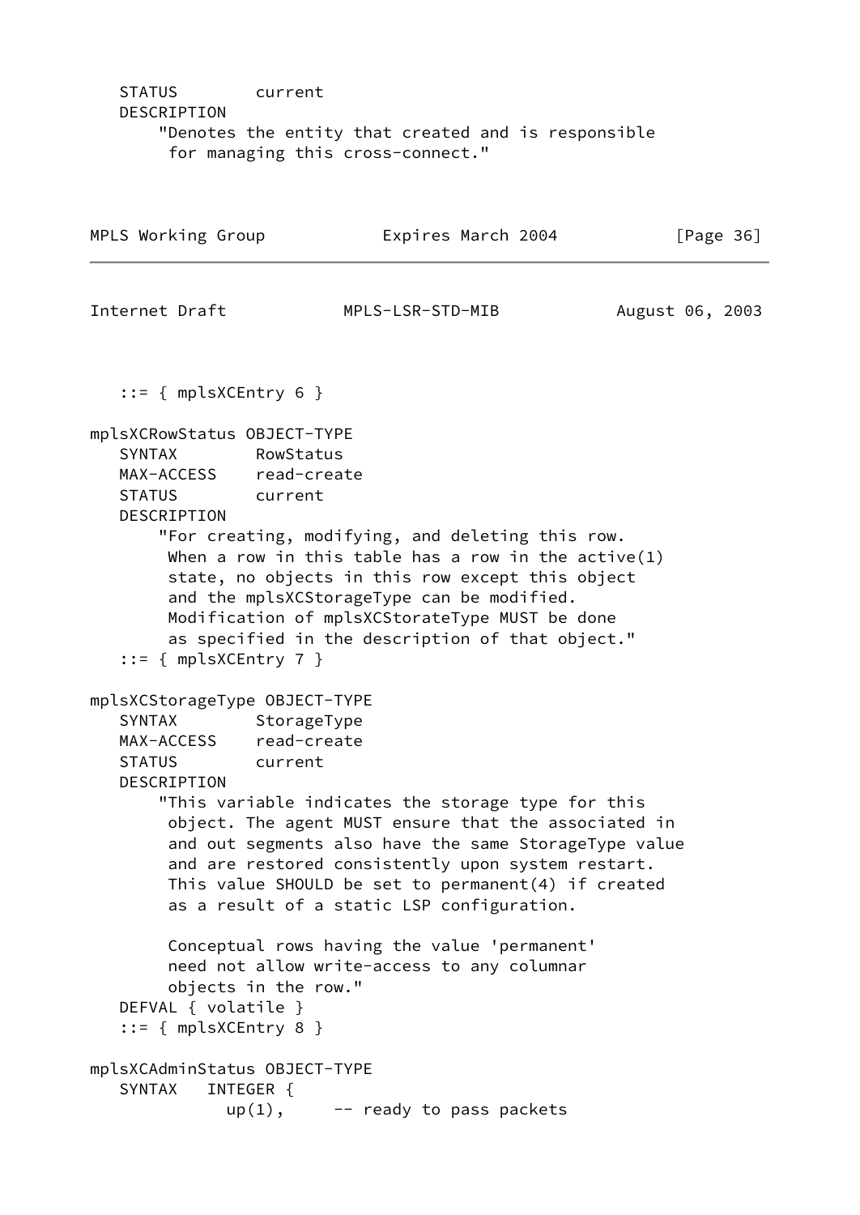```
   STATUS        current
   DESCRIPTION
       "Denotes the entity that created and is responsible
        for managing this cross-connect."
   ::= { mplsXCEntry 6 }

mplsXCRowStatus OBJECT-TYPE
   SYNTAX        RowStatus
   MAX-ACCESS    read-create
   STATUS        current
   DESCRIPTION
       "For creating, modifying, and deleting this row.
        When a row in this table has a row in the active(1)
        state, no objects in this row except this object
        and the mplsXCStorageType can be modified.
        Modification of mplsXCStorateType MUST be done
        as specified in the description of that object."
   ::= { mplsXCEntry 7 }

mplsXCStorageType OBJECT-TYPE
   SYNTAX        StorageType
   MAX-ACCESS    read-create
   STATUS        current
   DESCRIPTION
       "This variable indicates the storage type for this
        object. The agent MUST ensure that the associated in
        and out segments also have the same StorageType value
        and are restored consistently upon system restart.
        This value SHOULD be set to permanent(4) if created
        as a result of a static LSP configuration.

        Conceptual rows having the value 'permanent'
        need not allow write-access to any columnar
        objects in the row."
   DEFVAL { volatile }
   ::= { mplsXCEntry 8 }

mplsXCAdminStatus OBJECT-TYPE
   SYNTAX   INTEGER {
              up(1),     -- ready to pass packets
```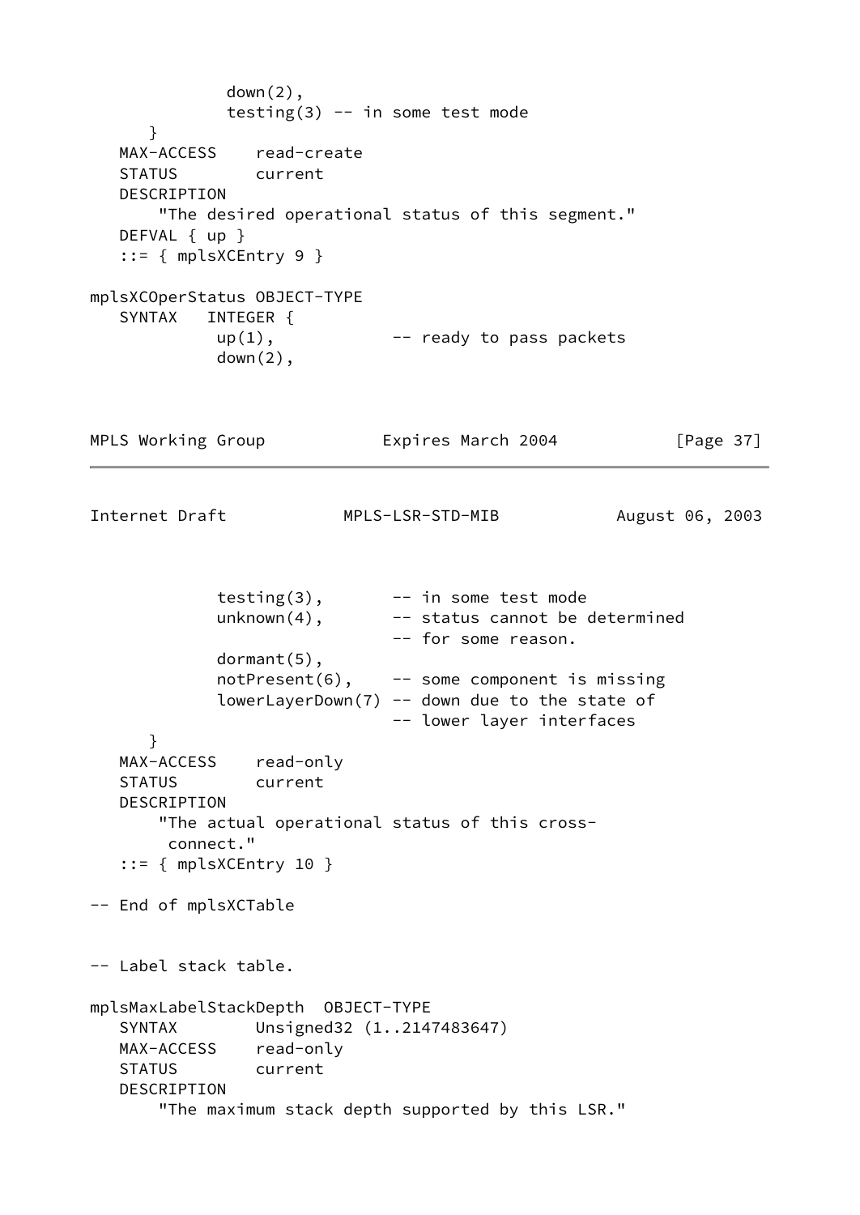```
              down(2),
              testing(3) -- in some test mode
      }
   MAX-ACCESS    read-create
   STATUS        current
   DESCRIPTION
       "The desired operational status of this segment."
   DEFVAL { up }
   ::= { mplsXCEntry 9 }

mplsXCOperStatus OBJECT-TYPE
   SYNTAX   INTEGER {
             up(1),            -- ready to pass packets
             down(2),
             testing(3),       -- in some test mode
             unknown(4),       -- status cannot be determined
                               -- for some reason.
             dormant(5),
             notPresent(6),    -- some component is missing
             lowerLayerDown(7) -- down due to the state of
                               -- lower layer interfaces
      }
   MAX-ACCESS    read-only
   STATUS        current
   DESCRIPTION
       "The actual operational status of this cross-
        connect."
   ::= { mplsXCEntry 10 }

-- End of mplsXCTable


-- Label stack table.

mplsMaxLabelStackDepth  OBJECT-TYPE
   SYNTAX        Unsigned32 (1..2147483647)
   MAX-ACCESS    read-only
   STATUS        current
   DESCRIPTION
       "The maximum stack depth supported by this LSR."
```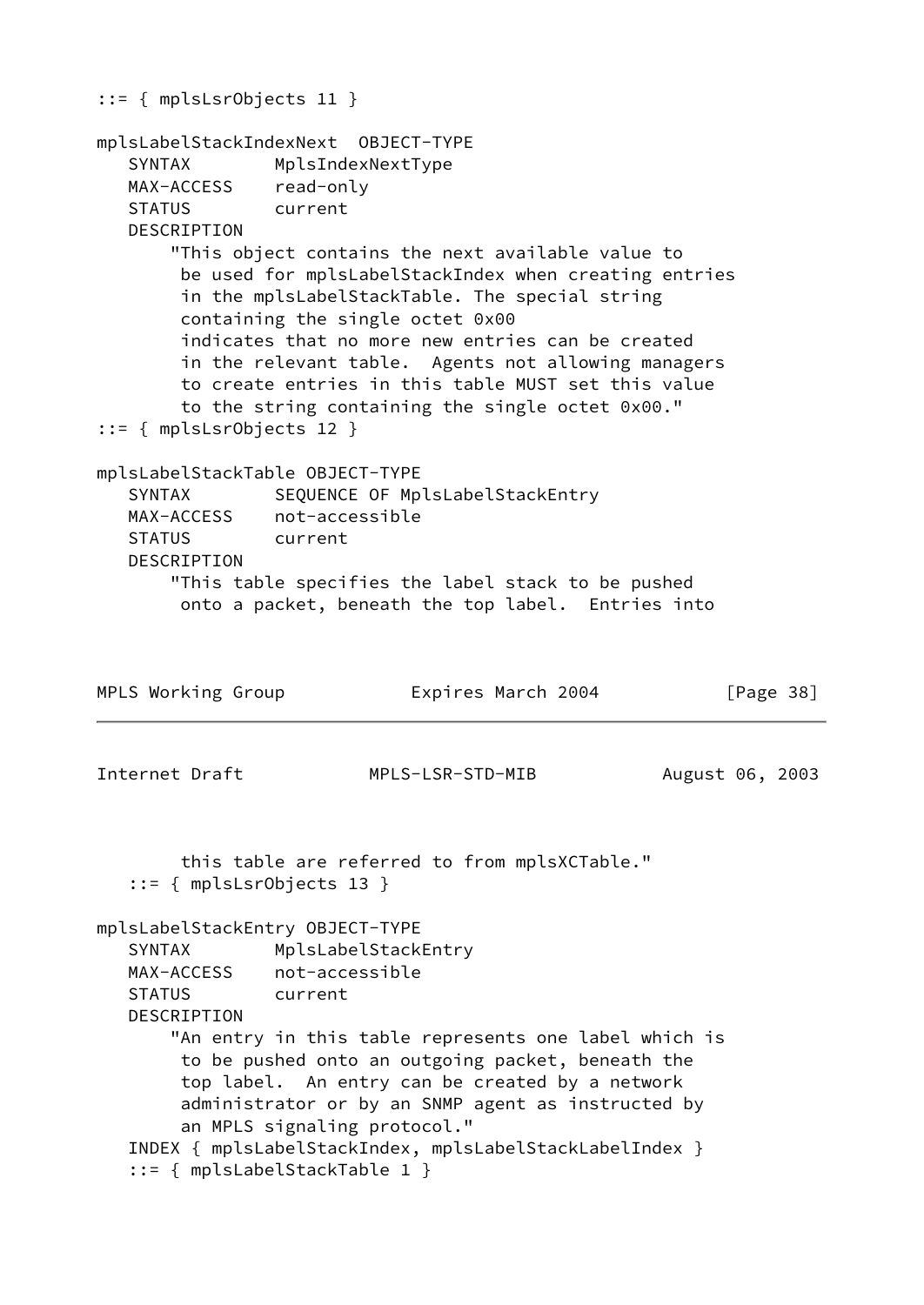```
::= { mplsLsrObjects 11 }

mplsLabelStackIndexNext  OBJECT-TYPE
   SYNTAX        MplsIndexNextType
   MAX-ACCESS    read-only
   STATUS        current
   DESCRIPTION
       "This object contains the next available value to
        be used for mplsLabelStackIndex when creating entries
        in the mplsLabelStackTable. The special string
        containing the single octet 0x00
        indicates that no more new entries can be created
        in the relevant table.  Agents not allowing managers
        to create entries in this table MUST set this value
        to the string containing the single octet 0x00."
::= { mplsLsrObjects 12 }

mplsLabelStackTable OBJECT-TYPE
   SYNTAX        SEQUENCE OF MplsLabelStackEntry
   MAX-ACCESS    not-accessible
   STATUS        current
   DESCRIPTION
       "This table specifies the label stack to be pushed
        onto a packet, beneath the top label.  Entries into
        this table are referred to from mplsXCTable."
   ::= { mplsLsrObjects 13 }

mplsLabelStackEntry OBJECT-TYPE
   SYNTAX        MplsLabelStackEntry
   MAX-ACCESS    not-accessible
   STATUS        current
   DESCRIPTION
       "An entry in this table represents one label which is
        to be pushed onto an outgoing packet, beneath the
        top label.  An entry can be created by a network
        administrator or by an SNMP agent as instructed by
        an MPLS signaling protocol."
   INDEX { mplsLabelStackIndex, mplsLabelStackLabelIndex }
   ::= { mplsLabelStackTable 1 }
```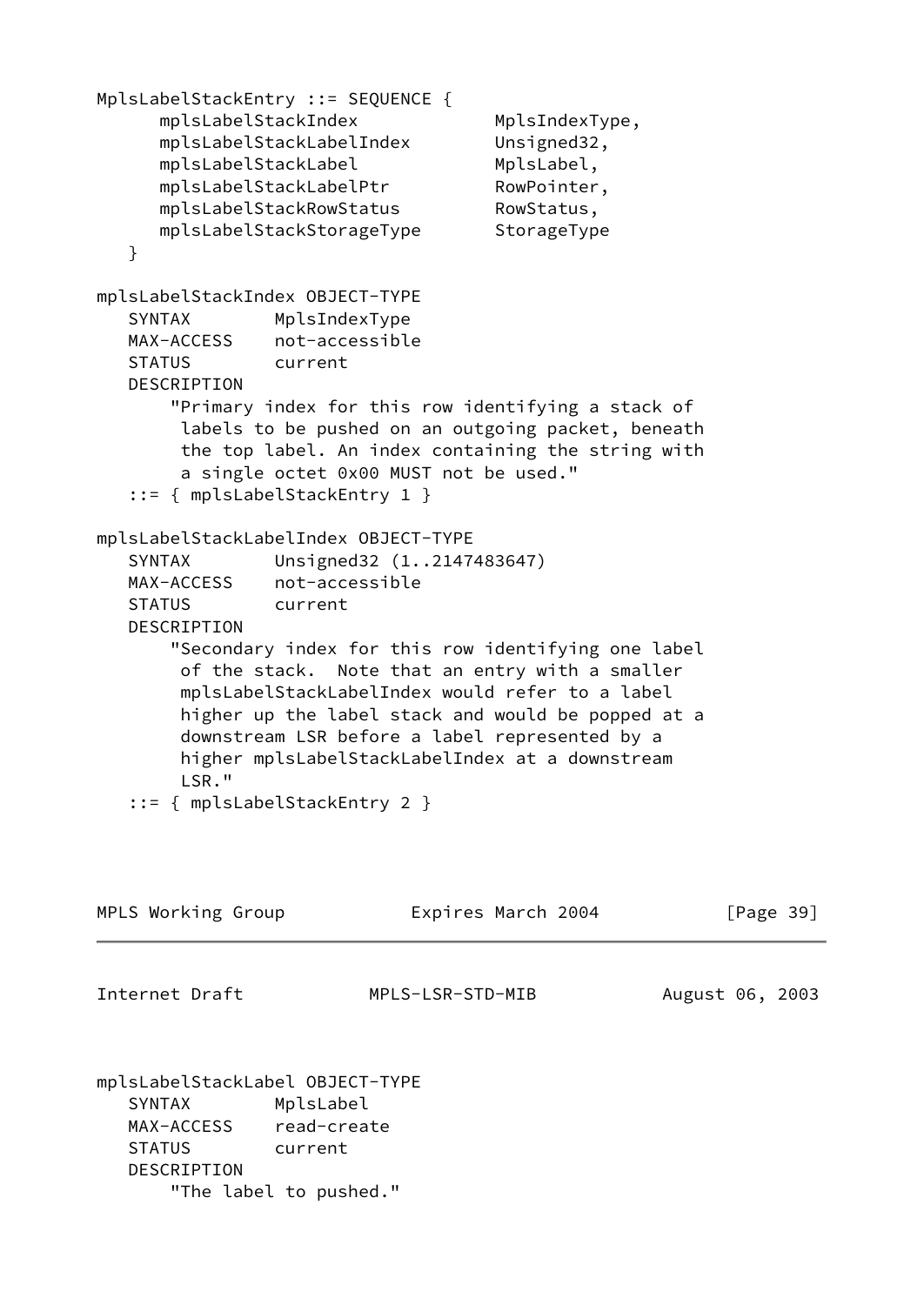```
MplsLabelStackEntry ::= SEQUENCE {
      mplsLabelStackIndex             MplsIndexType,
      mplsLabelStackLabelIndex        Unsigned32,
      mplsLabelStackLabel             MplsLabel,
      mplsLabelStackLabelPtr          RowPointer,
      mplsLabelStackRowStatus         RowStatus,
      mplsLabelStackStorageType       StorageType
   }

mplsLabelStackIndex OBJECT-TYPE
   SYNTAX        MplsIndexType
   MAX-ACCESS    not-accessible
   STATUS        current
   DESCRIPTION
       "Primary index for this row identifying a stack of
        labels to be pushed on an outgoing packet, beneath
        the top label. An index containing the string with
        a single octet 0x00 MUST not be used."
   ::= { mplsLabelStackEntry 1 }

mplsLabelStackLabelIndex OBJECT-TYPE
   SYNTAX        Unsigned32 (1..2147483647)
   MAX-ACCESS    not-accessible
   STATUS        current
   DESCRIPTION
       "Secondary index for this row identifying one label
        of the stack.  Note that an entry with a smaller
        mplsLabelStackLabelIndex would refer to a label
        higher up the label stack and would be popped at a
        downstream LSR before a label represented by a
        higher mplsLabelStackLabelIndex at a downstream
        LSR."
   ::= { mplsLabelStackEntry 2 }

mplsLabelStackLabel OBJECT-TYPE
   SYNTAX        MplsLabel
   MAX-ACCESS    read-create
   STATUS        current
   DESCRIPTION
       "The label to pushed."
```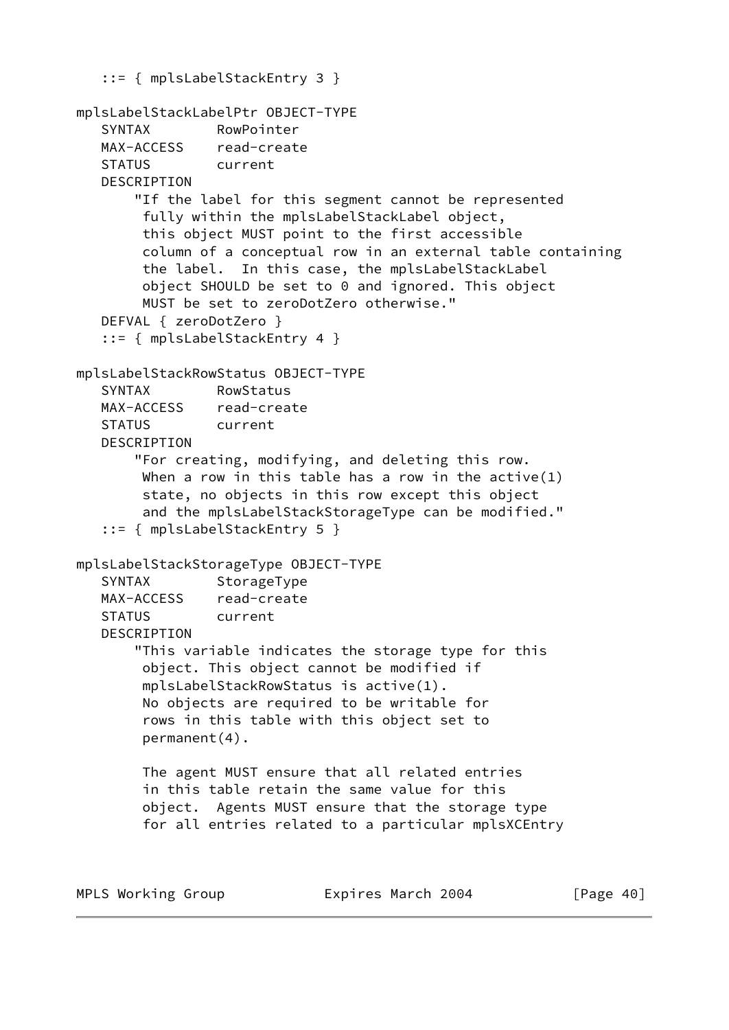```
   ::= { mplsLabelStackEntry 3 }

mplsLabelStackLabelPtr OBJECT-TYPE
   SYNTAX        RowPointer
   MAX-ACCESS    read-create
   STATUS        current
   DESCRIPTION
       "If the label for this segment cannot be represented
        fully within the mplsLabelStackLabel object,
        this object MUST point to the first accessible
        column of a conceptual row in an external table containing
        the label.  In this case, the mplsLabelStackLabel
        object SHOULD be set to 0 and ignored. This object
        MUST be set to zeroDotZero otherwise."
   DEFVAL { zeroDotZero }
   ::= { mplsLabelStackEntry 4 }

mplsLabelStackRowStatus OBJECT-TYPE
   SYNTAX        RowStatus
   MAX-ACCESS    read-create
   STATUS        current
   DESCRIPTION
       "For creating, modifying, and deleting this row.
        When a row in this table has a row in the active(1)
        state, no objects in this row except this object
        and the mplsLabelStackStorageType can be modified."
   ::= { mplsLabelStackEntry 5 }

mplsLabelStackStorageType OBJECT-TYPE
   SYNTAX        StorageType
   MAX-ACCESS    read-create
   STATUS        current
   DESCRIPTION
       "This variable indicates the storage type for this
        object. This object cannot be modified if
        mplsLabelStackRowStatus is active(1).
        No objects are required to be writable for
        rows in this table with this object set to
        permanent(4).

        The agent MUST ensure that all related entries
        in this table retain the same value for this
        object.  Agents MUST ensure that the storage type
        for all entries related to a particular mplsXCEntry
```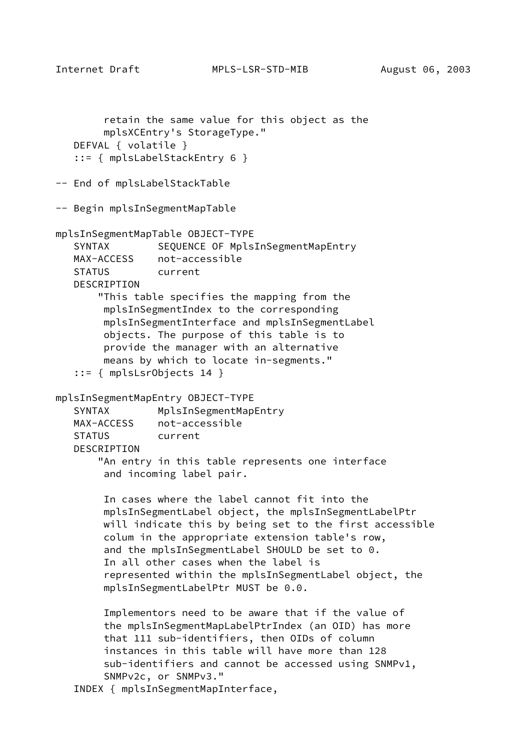```
        retain the same value for this object as the
        mplsXCEntry's StorageType."
   DEFVAL { volatile }
   ::= { mplsLabelStackEntry 6 }

-- End of mplsLabelStackTable

-- Begin mplsInSegmentMapTable

mplsInSegmentMapTable OBJECT-TYPE
   SYNTAX        SEQUENCE OF MplsInSegmentMapEntry
   MAX-ACCESS    not-accessible
   STATUS        current
   DESCRIPTION
       "This table specifies the mapping from the
        mplsInSegmentIndex to the corresponding
        mplsInSegmentInterface and mplsInSegmentLabel
        objects. The purpose of this table is to
        provide the manager with an alternative
        means by which to locate in-segments."
   ::= { mplsLsrObjects 14 }

mplsInSegmentMapEntry OBJECT-TYPE
   SYNTAX        MplsInSegmentMapEntry
   MAX-ACCESS    not-accessible
   STATUS        current
   DESCRIPTION
       "An entry in this table represents one interface
        and incoming label pair.

        In cases where the label cannot fit into the
        mplsInSegmentLabel object, the mplsInSegmentLabelPtr
        will indicate this by being set to the first accessible
        colum in the appropriate extension table's row,
        and the mplsInSegmentLabel SHOULD be set to 0.
        In all other cases when the label is
        represented within the mplsInSegmentLabel object, the
        mplsInSegmentLabelPtr MUST be 0.0.

        Implementors need to be aware that if the value of
        the mplsInSegmentMapLabelPtrIndex (an OID) has more
        that 111 sub-identifiers, then OIDs of column
        instances in this table will have more than 128
        sub-identifiers and cannot be accessed using SNMPv1,
        SNMPv2c, or SNMPv3."
   INDEX { mplsInSegmentMapInterface,
```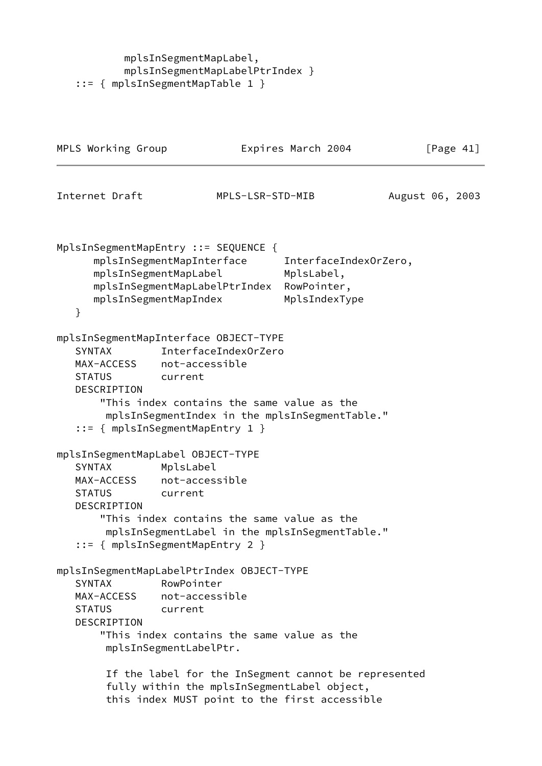```
           mplsInSegmentMapLabel,
           mplsInSegmentMapLabelPtrIndex }
   ::= { mplsInSegmentMapTable 1 }
```

```
MplsInSegmentMapEntry ::= SEQUENCE {
      mplsInSegmentMapInterface      InterfaceIndexOrZero,
      mplsInSegmentMapLabel          MplsLabel,
      mplsInSegmentMapLabelPtrIndex  RowPointer,
      mplsInSegmentMapIndex          MplsIndexType
   }

mplsInSegmentMapInterface OBJECT-TYPE
   SYNTAX        InterfaceIndexOrZero
   MAX-ACCESS    not-accessible
   STATUS        current
   DESCRIPTION
       "This index contains the same value as the
        mplsInSegmentIndex in the mplsInSegmentTable."
   ::= { mplsInSegmentMapEntry 1 }

mplsInSegmentMapLabel OBJECT-TYPE
   SYNTAX        MplsLabel
   MAX-ACCESS    not-accessible
   STATUS        current
   DESCRIPTION
       "This index contains the same value as the
        mplsInSegmentLabel in the mplsInSegmentTable."
   ::= { mplsInSegmentMapEntry 2 }

mplsInSegmentMapLabelPtrIndex OBJECT-TYPE
   SYNTAX        RowPointer
   MAX-ACCESS    not-accessible
   STATUS        current
   DESCRIPTION
       "This index contains the same value as the
        mplsInSegmentLabelPtr.

        If the label for the InSegment cannot be represented
        fully within the mplsInSegmentLabel object,
        this index MUST point to the first accessible
```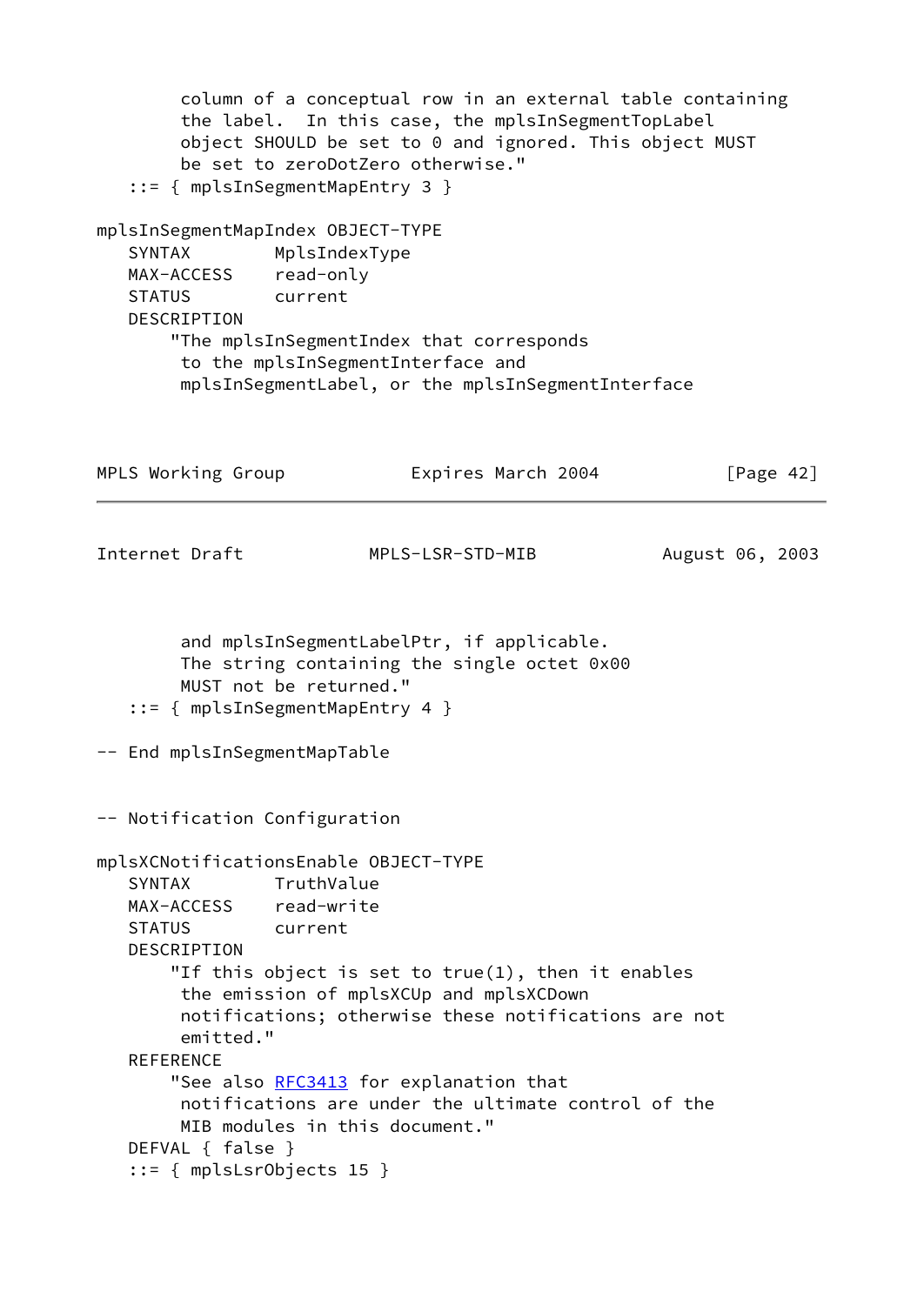```
        column of a conceptual row in an external table containing
        the label.  In this case, the mplsInSegmentTopLabel
        object SHOULD be set to 0 and ignored. This object MUST
        be set to zeroDotZero otherwise."
   ::= { mplsInSegmentMapEntry 3 }

mplsInSegmentMapIndex OBJECT-TYPE
   SYNTAX        MplsIndexType
   MAX-ACCESS    read-only
   STATUS        current
   DESCRIPTION
       "The mplsInSegmentIndex that corresponds
        to the mplsInSegmentInterface and
        mplsInSegmentLabel, or the mplsInSegmentInterface
        and mplsInSegmentLabelPtr, if applicable.
        The string containing the single octet 0x00
        MUST not be returned."
   ::= { mplsInSegmentMapEntry 4 }

-- End mplsInSegmentMapTable


-- Notification Configuration

mplsXCNotificationsEnable OBJECT-TYPE
   SYNTAX        TruthValue
   MAX-ACCESS    read-write
   STATUS        current
   DESCRIPTION
       "If this object is set to true(1), then it enables
        the emission of mplsXCUp and mplsXCDown
        notifications; otherwise these notifications are not
        emitted."
   REFERENCE
       "See also RFC3413 for explanation that
        notifications are under the ultimate control of the
        MIB modules in this document."
   DEFVAL { false }
   ::= { mplsLsrObjects 15 }
```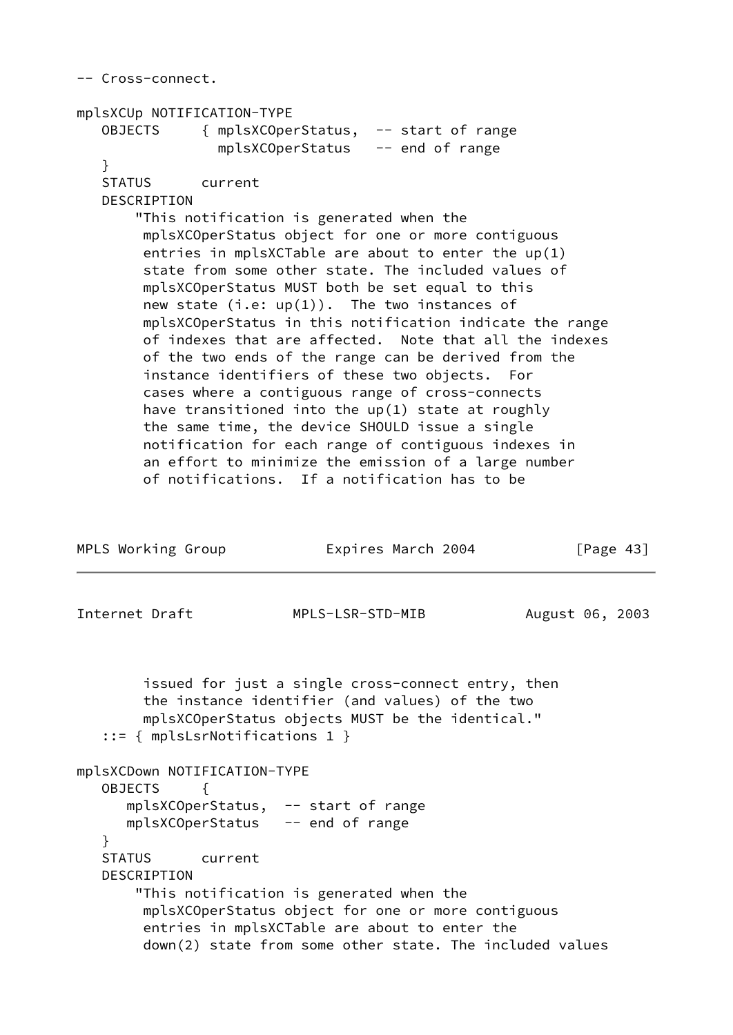```
-- Cross-connect.

mplsXCUp NOTIFICATION-TYPE
   OBJECTS     { mplsXCOperStatus,  -- start of range
                 mplsXCOperStatus   -- end of range
   }
   STATUS      current
   DESCRIPTION
       "This notification is generated when the
        mplsXCOperStatus object for one or more contiguous
        entries in mplsXCTable are about to enter the up(1)
        state from some other state. The included values of
        mplsXCOperStatus MUST both be set equal to this
        new state (i.e: up(1)).  The two instances of
        mplsXCOperStatus in this notification indicate the range
        of indexes that are affected.  Note that all the indexes
        of the two ends of the range can be derived from the
        instance identifiers of these two objects.  For
        cases where a contiguous range of cross-connects
        have transitioned into the up(1) state at roughly
        the same time, the device SHOULD issue a single
        notification for each range of contiguous indexes in
        an effort to minimize the emission of a large number
        of notifications.  If a notification has to be
        issued for just a single cross-connect entry, then
        the instance identifier (and values) of the two
        mplsXCOperStatus objects MUST be the identical."
   ::= { mplsLsrNotifications 1 }

mplsXCDown NOTIFICATION-TYPE
   OBJECTS     {
      mplsXCOperStatus,  -- start of range
      mplsXCOperStatus   -- end of range
   }
   STATUS      current
   DESCRIPTION
       "This notification is generated when the
        mplsXCOperStatus object for one or more contiguous
        entries in mplsXCTable are about to enter the
        down(2) state from some other state. The included values
```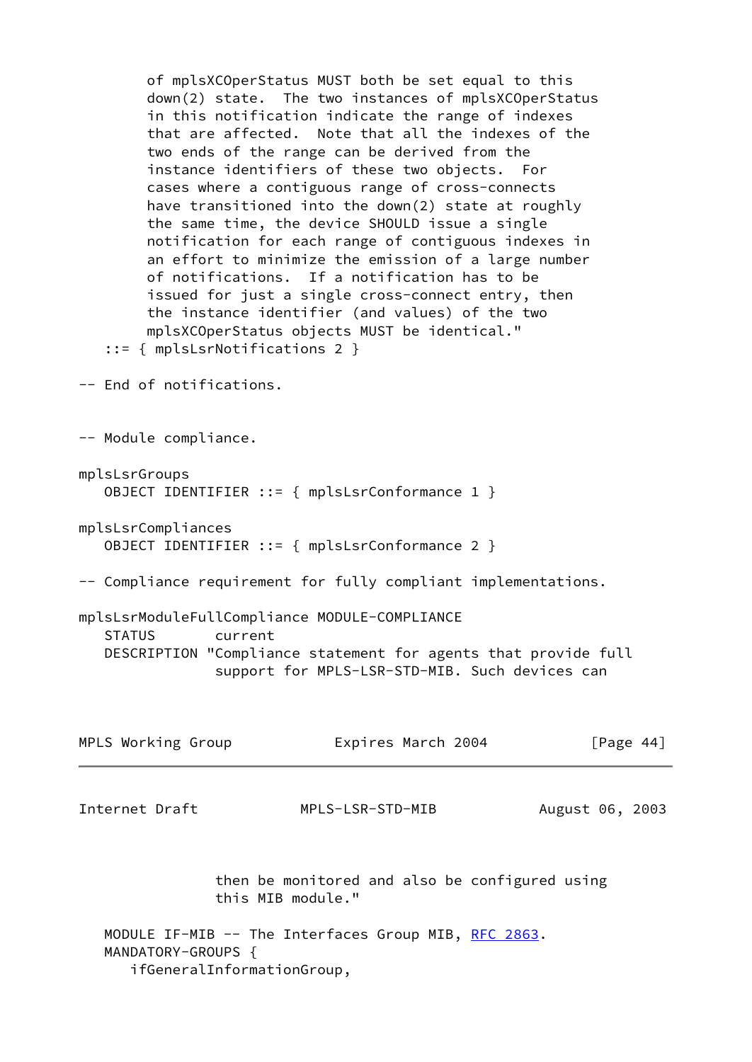```
        of mplsXCOperStatus MUST both be set equal to this
        down(2) state.  The two instances of mplsXCOperStatus
        in this notification indicate the range of indexes
        that are affected.  Note that all the indexes of the
        two ends of the range can be derived from the
        instance identifiers of these two objects.  For
        cases where a contiguous range of cross-connects
        have transitioned into the down(2) state at roughly
        the same time, the device SHOULD issue a single
        notification for each range of contiguous indexes in
        an effort to minimize the emission of a large number
        of notifications.  If a notification has to be
        issued for just a single cross-connect entry, then
        the instance identifier (and values) of the two
        mplsXCOperStatus objects MUST be identical."
   ::= { mplsLsrNotifications 2 }

-- End of notifications.


-- Module compliance.

mplsLsrGroups
   OBJECT IDENTIFIER ::= { mplsLsrConformance 1 }

mplsLsrCompliances
   OBJECT IDENTIFIER ::= { mplsLsrConformance 2 }

-- Compliance requirement for fully compliant implementations.

mplsLsrModuleFullCompliance MODULE-COMPLIANCE
   STATUS       current
   DESCRIPTION "Compliance statement for agents that provide full
                support for MPLS-LSR-STD-MIB. Such devices can
                then be monitored and also be configured using
                this MIB module."

   MODULE IF-MIB -- The Interfaces Group MIB, RFC 2863.
   MANDATORY-GROUPS {
      ifGeneralInformationGroup,
```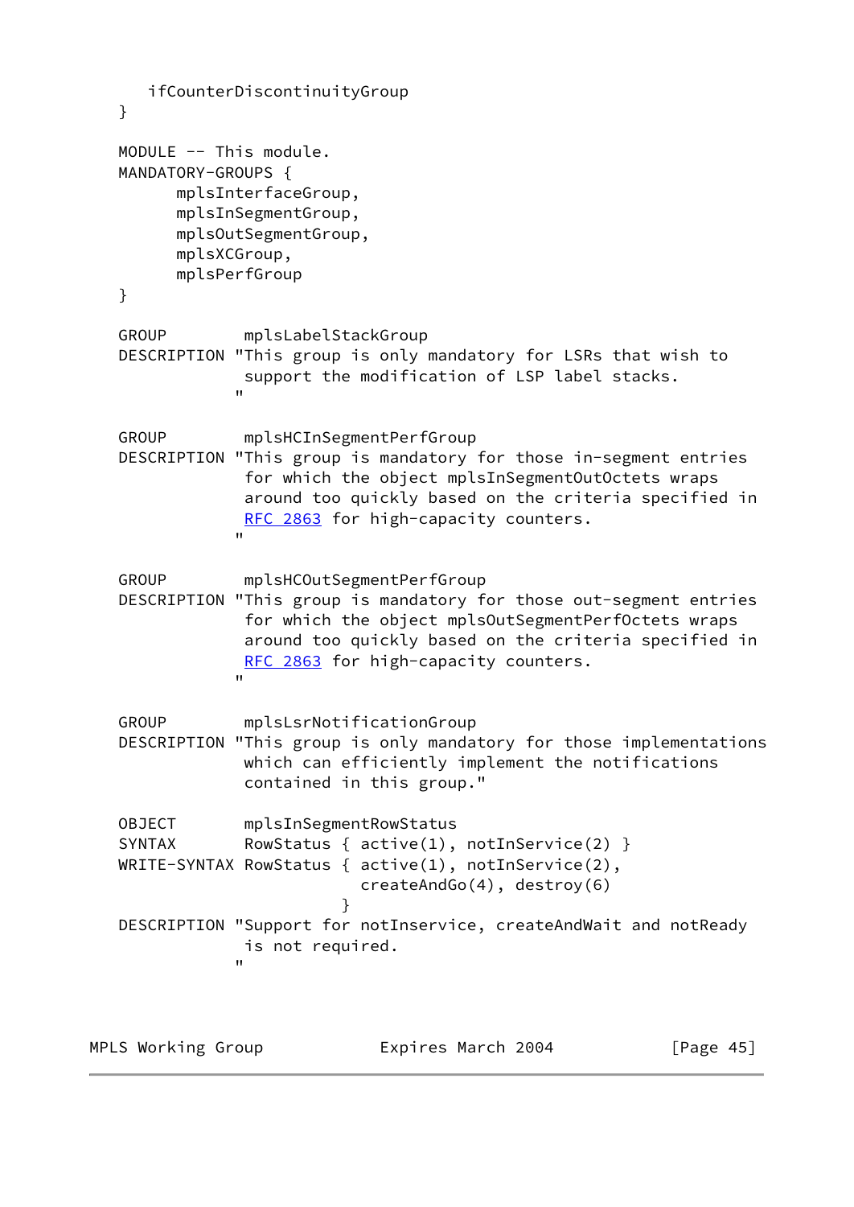```
      ifCounterDiscontinuityGroup
   }

   MODULE -- This module.
   MANDATORY-GROUPS {
         mplsInterfaceGroup,
         mplsInSegmentGroup,
         mplsOutSegmentGroup,
         mplsXCGroup,
         mplsPerfGroup
   }

   GROUP        mplsLabelStackGroup
   DESCRIPTION "This group is only mandatory for LSRs that wish to
                support the modification of LSP label stacks.
               "

   GROUP        mplsHCInSegmentPerfGroup
   DESCRIPTION "This group is mandatory for those in-segment entries
                for which the object mplsInSegmentOutOctets wraps
                around too quickly based on the criteria specified in
                RFC 2863 for high-capacity counters.
               "

   GROUP        mplsHCOutSegmentPerfGroup
   DESCRIPTION "This group is mandatory for those out-segment entries
                for which the object mplsOutSegmentPerfOctets wraps
                around too quickly based on the criteria specified in
                RFC 2863 for high-capacity counters.
               "

   GROUP        mplsLsrNotificationGroup
   DESCRIPTION "This group is only mandatory for those implementations
                which can efficiently implement the notifications
                contained in this group."

   OBJECT       mplsInSegmentRowStatus
   SYNTAX       RowStatus { active(1), notInService(2) }
   WRITE-SYNTAX RowStatus { active(1), notInService(2),
                            createAndGo(4), destroy(6)
                          }
   DESCRIPTION "Support for notInservice, createAndWait and notReady
                is not required.
               "
```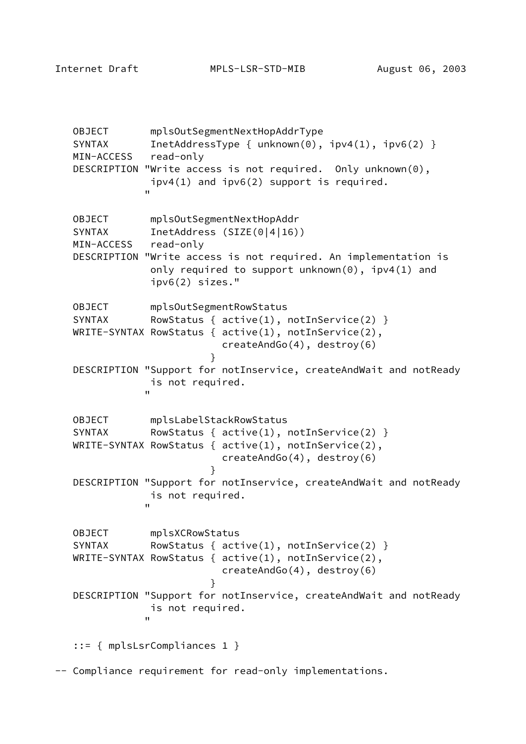```
   OBJECT       mplsOutSegmentNextHopAddrType
   SYNTAX       InetAddressType { unknown(0), ipv4(1), ipv6(2) }
   MIN-ACCESS   read-only
   DESCRIPTION "Write access is not required.  Only unknown(0),
                ipv4(1) and ipv6(2) support is required.
               "

   OBJECT       mplsOutSegmentNextHopAddr
   SYNTAX       InetAddress (SIZE(0|4|16))
   MIN-ACCESS   read-only
   DESCRIPTION "Write access is not required. An implementation is
                only required to support unknown(0), ipv4(1) and
                ipv6(2) sizes."

   OBJECT       mplsOutSegmentRowStatus
   SYNTAX       RowStatus { active(1), notInService(2) }
   WRITE-SYNTAX RowStatus { active(1), notInService(2),
                            createAndGo(4), destroy(6)
                          }
   DESCRIPTION "Support for notInservice, createAndWait and notReady
                is not required.
               "

   OBJECT       mplsLabelStackRowStatus
   SYNTAX       RowStatus { active(1), notInService(2) }
   WRITE-SYNTAX RowStatus { active(1), notInService(2),
                            createAndGo(4), destroy(6)
                          }
   DESCRIPTION "Support for notInservice, createAndWait and notReady
                is not required.
               "

   OBJECT       mplsXCRowStatus
   SYNTAX       RowStatus { active(1), notInService(2) }
   WRITE-SYNTAX RowStatus { active(1), notInService(2),
                            createAndGo(4), destroy(6)
                          }
   DESCRIPTION "Support for notInservice, createAndWait and notReady
                is not required.
               "

   ::= { mplsLsrCompliances 1 }

-- Compliance requirement for read-only implementations.
```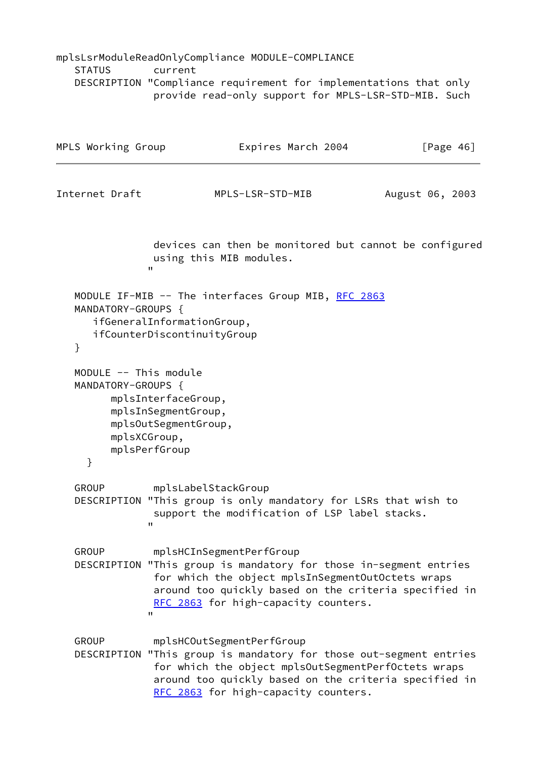```
mplsLsrModuleReadOnlyCompliance MODULE-COMPLIANCE
   STATUS       current
   DESCRIPTION "Compliance requirement for implementations that only
                provide read-only support for MPLS-LSR-STD-MIB. Such
                devices can then be monitored but cannot be configured
                using this MIB modules.
               "

   MODULE IF-MIB -- The interfaces Group MIB, RFC 2863
   MANDATORY-GROUPS {
      ifGeneralInformationGroup,
      ifCounterDiscontinuityGroup
   }

   MODULE -- This module
   MANDATORY-GROUPS {
         mplsInterfaceGroup,
         mplsInSegmentGroup,
         mplsOutSegmentGroup,
         mplsXCGroup,
         mplsPerfGroup
     }

   GROUP        mplsLabelStackGroup
   DESCRIPTION "This group is only mandatory for LSRs that wish to
                support the modification of LSP label stacks.
               "

   GROUP        mplsHCInSegmentPerfGroup
   DESCRIPTION "This group is mandatory for those in-segment entries
                for which the object mplsInSegmentOutOctets wraps
                around too quickly based on the criteria specified in
                RFC 2863 for high-capacity counters.
               "

   GROUP        mplsHCOutSegmentPerfGroup
   DESCRIPTION "This group is mandatory for those out-segment entries
                for which the object mplsOutSegmentPerfOctets wraps
                around too quickly based on the criteria specified in
                RFC 2863 for high-capacity counters.
```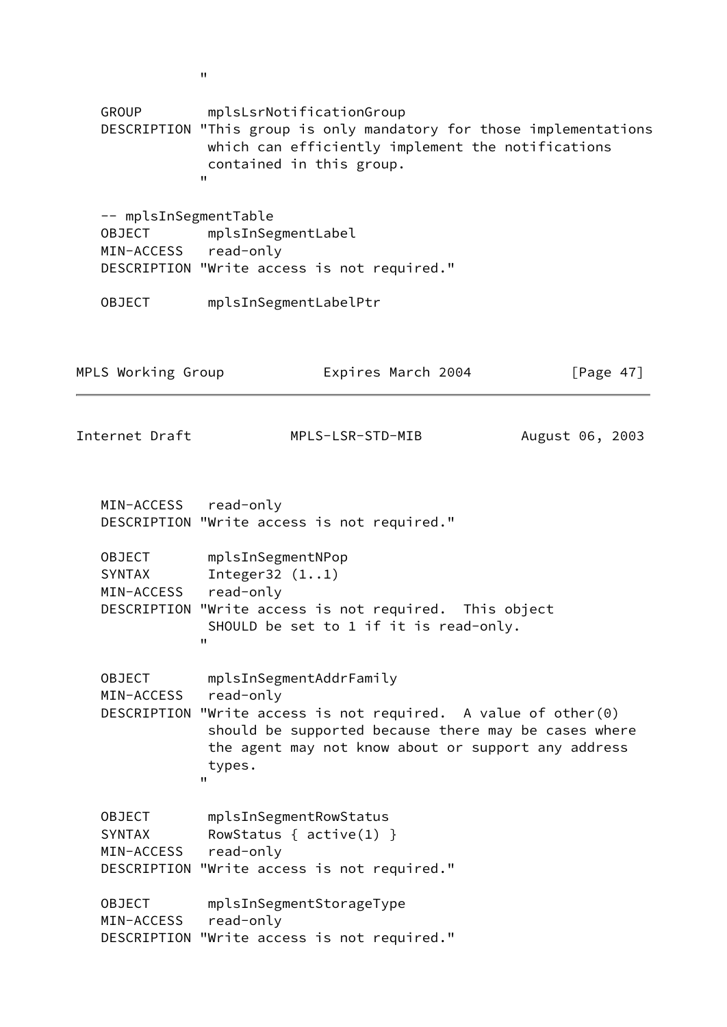```
               "

   GROUP        mplsLsrNotificationGroup
   DESCRIPTION "This group is only mandatory for those implementations
                which can efficiently implement the notifications
                contained in this group.
               "

   -- mplsInSegmentTable
   OBJECT       mplsInSegmentLabel
   MIN-ACCESS   read-only
   DESCRIPTION "Write access is not required."

   OBJECT       mplsInSegmentLabelPtr
   MIN-ACCESS   read-only
   DESCRIPTION "Write access is not required."

   OBJECT       mplsInSegmentNPop
   SYNTAX       Integer32 (1..1)
   MIN-ACCESS   read-only
   DESCRIPTION "Write access is not required.  This object
                SHOULD be set to 1 if it is read-only.
               "

   OBJECT       mplsInSegmentAddrFamily
   MIN-ACCESS   read-only
   DESCRIPTION "Write access is not required.  A value of other(0)
                should be supported because there may be cases where
                the agent may not know about or support any address
                types.
               "

   OBJECT       mplsInSegmentRowStatus
   SYNTAX       RowStatus { active(1) }
   MIN-ACCESS   read-only
   DESCRIPTION "Write access is not required."

   OBJECT       mplsInSegmentStorageType
   MIN-ACCESS   read-only
   DESCRIPTION "Write access is not required."
```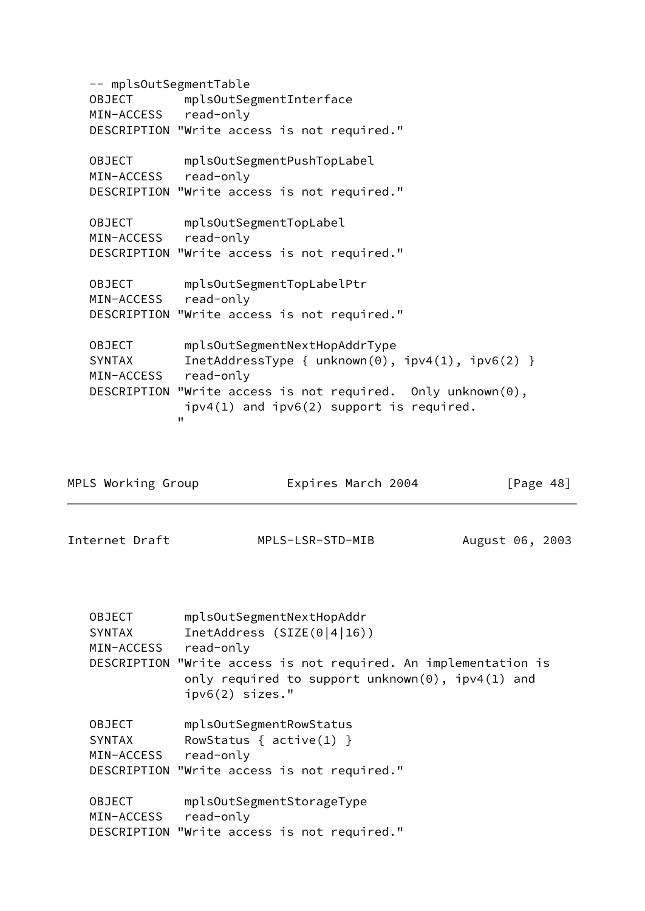```
   -- mplsOutSegmentTable
   OBJECT       mplsOutSegmentInterface
   MIN-ACCESS   read-only
   DESCRIPTION "Write access is not required."

   OBJECT       mplsOutSegmentPushTopLabel
   MIN-ACCESS   read-only
   DESCRIPTION "Write access is not required."

   OBJECT       mplsOutSegmentTopLabel
   MIN-ACCESS   read-only
   DESCRIPTION "Write access is not required."

   OBJECT       mplsOutSegmentTopLabelPtr
   MIN-ACCESS   read-only
   DESCRIPTION "Write access is not required."

   OBJECT       mplsOutSegmentNextHopAddrType
   SYNTAX       InetAddressType { unknown(0), ipv4(1), ipv6(2) }
   MIN-ACCESS   read-only
   DESCRIPTION "Write access is not required.  Only unknown(0),
                ipv4(1) and ipv6(2) support is required.
               "
```

```
   OBJECT       mplsOutSegmentNextHopAddr
   SYNTAX       InetAddress (SIZE(0|4|16))
   MIN-ACCESS   read-only
   DESCRIPTION "Write access is not required. An implementation is
                only required to support unknown(0), ipv4(1) and
                ipv6(2) sizes."

   OBJECT       mplsOutSegmentRowStatus
   SYNTAX       RowStatus { active(1) }
   MIN-ACCESS   read-only
   DESCRIPTION "Write access is not required."

   OBJECT       mplsOutSegmentStorageType
   MIN-ACCESS   read-only
   DESCRIPTION "Write access is not required."
```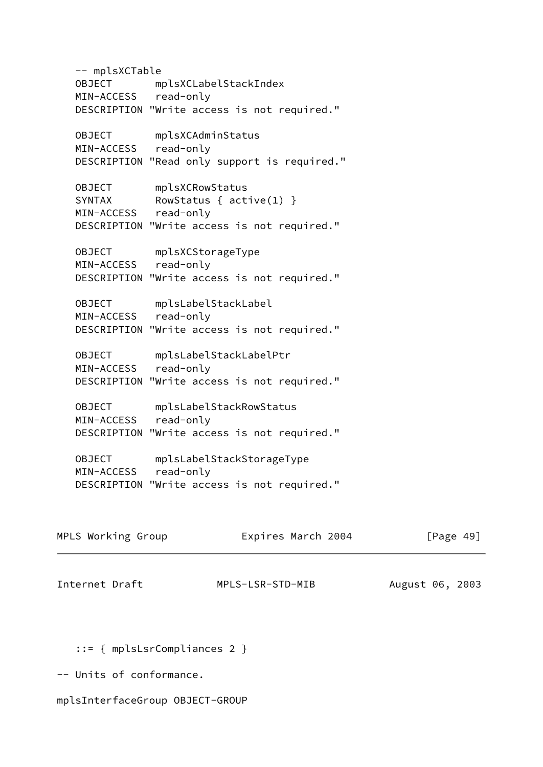```
   -- mplsXCTable
   OBJECT       mplsXCLabelStackIndex
   MIN-ACCESS   read-only
   DESCRIPTION "Write access is not required."

   OBJECT       mplsXCAdminStatus
   MIN-ACCESS   read-only
   DESCRIPTION "Read only support is required."

   OBJECT       mplsXCRowStatus
   SYNTAX       RowStatus { active(1) }
   MIN-ACCESS   read-only
   DESCRIPTION "Write access is not required."

   OBJECT       mplsXCStorageType
   MIN-ACCESS   read-only
   DESCRIPTION "Write access is not required."

   OBJECT       mplsLabelStackLabel
   MIN-ACCESS   read-only
   DESCRIPTION "Write access is not required."

   OBJECT       mplsLabelStackLabelPtr
   MIN-ACCESS   read-only
   DESCRIPTION "Write access is not required."

   OBJECT       mplsLabelStackRowStatus
   MIN-ACCESS   read-only
   DESCRIPTION "Write access is not required."

   OBJECT       mplsLabelStackStorageType
   MIN-ACCESS   read-only
   DESCRIPTION "Write access is not required."

   ::= { mplsLsrCompliances 2 }

-- Units of conformance.

mplsInterfaceGroup OBJECT-GROUP
```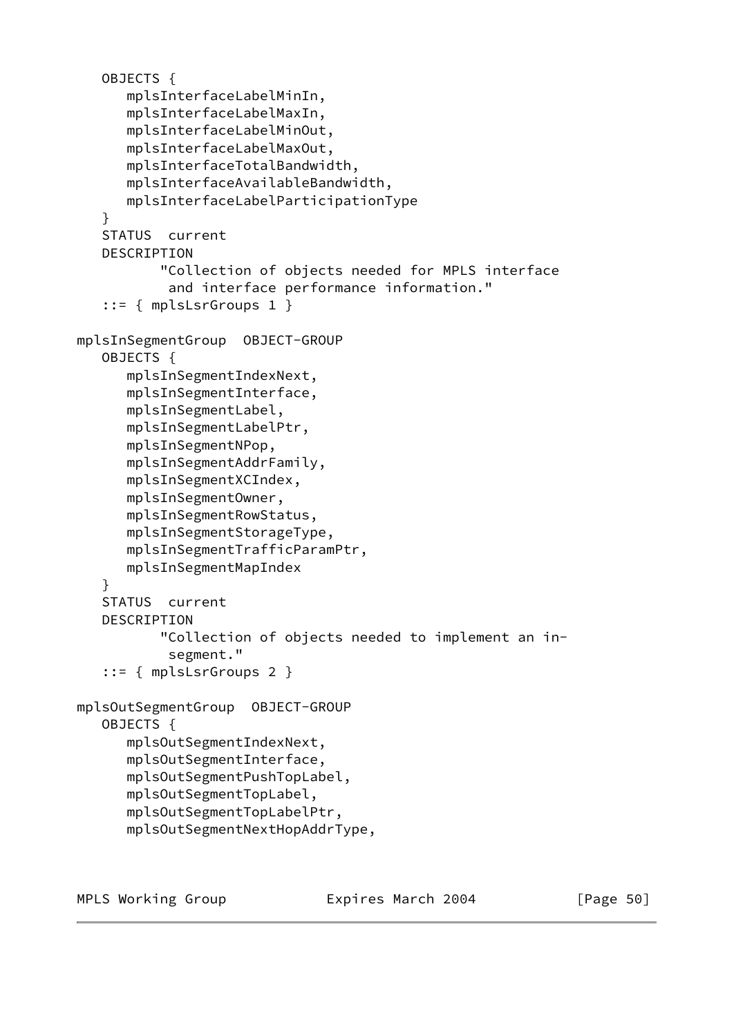```
   OBJECTS {
      mplsInterfaceLabelMinIn,
      mplsInterfaceLabelMaxIn,
      mplsInterfaceLabelMinOut,
      mplsInterfaceLabelMaxOut,
      mplsInterfaceTotalBandwidth,
      mplsInterfaceAvailableBandwidth,
      mplsInterfaceLabelParticipationType
   }
   STATUS  current
   DESCRIPTION
         "Collection of objects needed for MPLS interface
          and interface performance information."
   ::= { mplsLsrGroups 1 }

mplsInSegmentGroup  OBJECT-GROUP
   OBJECTS {
      mplsInSegmentIndexNext,
      mplsInSegmentInterface,
      mplsInSegmentLabel,
      mplsInSegmentLabelPtr,
      mplsInSegmentNPop,
      mplsInSegmentAddrFamily,
      mplsInSegmentXCIndex,
      mplsInSegmentOwner,
      mplsInSegmentRowStatus,
      mplsInSegmentStorageType,
      mplsInSegmentTrafficParamPtr,
      mplsInSegmentMapIndex
   }
   STATUS  current
   DESCRIPTION
         "Collection of objects needed to implement an in-
          segment."
   ::= { mplsLsrGroups 2 }

mplsOutSegmentGroup  OBJECT-GROUP
   OBJECTS {
      mplsOutSegmentIndexNext,
      mplsOutSegmentInterface,
      mplsOutSegmentPushTopLabel,
      mplsOutSegmentTopLabel,
      mplsOutSegmentTopLabelPtr,
      mplsOutSegmentNextHopAddrType,
```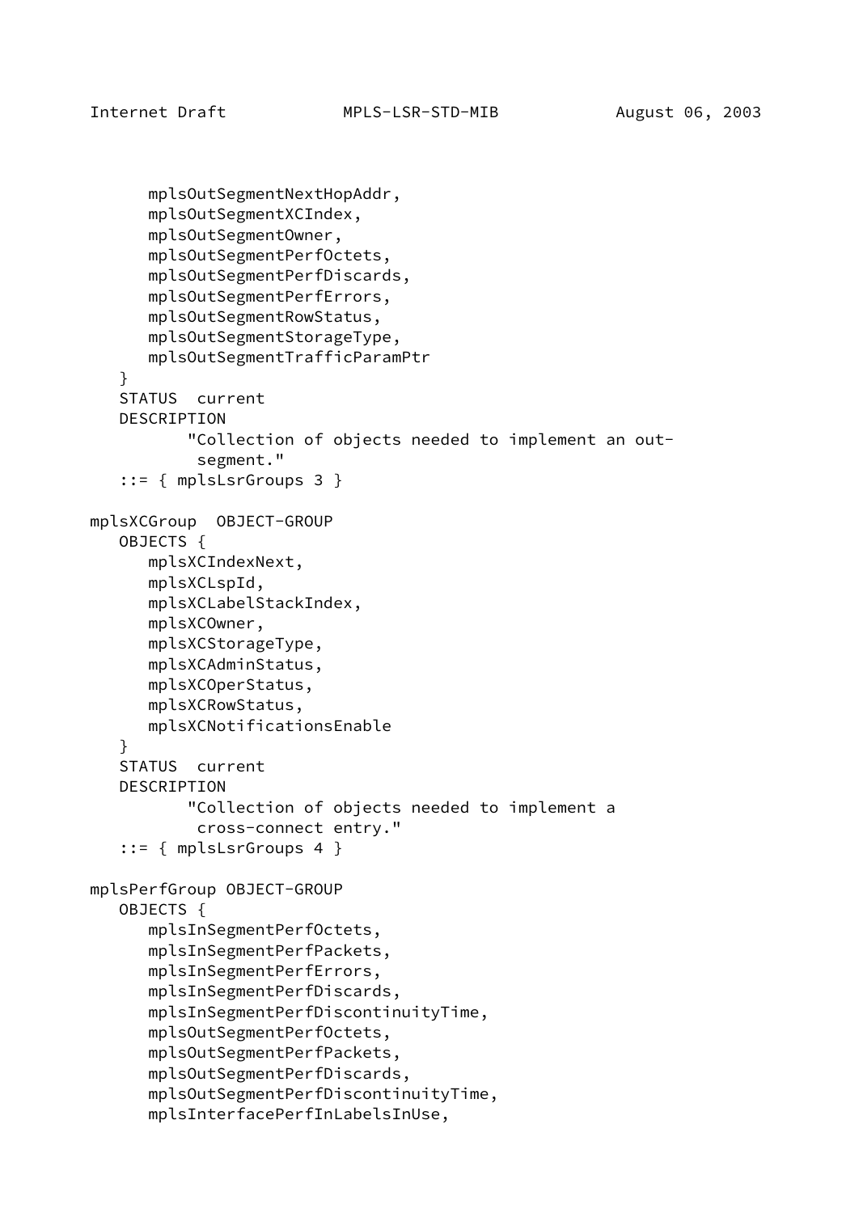```
      mplsOutSegmentNextHopAddr,
      mplsOutSegmentXCIndex,
      mplsOutSegmentOwner,
      mplsOutSegmentPerfOctets,
      mplsOutSegmentPerfDiscards,
      mplsOutSegmentPerfErrors,
      mplsOutSegmentRowStatus,
      mplsOutSegmentStorageType,
      mplsOutSegmentTrafficParamPtr
   }
   STATUS  current
   DESCRIPTION
          "Collection of objects needed to implement an out-
           segment."
   ::= { mplsLsrGroups 3 }

mplsXCGroup  OBJECT-GROUP
   OBJECTS {
      mplsXCIndexNext,
      mplsXCLspId,
      mplsXCLabelStackIndex,
      mplsXCOwner,
      mplsXCStorageType,
      mplsXCAdminStatus,
      mplsXCOperStatus,
      mplsXCRowStatus,
      mplsXCNotificationsEnable
   }
   STATUS  current
   DESCRIPTION
          "Collection of objects needed to implement a
           cross-connect entry."
   ::= { mplsLsrGroups 4 }

mplsPerfGroup OBJECT-GROUP
   OBJECTS {
      mplsInSegmentPerfOctets,
      mplsInSegmentPerfPackets,
      mplsInSegmentPerfErrors,
      mplsInSegmentPerfDiscards,
      mplsInSegmentPerfDiscontinuityTime,
      mplsOutSegmentPerfOctets,
      mplsOutSegmentPerfPackets,
      mplsOutSegmentPerfDiscards,
      mplsOutSegmentPerfDiscontinuityTime,
      mplsInterfacePerfInLabelsInUse,
```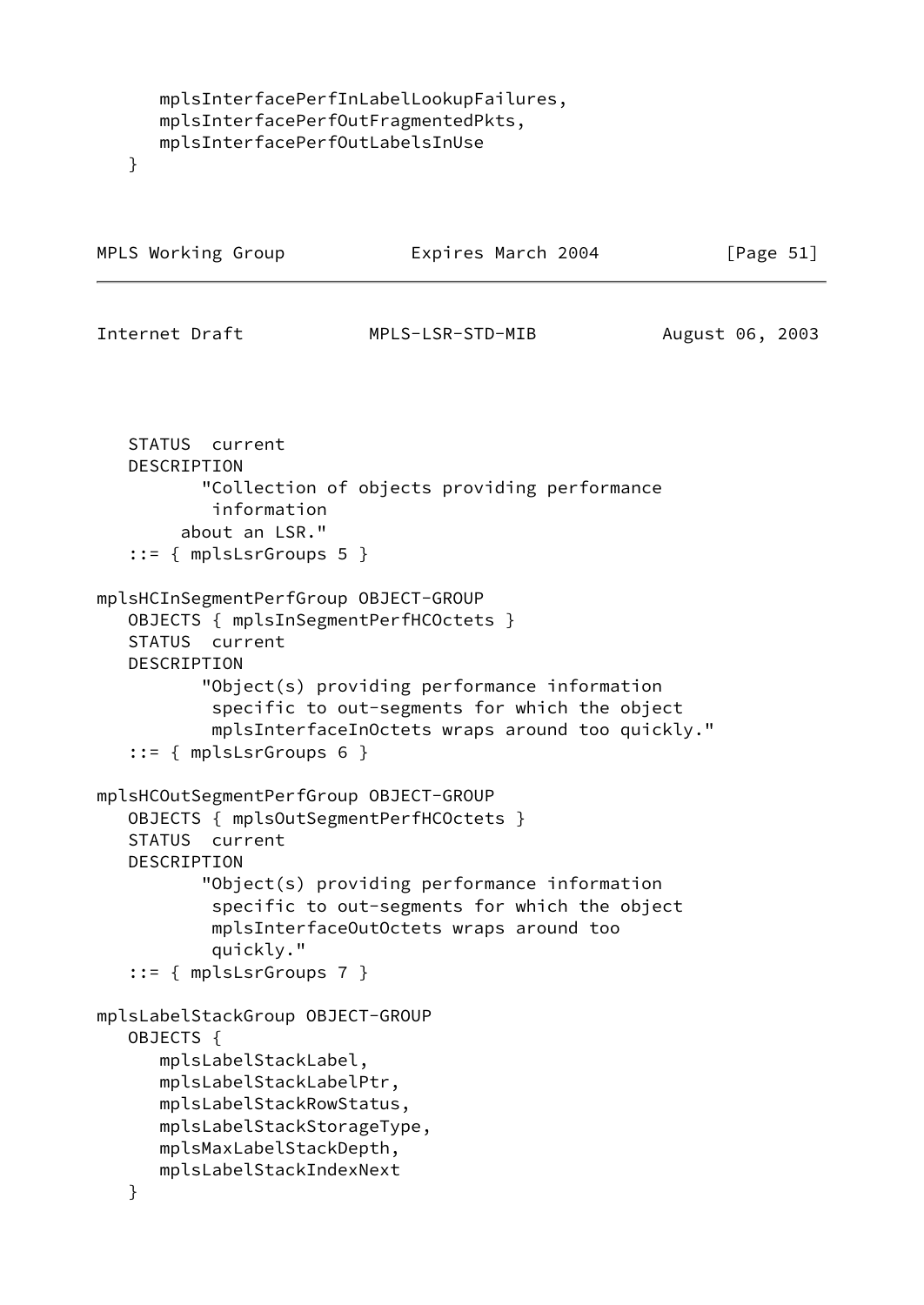```
      mplsInterfacePerfInLabelLookupFailures,
      mplsInterfacePerfOutFragmentedPkts,
      mplsInterfacePerfOutLabelsInUse
   }
```

```
   STATUS  current
   DESCRIPTION
          "Collection of objects providing performance
           information
        about an LSR."
   ::= { mplsLsrGroups 5 }

mplsHCInSegmentPerfGroup OBJECT-GROUP
   OBJECTS { mplsInSegmentPerfHCOctets }
   STATUS  current
   DESCRIPTION
          "Object(s) providing performance information
           specific to out-segments for which the object
           mplsInterfaceInOctets wraps around too quickly."
   ::= { mplsLsrGroups 6 }

mplsHCOutSegmentPerfGroup OBJECT-GROUP
   OBJECTS { mplsOutSegmentPerfHCOctets }
   STATUS  current
   DESCRIPTION
          "Object(s) providing performance information
           specific to out-segments for which the object
           mplsInterfaceOutOctets wraps around too
           quickly."
   ::= { mplsLsrGroups 7 }

mplsLabelStackGroup OBJECT-GROUP
   OBJECTS {
      mplsLabelStackLabel,
      mplsLabelStackLabelPtr,
      mplsLabelStackRowStatus,
      mplsLabelStackStorageType,
      mplsMaxLabelStackDepth,
      mplsLabelStackIndexNext
   }
```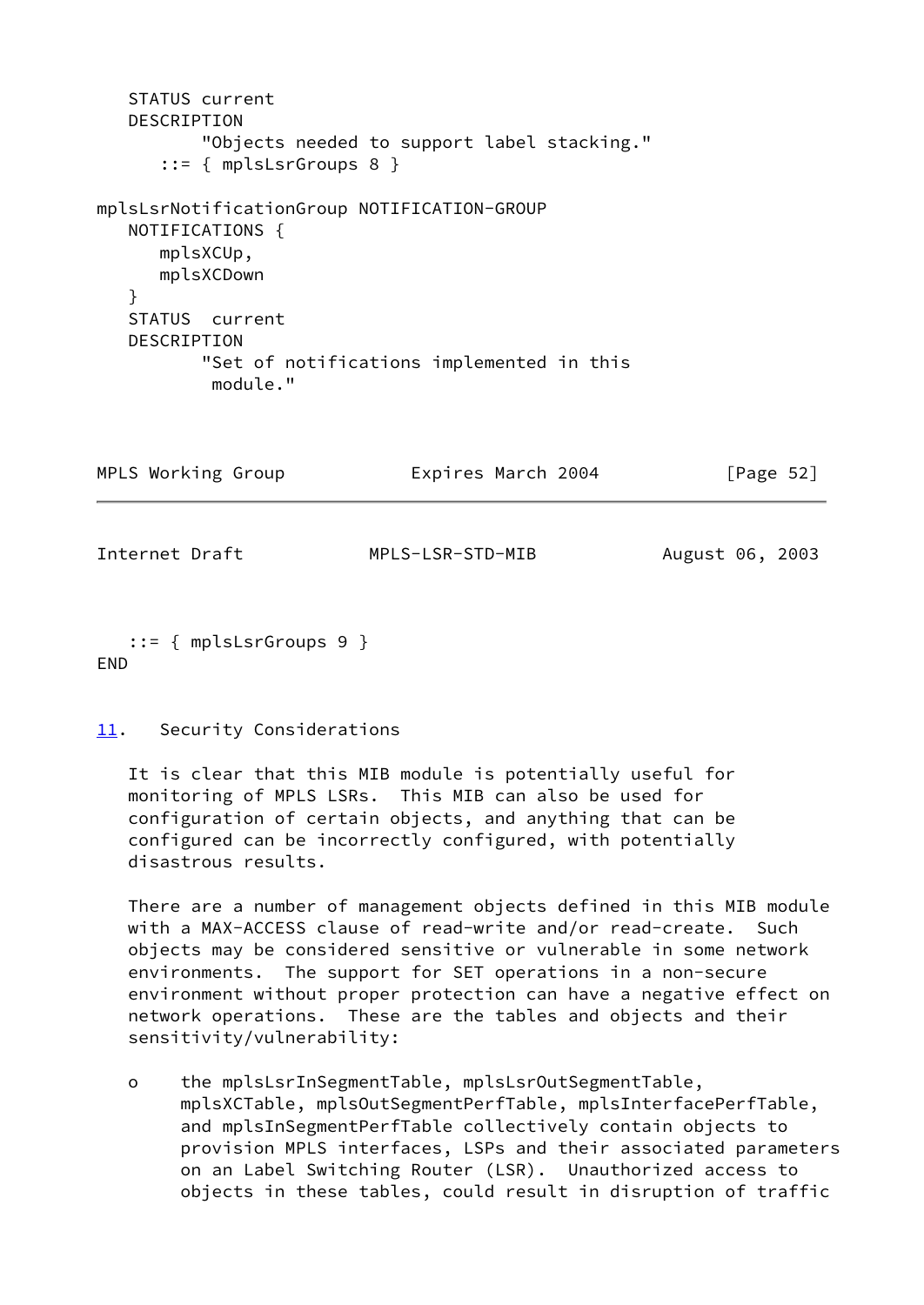```
   STATUS current
   DESCRIPTION
         "Objects needed to support label stacking."
      ::= { mplsLsrGroups 8 }

mplsLsrNotificationGroup NOTIFICATION-GROUP
   NOTIFICATIONS {
      mplsXCUp,
      mplsXCDown
   }
   STATUS  current
   DESCRIPTION
         "Set of notifications implemented in this
          module."
   ::= { mplsLsrGroups 9 }
END
```

## 11. Security Considerations

It is clear that this MIB module is potentially useful for monitoring of MPLS LSRs. This MIB can also be used for configuration of certain objects, and anything that can be configured can be incorrectly configured, with potentially disastrous results.

There are a number of management objects defined in this MIB module with a MAX-ACCESS clause of read-write and/or read-create. Such objects may be considered sensitive or vulnerable in some network environments. The support for SET operations in a non-secure environment without proper protection can have a negative effect on network operations. These are the tables and objects and their sensitivity/vulnerability:

- the mplsLsrInSegmentTable, mplsLsrOutSegmentTable, mplsXCTable, mplsOutSegmentPerfTable, mplsInterfacePerfTable, and mplsInSegmentPerfTable collectively contain objects to provision MPLS interfaces, LSPs and their associated parameters on an Label Switching Router (LSR). Unauthorized access to objects in these tables, could result in disruption of traffic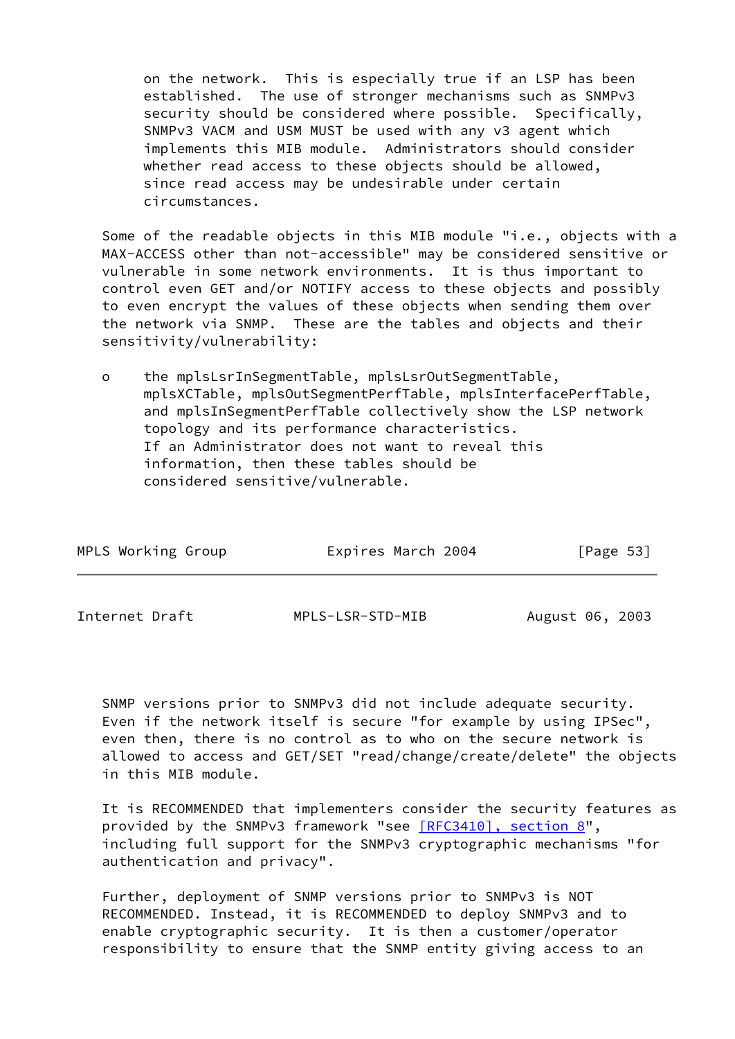on the network. This is especially true if an LSP has been established. The use of stronger mechanisms such as SNMPv3 security should be considered where possible. Specifically, SNMPv3 VACM and USM MUST be used with any v3 agent which implements this MIB module. Administrators should consider whether read access to these objects should be allowed, since read access may be undesirable under certain circumstances.

Some of the readable objects in this MIB module "i.e., objects with a MAX-ACCESS other than not-accessible" may be considered sensitive or vulnerable in some network environments. It is thus important to control even GET and/or NOTIFY access to these objects and possibly to even encrypt the values of these objects when sending them over the network via SNMP. These are the tables and objects and their sensitivity/vulnerability:

- the mplsLsrInSegmentTable, mplsLsrOutSegmentTable, mplsXCTable, mplsOutSegmentPerfTable, mplsInterfacePerfTable, and mplsInSegmentPerfTable collectively show the LSP network topology and its performance characteristics. If an Administrator does not want to reveal this information, then these tables should be considered sensitive/vulnerable.

SNMP versions prior to SNMPv3 did not include adequate security. Even if the network itself is secure "for example by using IPSec", even then, there is no control as to who on the secure network is allowed to access and GET/SET "read/change/create/delete" the objects in this MIB module.

It is RECOMMENDED that implementers consider the security features as provided by the SNMPv3 framework "see [RFC3410], section 8", including full support for the SNMPv3 cryptographic mechanisms "for authentication and privacy".

Further, deployment of SNMP versions prior to SNMPv3 is NOT RECOMMENDED. Instead, it is RECOMMENDED to deploy SNMPv3 and to enable cryptographic security. It is then a customer/operator responsibility to ensure that the SNMP entity giving access to an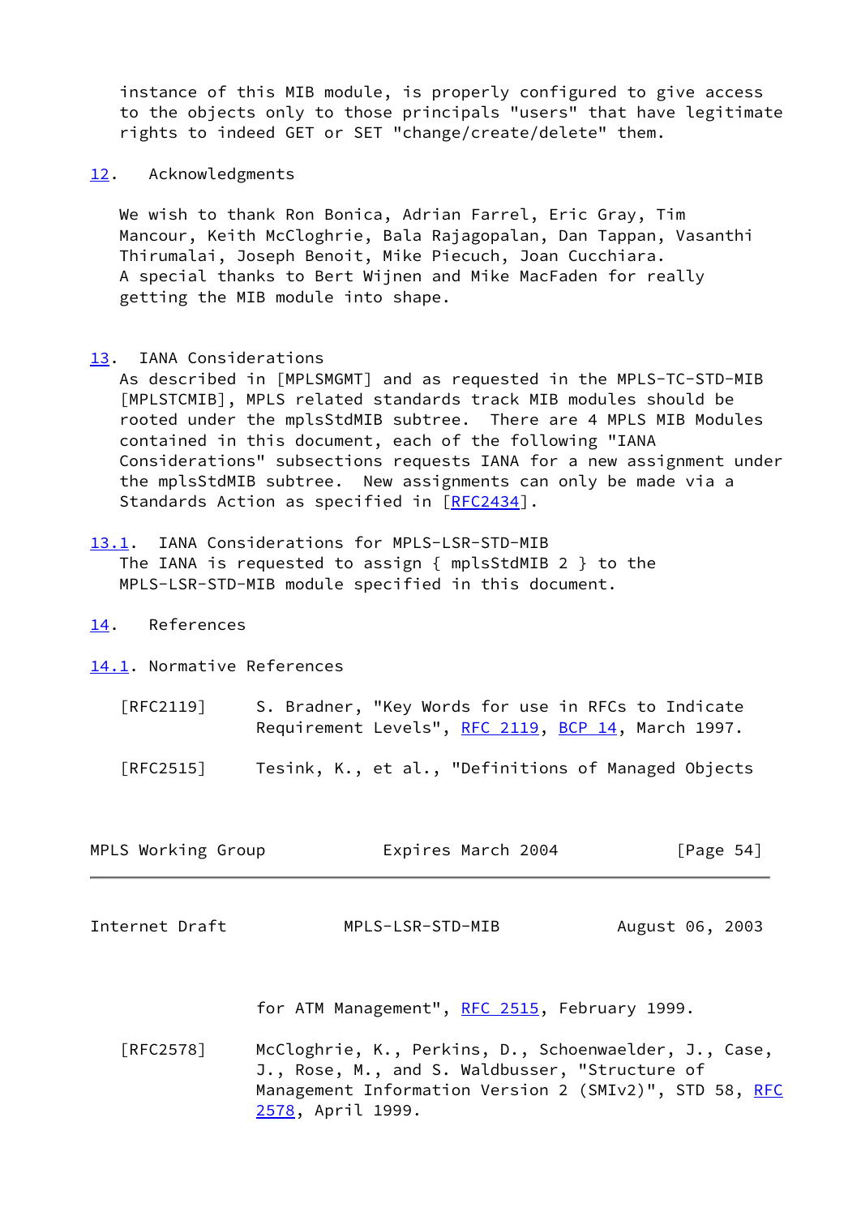instance of this MIB module, is properly configured to give access to the objects only to those principals "users" that have legitimate rights to indeed GET or SET "change/create/delete" them.

## 12. Acknowledgments

We wish to thank Ron Bonica, Adrian Farrel, Eric Gray, Tim Mancour, Keith McCloghrie, Bala Rajagopalan, Dan Tappan, Vasanthi Thirumalai, Joseph Benoit, Mike Piecuch, Joan Cucchiara. A special thanks to Bert Wijnen and Mike MacFaden for really getting the MIB module into shape.

## 13. IANA Considerations

As described in [MPLSMGMT] and as requested in the MPLS-TC-STD-MIB [MPLSTCMIB], MPLS related standards track MIB modules should be rooted under the mplsStdMIB subtree. There are 4 MPLS MIB Modules contained in this document, each of the following "IANA Considerations" subsections requests IANA for a new assignment under the mplsStdMIB subtree. New assignments can only be made via a Standards Action as specified in [RFC2434].

### 13.1. IANA Considerations for MPLS-LSR-STD-MIB

The IANA is requested to assign { mplsStdMIB 2 } to the MPLS-LSR-STD-MIB module specified in this document.

## 14. References

### 14.1. Normative References

[RFC2119] S. Bradner, "Key Words for use in RFCs to Indicate Requirement Levels", RFC 2119, BCP 14, March 1997.

[RFC2515] Tesink, K., et al., "Definitions of Managed Objects for ATM Management", RFC 2515, February 1999.

[RFC2578] McCloghrie, K., Perkins, D., Schoenwaelder, J., Case, J., Rose, M., and S. Waldbusser, "Structure of Management Information Version 2 (SMIv2)", STD 58, RFC 2578, April 1999.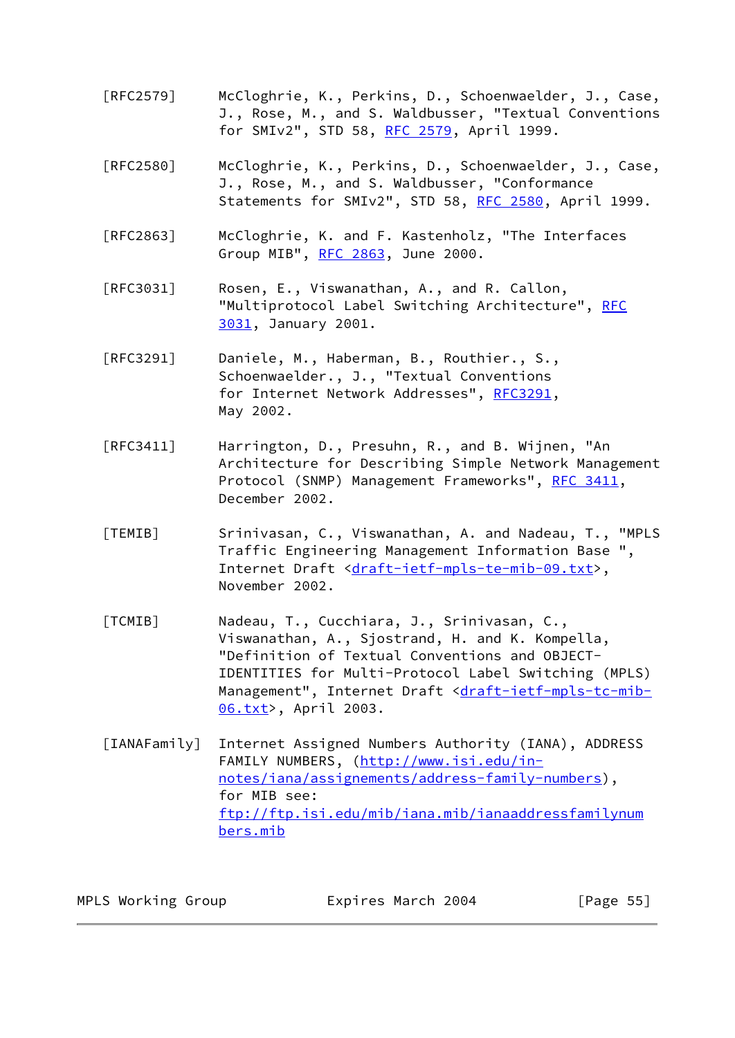[RFC2579] McCloghrie, K., Perkins, D., Schoenwaelder, J., Case, J., Rose, M., and S. Waldbusser, "Textual Conventions for SMIv2", STD 58, RFC 2579, April 1999.

[RFC2580] McCloghrie, K., Perkins, D., Schoenwaelder, J., Case, J., Rose, M., and S. Waldbusser, "Conformance Statements for SMIv2", STD 58, RFC 2580, April 1999.

[RFC2863] McCloghrie, K. and F. Kastenholz, "The Interfaces Group MIB", RFC 2863, June 2000.

[RFC3031] Rosen, E., Viswanathan, A., and R. Callon, "Multiprotocol Label Switching Architecture", RFC 3031, January 2001.

[RFC3291] Daniele, M., Haberman, B., Routhier., S., Schoenwaelder., J., "Textual Conventions for Internet Network Addresses", RFC3291, May 2002.

[RFC3411] Harrington, D., Presuhn, R., and B. Wijnen, "An Architecture for Describing Simple Network Management Protocol (SNMP) Management Frameworks", RFC 3411, December 2002.

[TEMIB] Srinivasan, C., Viswanathan, A. and Nadeau, T., "MPLS Traffic Engineering Management Information Base ", Internet Draft <draft-ietf-mpls-te-mib-09.txt>, November 2002.

[TCMIB] Nadeau, T., Cucchiara, J., Srinivasan, C., Viswanathan, A., Sjostrand, H. and K. Kompella, "Definition of Textual Conventions and OBJECT-IDENTITIES for Multi-Protocol Label Switching (MPLS) Management", Internet Draft <draft-ietf-mpls-tc-mib-06.txt>, April 2003.

[IANAFamily] Internet Assigned Numbers Authority (IANA), ADDRESS FAMILY NUMBERS, (http://www.isi.edu/in-notes/iana/assignements/address-family-numbers), for MIB see: ftp://ftp.isi.edu/mib/iana.mib/ianaaddressfamilynumbers.mib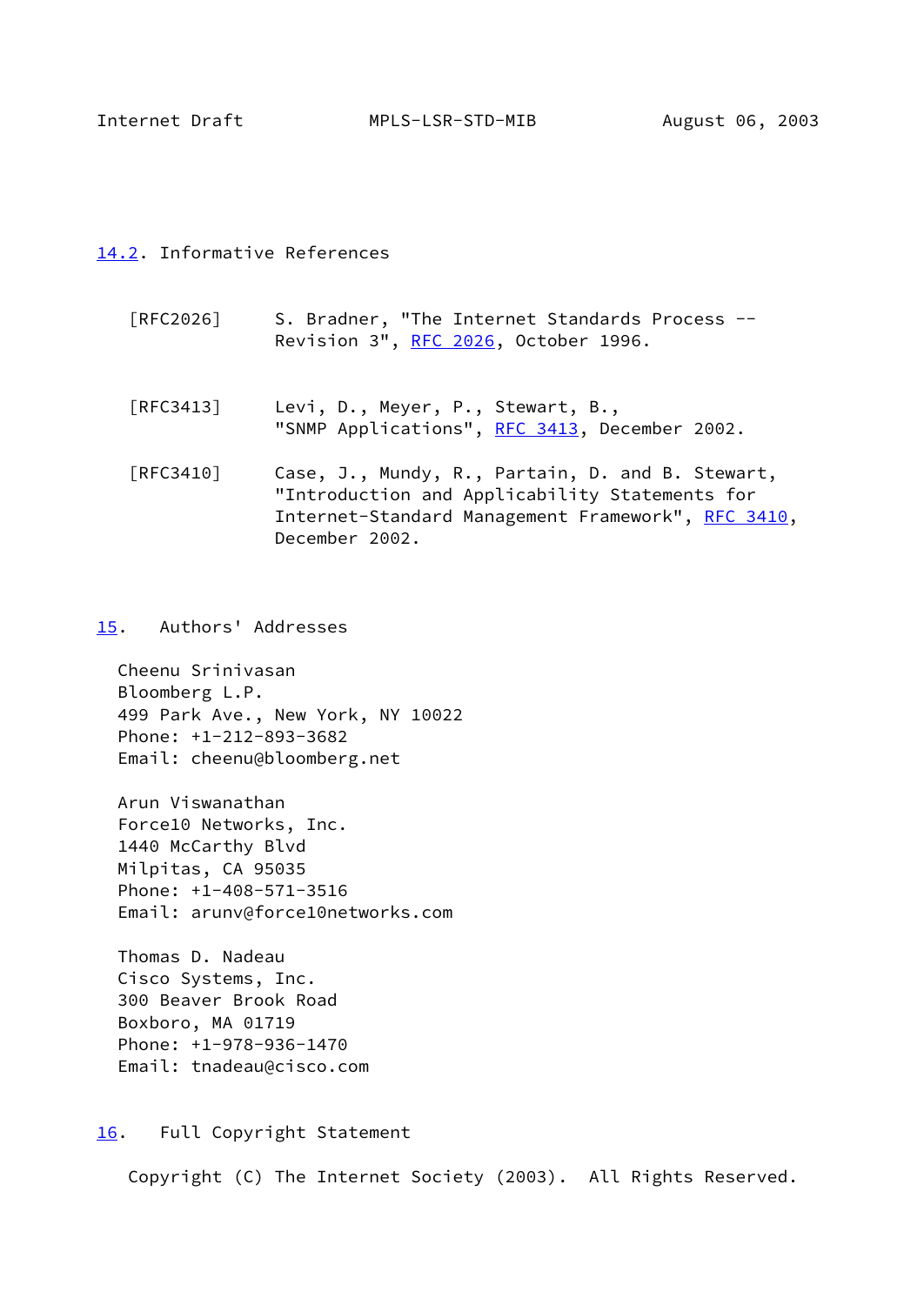### 14.2. Informative References

[RFC2026] S. Bradner, "The Internet Standards Process -- Revision 3", RFC 2026, October 1996.

[RFC3413] Levi, D., Meyer, P., Stewart, B., "SNMP Applications", RFC 3413, December 2002.

[RFC3410] Case, J., Mundy, R., Partain, D. and B. Stewart, "Introduction and Applicability Statements for Internet-Standard Management Framework", RFC 3410, December 2002.

## 15. Authors' Addresses

Cheenu Srinivasan
Bloomberg L.P.
499 Park Ave., New York, NY 10022
Phone: +1-212-893-3682
Email: cheenu@bloomberg.net

Arun Viswanathan
Force10 Networks, Inc.
1440 McCarthy Blvd
Milpitas, CA 95035
Phone: +1-408-571-3516
Email: arunv@force10networks.com

Thomas D. Nadeau
Cisco Systems, Inc.
300 Beaver Brook Road
Boxboro, MA 01719
Phone: +1-978-936-1470
Email: tnadeau@cisco.com

## 16. Full Copyright Statement

Copyright (C) The Internet Society (2003). All Rights Reserved.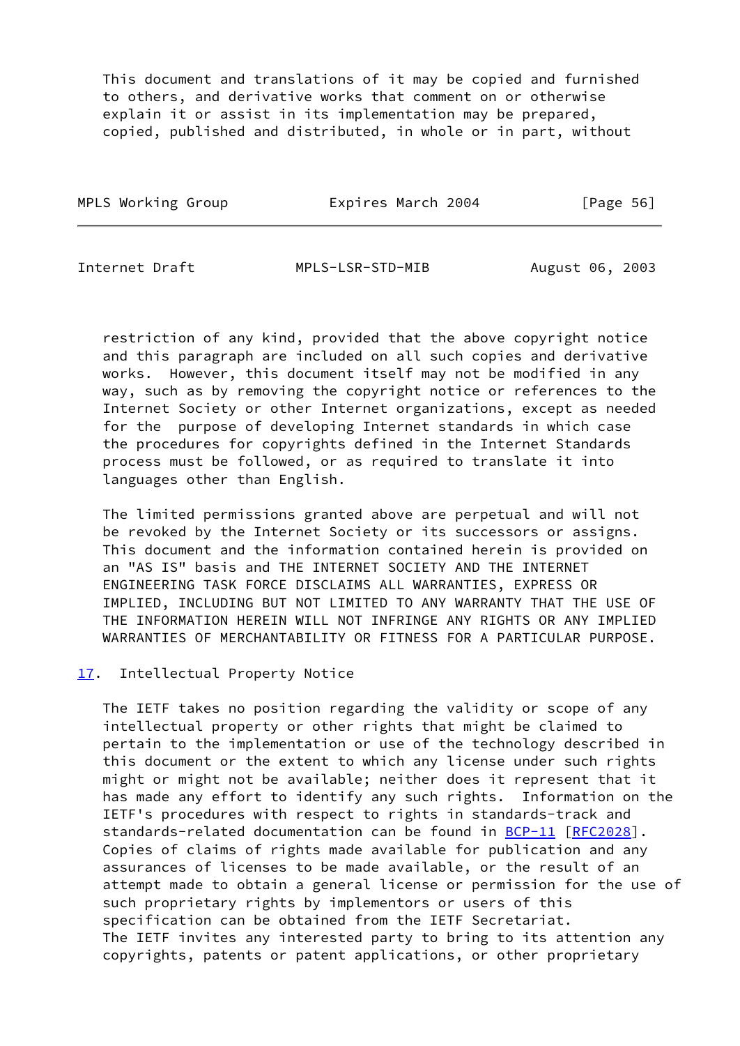This document and translations of it may be copied and furnished to others, and derivative works that comment on or otherwise explain it or assist in its implementation may be prepared, copied, published and distributed, in whole or in part, without restriction of any kind, provided that the above copyright notice and this paragraph are included on all such copies and derivative works. However, this document itself may not be modified in any way, such as by removing the copyright notice or references to the Internet Society or other Internet organizations, except as needed for the purpose of developing Internet standards in which case the procedures for copyrights defined in the Internet Standards process must be followed, or as required to translate it into languages other than English.

The limited permissions granted above are perpetual and will not be revoked by the Internet Society or its successors or assigns. This document and the information contained herein is provided on an "AS IS" basis and THE INTERNET SOCIETY AND THE INTERNET ENGINEERING TASK FORCE DISCLAIMS ALL WARRANTIES, EXPRESS OR IMPLIED, INCLUDING BUT NOT LIMITED TO ANY WARRANTY THAT THE USE OF THE INFORMATION HEREIN WILL NOT INFRINGE ANY RIGHTS OR ANY IMPLIED WARRANTIES OF MERCHANTABILITY OR FITNESS FOR A PARTICULAR PURPOSE.

## 17. Intellectual Property Notice

The IETF takes no position regarding the validity or scope of any intellectual property or other rights that might be claimed to pertain to the implementation or use of the technology described in this document or the extent to which any license under such rights might or might not be available; neither does it represent that it has made any effort to identify any such rights. Information on the IETF's procedures with respect to rights in standards-track and standards-related documentation can be found in BCP-11 [RFC2028]. Copies of claims of rights made available for publication and any assurances of licenses to be made available, or the result of an attempt made to obtain a general license or permission for the use of such proprietary rights by implementors or users of this specification can be obtained from the IETF Secretariat.
The IETF invites any interested party to bring to its attention any copyrights, patents or patent applications, or other proprietary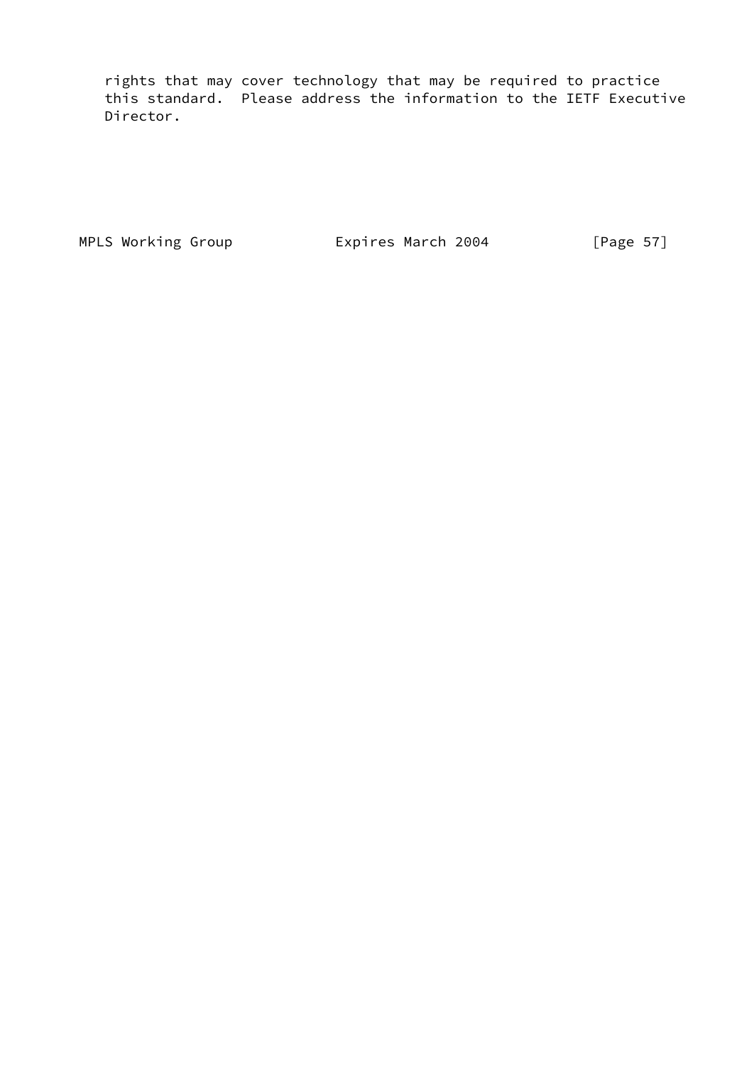rights that may cover technology that may be required to practice this standard. Please address the information to the IETF Executive Director.